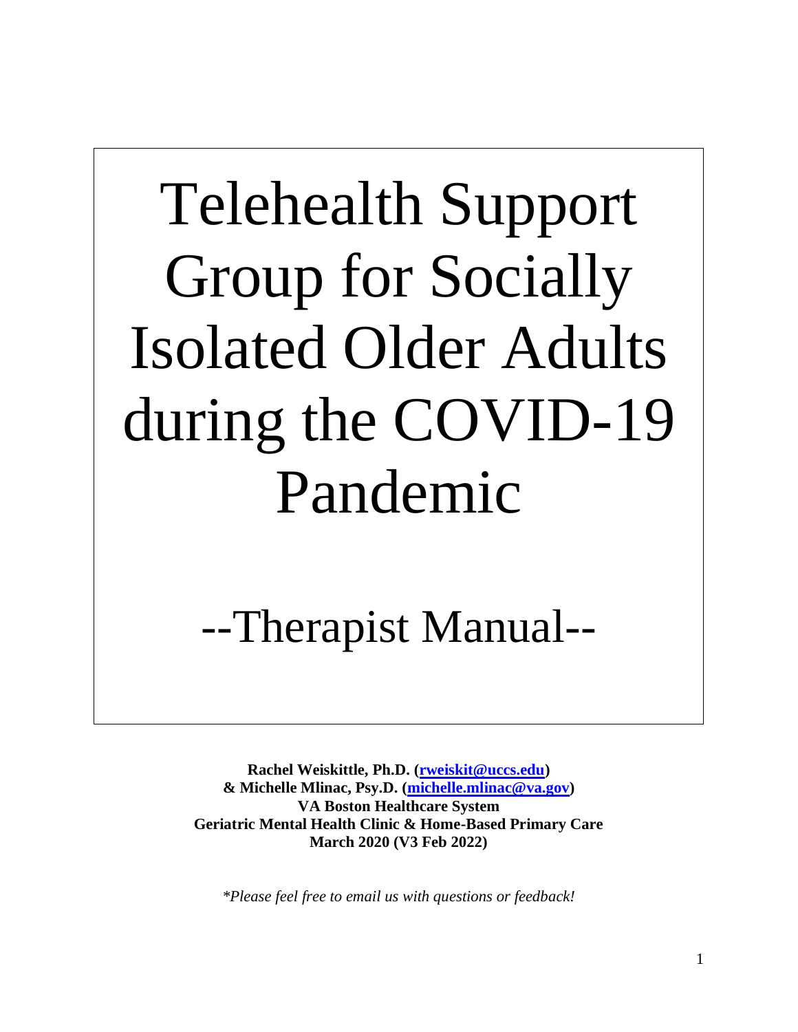# Telehealth Support Group for Socially Isolated Older Adults during the COVID-19 Pandemic

## --Therapist Manual--

**Rachel Weiskittle, Ph.D. (rweiskit@uccs.edu)**
**& Michelle Mlinac, Psy.D. (michelle.mlinac@va.gov)**
**VA Boston Healthcare System**
**Geriatric Mental Health Clinic & Home-Based Primary Care**
**March 2020 (V3 Feb 2022)**

*\*Please feel free to email us with questions or feedback!*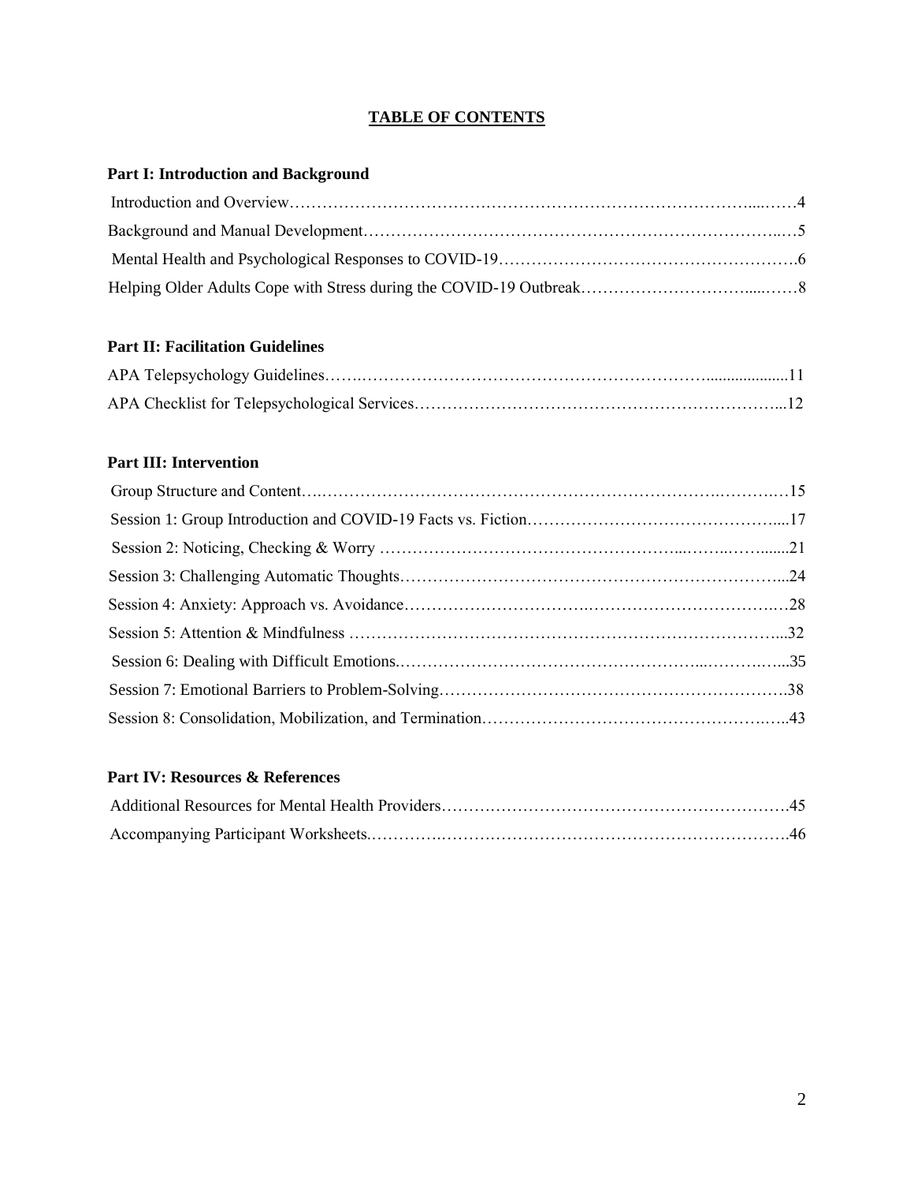# TABLE OF CONTENTS

**Part I: Introduction and Background**

Introduction and Overview……………………………………………………………………………....……4

Background and Manual Development…………………………………………………………………..…5

Mental Health and Psychological Responses to COVID-19……………………………………………….6

Helping Older Adults Cope with Stress during the COVID-19 Outbreak……………………………....……8

**Part II: Facilitation Guidelines**

APA Telepsychology Guidelines…….……………………………………………………….....................11

APA Checklist for Telepsychological Services…………………………………………………………...12

**Part III: Intervention**

Group Structure and Content…..…………………………………………………………….………….…15

Session 1: Group Introduction and COVID-19 Facts vs. Fiction………………………………………....17

Session 2: Noticing, Checking & Worry ………………………………………………..……..…......21

Session 3: Challenging Automatic Thoughts……………………………………………………………...24

Session 4: Anxiety: Approach vs. Avoidance…………………………….…………………………….…28

Session 5: Attention & Mindfulness ……………………………………………………………………...32

Session 6: Dealing with Difficult Emotions.……………………………………………...……….…...35

Session 7: Emotional Barriers to Problem-Solving……………………………………………………….38

Session 8: Consolidation, Mobilization, and Termination……………………………………………….…..43

**Part IV: Resources & References**

Additional Resources for Mental Health Providers……………………………………………………….45

Accompanying Participant Worksheets.………….………………………………………………………46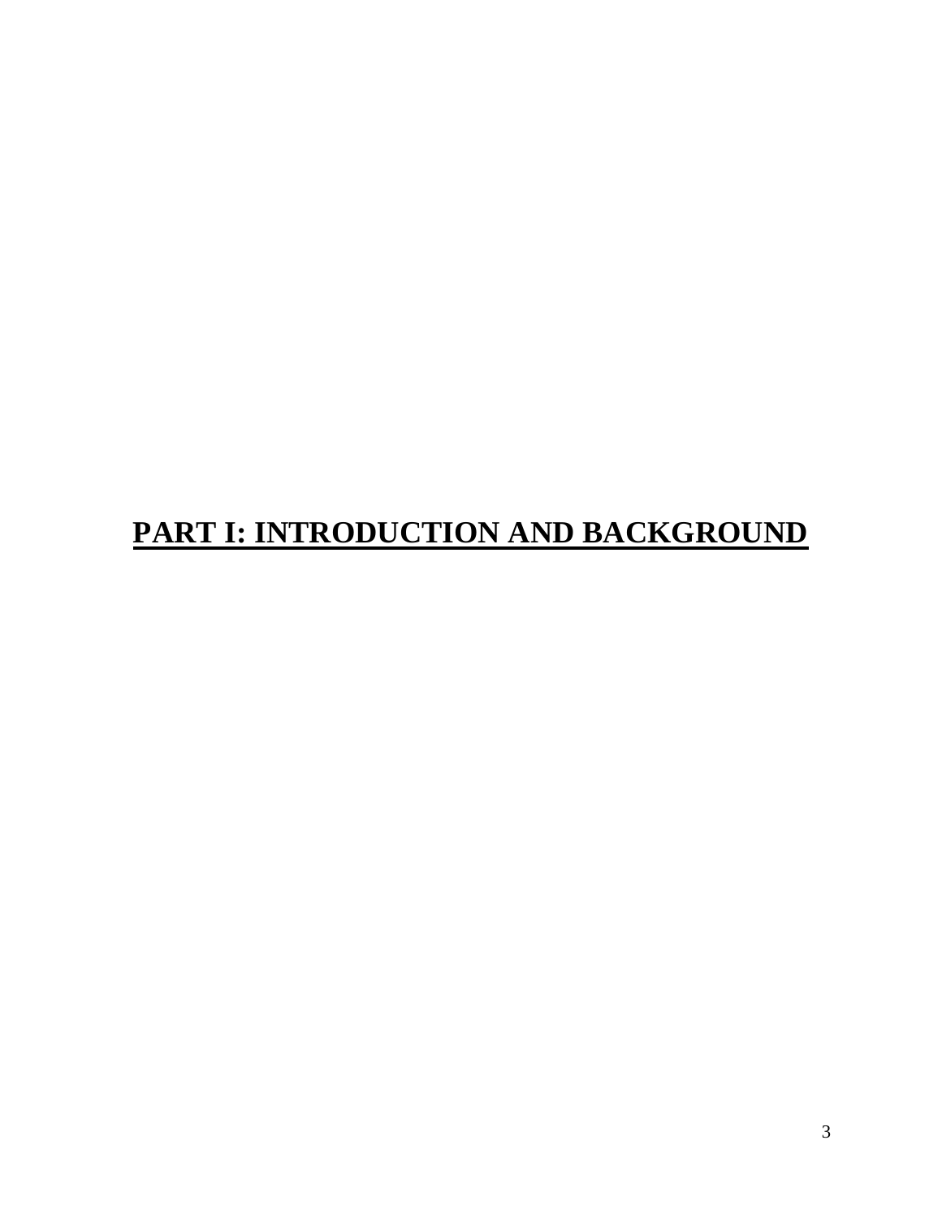# PART I: INTRODUCTION AND BACKGROUND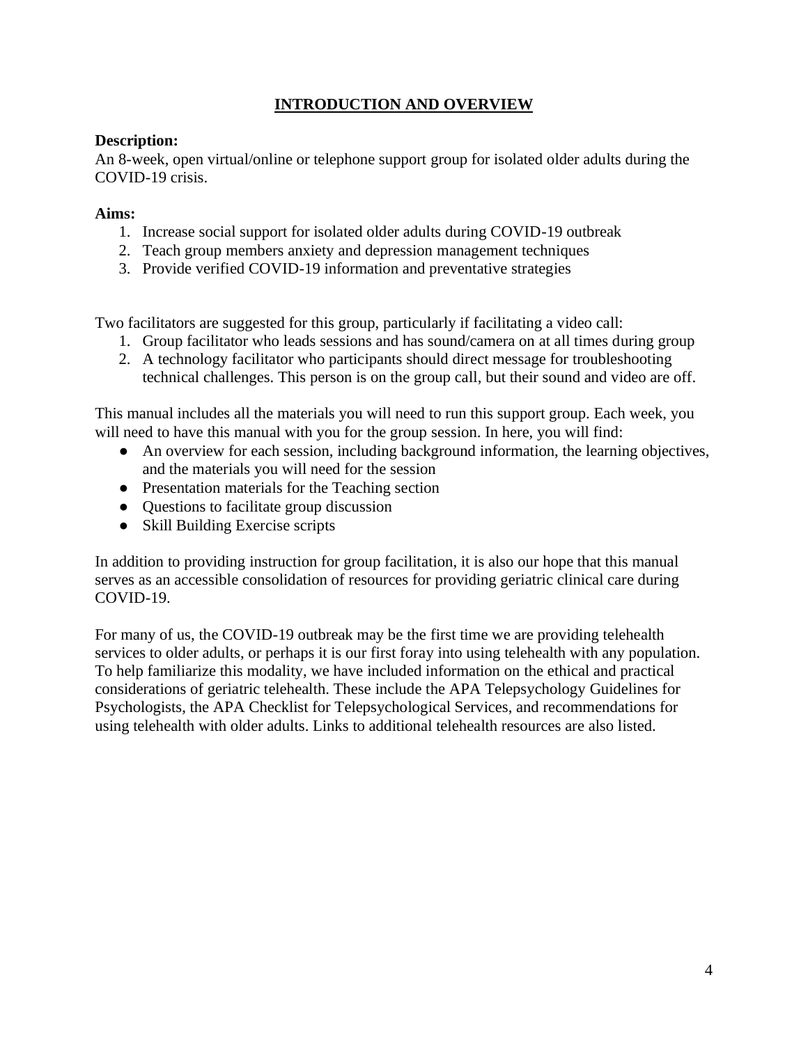## INTRODUCTION AND OVERVIEW

**Description:**
An 8-week, open virtual/online or telephone support group for isolated older adults during the COVID-19 crisis.

**Aims:**

1. Increase social support for isolated older adults during COVID-19 outbreak
2. Teach group members anxiety and depression management techniques
3. Provide verified COVID-19 information and preventative strategies

Two facilitators are suggested for this group, particularly if facilitating a video call:

1. Group facilitator who leads sessions and has sound/camera on at all times during group
2. A technology facilitator who participants should direct message for troubleshooting technical challenges. This person is on the group call, but their sound and video are off.

This manual includes all the materials you will need to run this support group. Each week, you will need to have this manual with you for the group session. In here, you will find:

- An overview for each session, including background information, the learning objectives, and the materials you will need for the session
- Presentation materials for the Teaching section
- Questions to facilitate group discussion
- Skill Building Exercise scripts

In addition to providing instruction for group facilitation, it is also our hope that this manual serves as an accessible consolidation of resources for providing geriatric clinical care during COVID-19.

For many of us, the COVID-19 outbreak may be the first time we are providing telehealth services to older adults, or perhaps it is our first foray into using telehealth with any population. To help familiarize this modality, we have included information on the ethical and practical considerations of geriatric telehealth. These include the APA Telepsychology Guidelines for Psychologists, the APA Checklist for Telepsychological Services, and recommendations for using telehealth with older adults. Links to additional telehealth resources are also listed.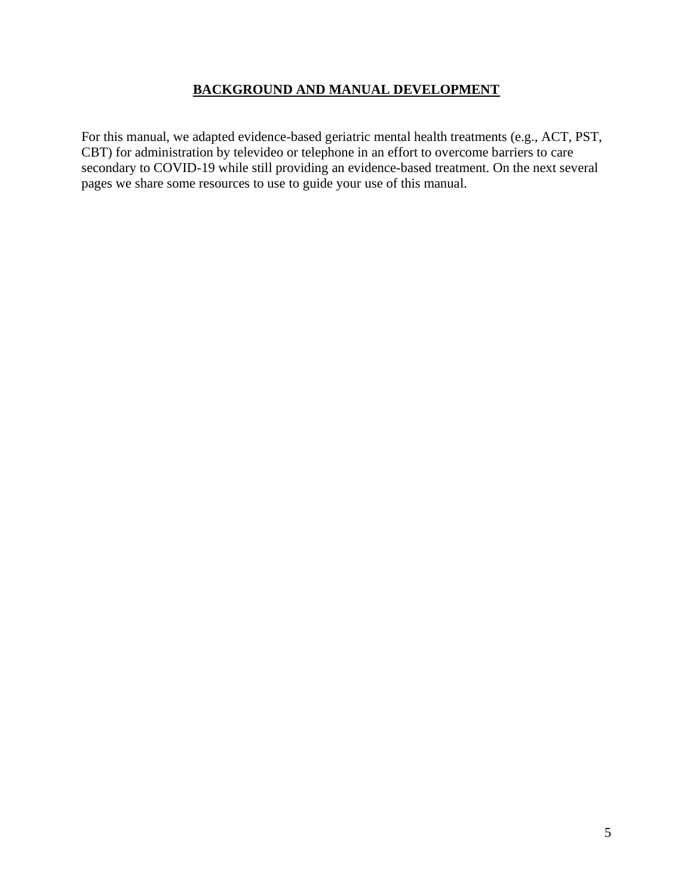## **BACKGROUND AND MANUAL DEVELOPMENT**

For this manual, we adapted evidence-based geriatric mental health treatments (e.g., ACT, PST, CBT) for administration by televideo or telephone in an effort to overcome barriers to care secondary to COVID-19 while still providing an evidence-based treatment. On the next several pages we share some resources to use to guide your use of this manual.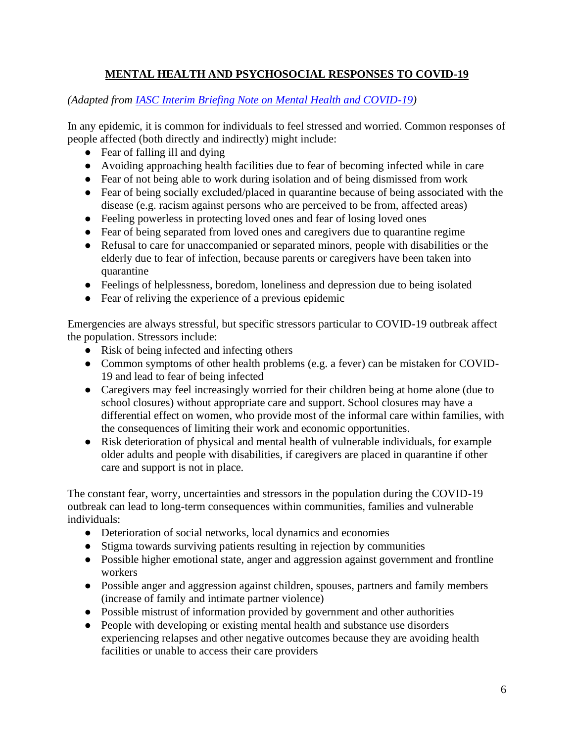## **MENTAL HEALTH AND PSYCHOSOCIAL RESPONSES TO COVID-19**

*(Adapted from [IASC Interim Briefing Note on Mental Health and COVID-19](IASC Interim Briefing Note on Mental Health and COVID-19))*

In any epidemic, it is common for individuals to feel stressed and worried. Common responses of people affected (both directly and indirectly) might include:

- Fear of falling ill and dying
- Avoiding approaching health facilities due to fear of becoming infected while in care
- Fear of not being able to work during isolation and of being dismissed from work
- Fear of being socially excluded/placed in quarantine because of being associated with the disease (e.g. racism against persons who are perceived to be from, affected areas)
- Feeling powerless in protecting loved ones and fear of losing loved ones
- Fear of being separated from loved ones and caregivers due to quarantine regime
- Refusal to care for unaccompanied or separated minors, people with disabilities or the elderly due to fear of infection, because parents or caregivers have been taken into quarantine
- Feelings of helplessness, boredom, loneliness and depression due to being isolated
- Fear of reliving the experience of a previous epidemic

Emergencies are always stressful, but specific stressors particular to COVID-19 outbreak affect the population. Stressors include:

- Risk of being infected and infecting others
- Common symptoms of other health problems (e.g. a fever) can be mistaken for COVID-19 and lead to fear of being infected
- Caregivers may feel increasingly worried for their children being at home alone (due to school closures) without appropriate care and support. School closures may have a differential effect on women, who provide most of the informal care within families, with the consequences of limiting their work and economic opportunities.
- Risk deterioration of physical and mental health of vulnerable individuals, for example older adults and people with disabilities, if caregivers are placed in quarantine if other care and support is not in place.

The constant fear, worry, uncertainties and stressors in the population during the COVID-19 outbreak can lead to long-term consequences within communities, families and vulnerable individuals:

- Deterioration of social networks, local dynamics and economies
- Stigma towards surviving patients resulting in rejection by communities
- Possible higher emotional state, anger and aggression against government and frontline workers
- Possible anger and aggression against children, spouses, partners and family members (increase of family and intimate partner violence)
- Possible mistrust of information provided by government and other authorities
- People with developing or existing mental health and substance use disorders experiencing relapses and other negative outcomes because they are avoiding health facilities or unable to access their care providers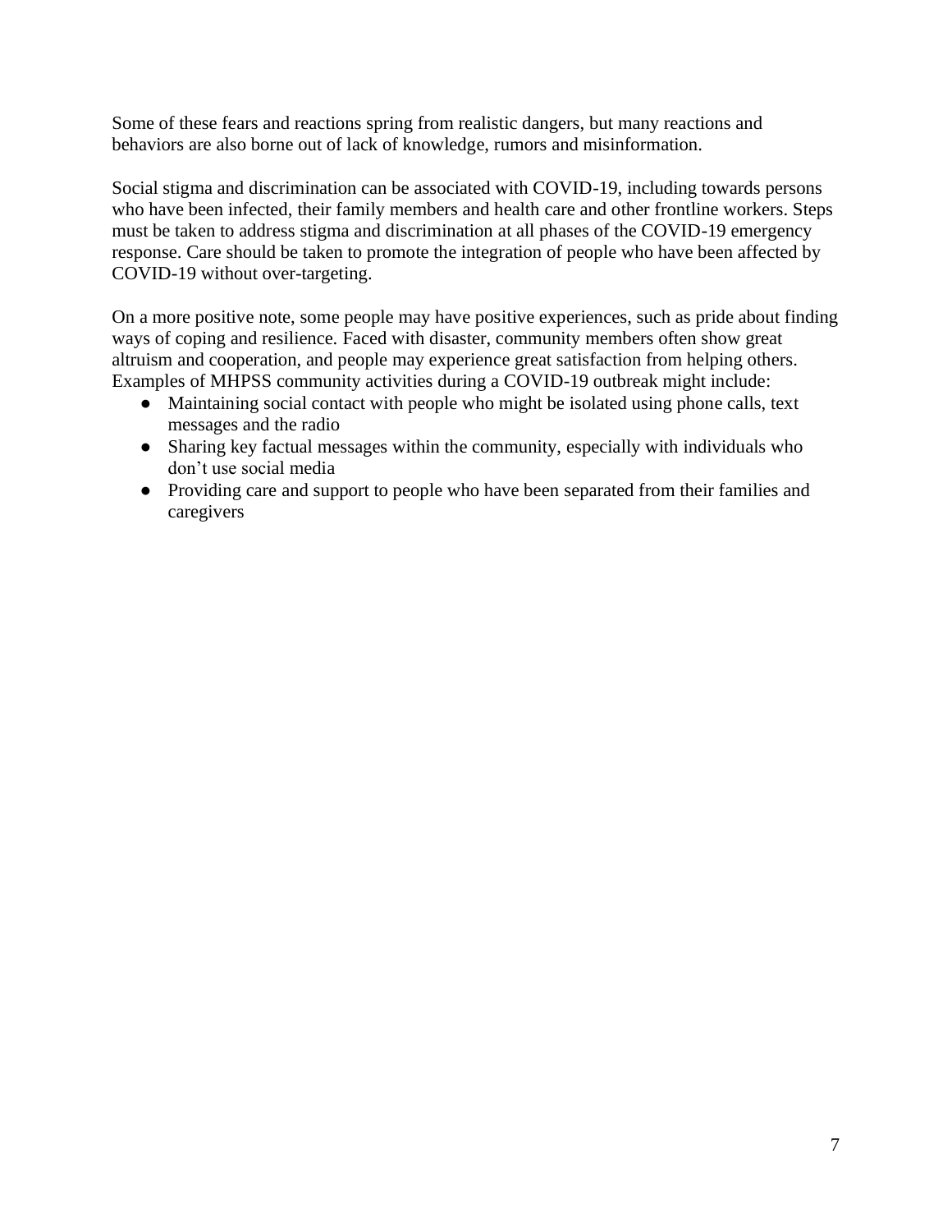Some of these fears and reactions spring from realistic dangers, but many reactions and behaviors are also borne out of lack of knowledge, rumors and misinformation.

Social stigma and discrimination can be associated with COVID-19, including towards persons who have been infected, their family members and health care and other frontline workers. Steps must be taken to address stigma and discrimination at all phases of the COVID-19 emergency response. Care should be taken to promote the integration of people who have been affected by COVID-19 without over-targeting.

On a more positive note, some people may have positive experiences, such as pride about finding ways of coping and resilience. Faced with disaster, community members often show great altruism and cooperation, and people may experience great satisfaction from helping others. Examples of MHPSS community activities during a COVID-19 outbreak might include:

- Maintaining social contact with people who might be isolated using phone calls, text messages and the radio
- Sharing key factual messages within the community, especially with individuals who don't use social media
- Providing care and support to people who have been separated from their families and caregivers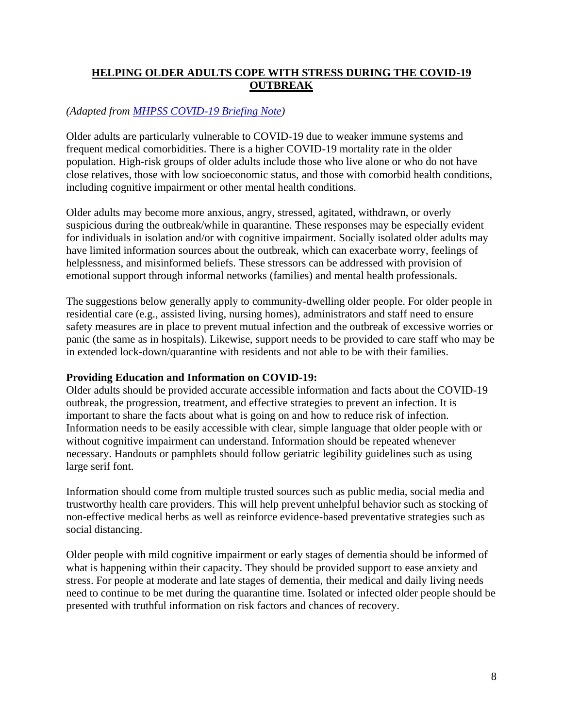# HELPING OLDER ADULTS COPE WITH STRESS DURING THE COVID-19 OUTBREAK

*(Adapted from [MHPSS COVID-19 Briefing Note](MHPSS COVID-19 Briefing Note))*

Older adults are particularly vulnerable to COVID-19 due to weaker immune systems and frequent medical comorbidities. There is a higher COVID-19 mortality rate in the older population. High-risk groups of older adults include those who live alone or who do not have close relatives, those with low socioeconomic status, and those with comorbid health conditions, including cognitive impairment or other mental health conditions.

Older adults may become more anxious, angry, stressed, agitated, withdrawn, or overly suspicious during the outbreak/while in quarantine. These responses may be especially evident for individuals in isolation and/or with cognitive impairment. Socially isolated older adults may have limited information sources about the outbreak, which can exacerbate worry, feelings of helplessness, and misinformed beliefs. These stressors can be addressed with provision of emotional support through informal networks (families) and mental health professionals.

The suggestions below generally apply to community-dwelling older people. For older people in residential care (e.g., assisted living, nursing homes), administrators and staff need to ensure safety measures are in place to prevent mutual infection and the outbreak of excessive worries or panic (the same as in hospitals). Likewise, support needs to be provided to care staff who may be in extended lock-down/quarantine with residents and not able to be with their families.

**Providing Education and Information on COVID-19:**

Older adults should be provided accurate accessible information and facts about the COVID-19 outbreak, the progression, treatment, and effective strategies to prevent an infection. It is important to share the facts about what is going on and how to reduce risk of infection. Information needs to be easily accessible with clear, simple language that older people with or without cognitive impairment can understand. Information should be repeated whenever necessary. Handouts or pamphlets should follow geriatric legibility guidelines such as using large serif font.

Information should come from multiple trusted sources such as public media, social media and trustworthy health care providers. This will help prevent unhelpful behavior such as stocking of non-effective medical herbs as well as reinforce evidence-based preventative strategies such as social distancing.

Older people with mild cognitive impairment or early stages of dementia should be informed of what is happening within their capacity. They should be provided support to ease anxiety and stress. For people at moderate and late stages of dementia, their medical and daily living needs need to continue to be met during the quarantine time. Isolated or infected older people should be presented with truthful information on risk factors and chances of recovery.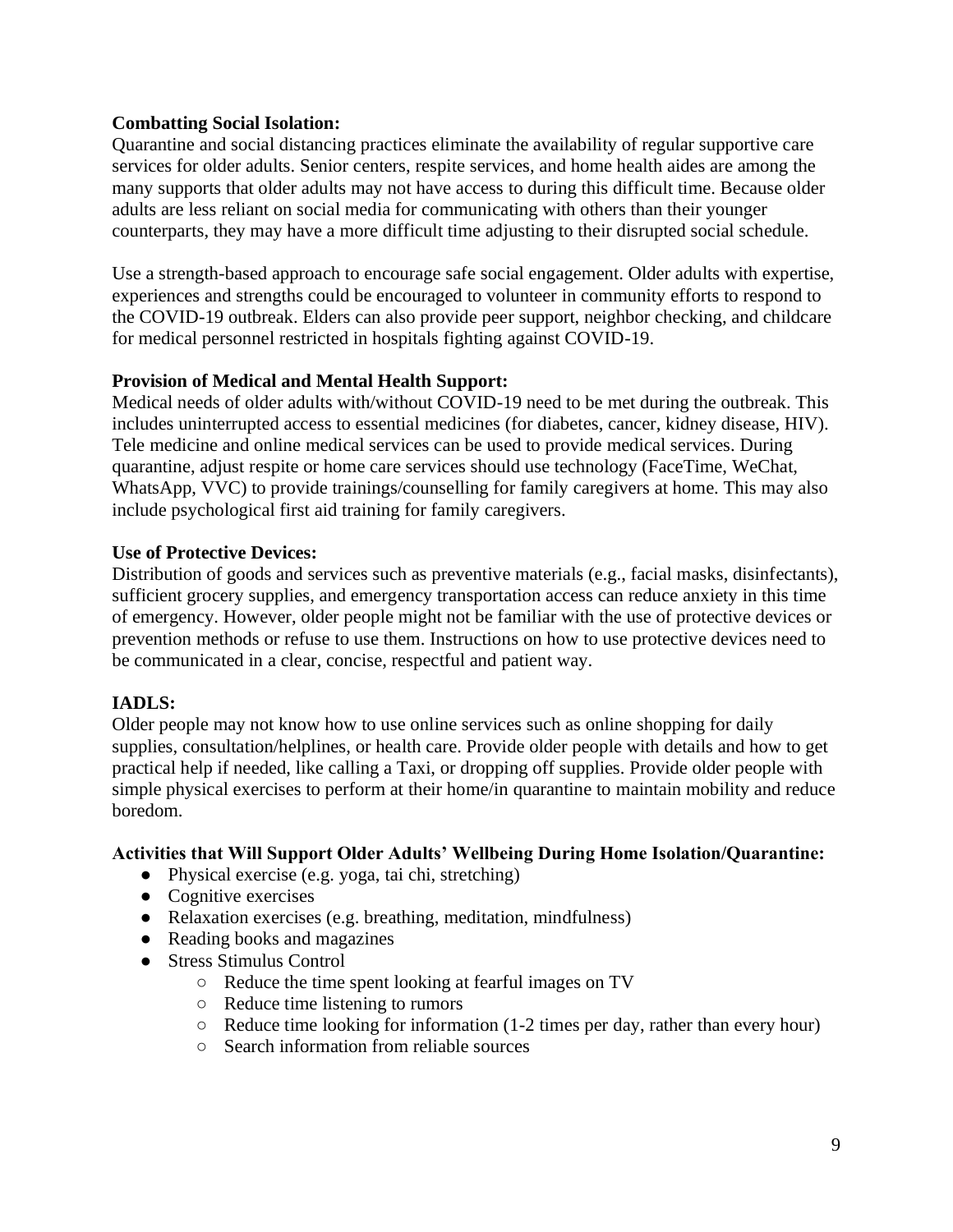**Combatting Social Isolation:**

Quarantine and social distancing practices eliminate the availability of regular supportive care services for older adults. Senior centers, respite services, and home health aides are among the many supports that older adults may not have access to during this difficult time. Because older adults are less reliant on social media for communicating with others than their younger counterparts, they may have a more difficult time adjusting to their disrupted social schedule.

Use a strength-based approach to encourage safe social engagement. Older adults with expertise, experiences and strengths could be encouraged to volunteer in community efforts to respond to the COVID-19 outbreak. Elders can also provide peer support, neighbor checking, and childcare for medical personnel restricted in hospitals fighting against COVID-19.

**Provision of Medical and Mental Health Support:**

Medical needs of older adults with/without COVID-19 need to be met during the outbreak. This includes uninterrupted access to essential medicines (for diabetes, cancer, kidney disease, HIV). Tele medicine and online medical services can be used to provide medical services. During quarantine, adjust respite or home care services should use technology (FaceTime, WeChat, WhatsApp, VVC) to provide trainings/counselling for family caregivers at home. This may also include psychological first aid training for family caregivers.

**Use of Protective Devices:**

Distribution of goods and services such as preventive materials (e.g., facial masks, disinfectants), sufficient grocery supplies, and emergency transportation access can reduce anxiety in this time of emergency. However, older people might not be familiar with the use of protective devices or prevention methods or refuse to use them. Instructions on how to use protective devices need to be communicated in a clear, concise, respectful and patient way.

**IADLS:**

Older people may not know how to use online services such as online shopping for daily supplies, consultation/helplines, or health care. Provide older people with details and how to get practical help if needed, like calling a Taxi, or dropping off supplies. Provide older people with simple physical exercises to perform at their home/in quarantine to maintain mobility and reduce boredom.

**Activities that Will Support Older Adults' Wellbeing During Home Isolation/Quarantine:**

- Physical exercise (e.g. yoga, tai chi, stretching)
- Cognitive exercises
- Relaxation exercises (e.g. breathing, meditation, mindfulness)
- Reading books and magazines
- Stress Stimulus Control
  - Reduce the time spent looking at fearful images on TV
  - Reduce time listening to rumors
  - Reduce time looking for information (1-2 times per day, rather than every hour)
  - Search information from reliable sources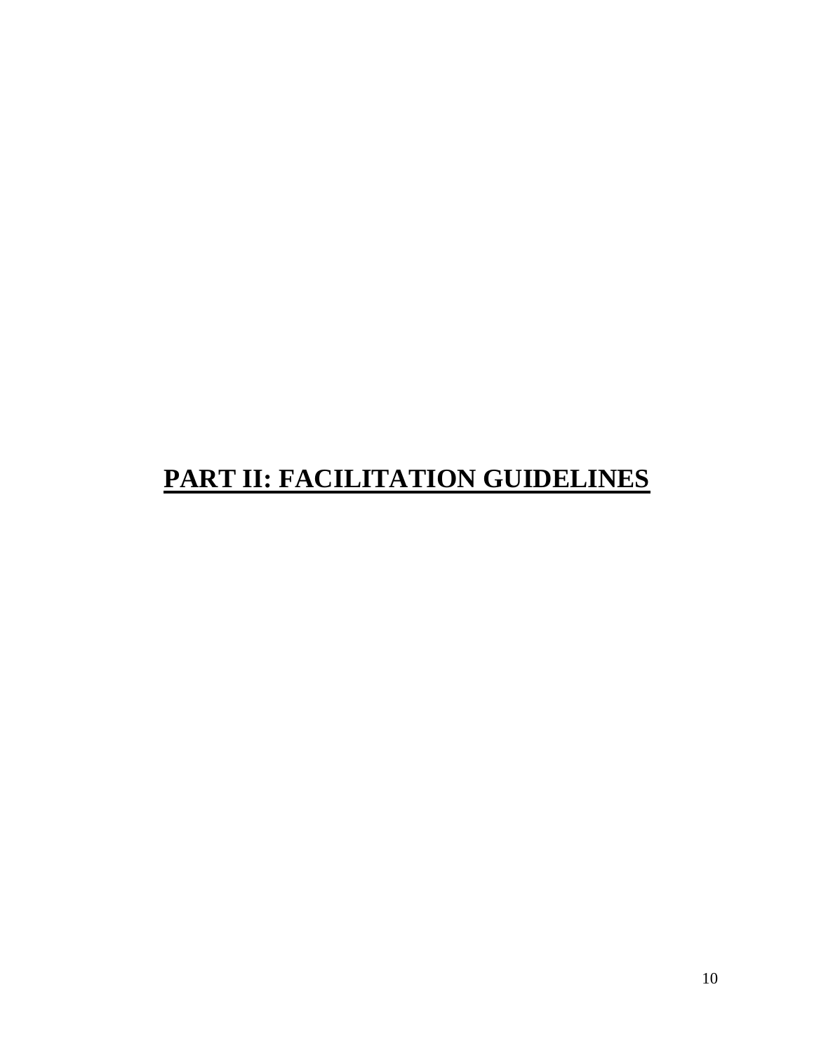# PART II: FACILITATION GUIDELINES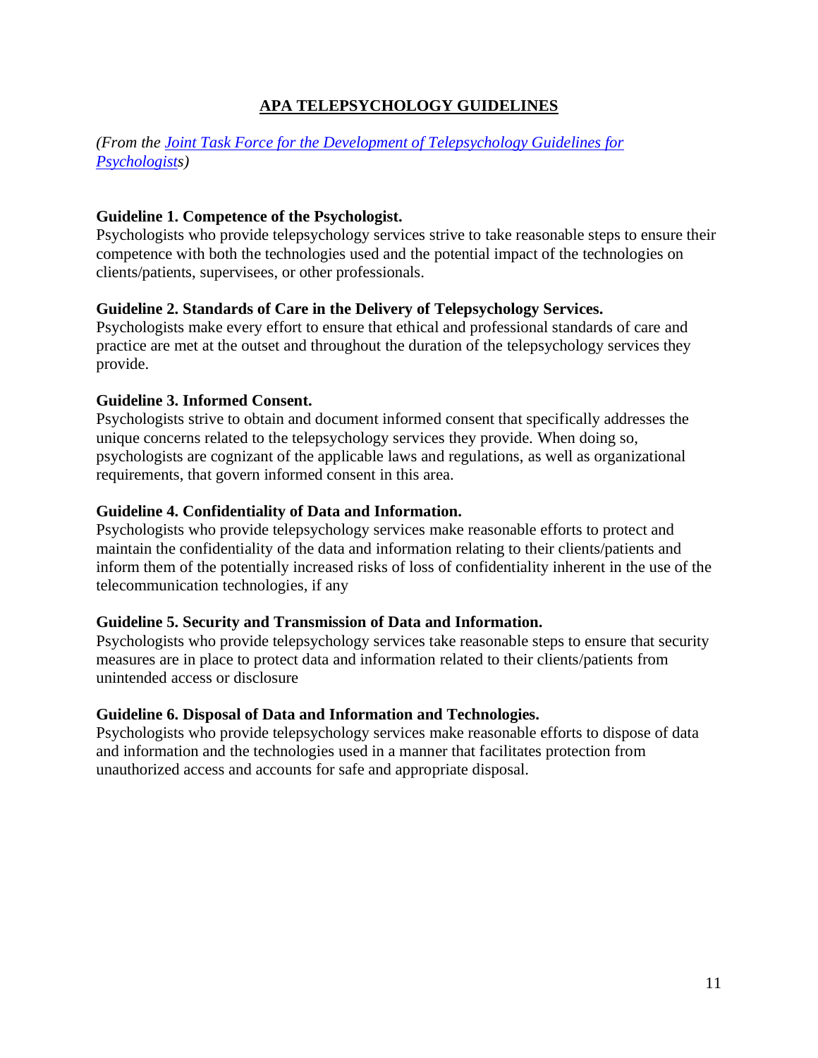## APA TELEPSYCHOLOGY GUIDELINES

*(From the Joint Task Force for the Development of Telepsychology Guidelines for Psychologists)*

**Guideline 1. Competence of the Psychologist.**
Psychologists who provide telepsychology services strive to take reasonable steps to ensure their competence with both the technologies used and the potential impact of the technologies on clients/patients, supervisees, or other professionals.

**Guideline 2. Standards of Care in the Delivery of Telepsychology Services.**
Psychologists make every effort to ensure that ethical and professional standards of care and practice are met at the outset and throughout the duration of the telepsychology services they provide.

**Guideline 3. Informed Consent.**
Psychologists strive to obtain and document informed consent that specifically addresses the unique concerns related to the telepsychology services they provide. When doing so, psychologists are cognizant of the applicable laws and regulations, as well as organizational requirements, that govern informed consent in this area.

**Guideline 4. Confidentiality of Data and Information.**
Psychologists who provide telepsychology services make reasonable efforts to protect and maintain the confidentiality of the data and information relating to their clients/patients and inform them of the potentially increased risks of loss of confidentiality inherent in the use of the telecommunication technologies, if any

**Guideline 5. Security and Transmission of Data and Information.**
Psychologists who provide telepsychology services take reasonable steps to ensure that security measures are in place to protect data and information related to their clients/patients from unintended access or disclosure

**Guideline 6. Disposal of Data and Information and Technologies.**
Psychologists who provide telepsychology services make reasonable efforts to dispose of data and information and the technologies used in a manner that facilitates protection from unauthorized access and accounts for safe and appropriate disposal.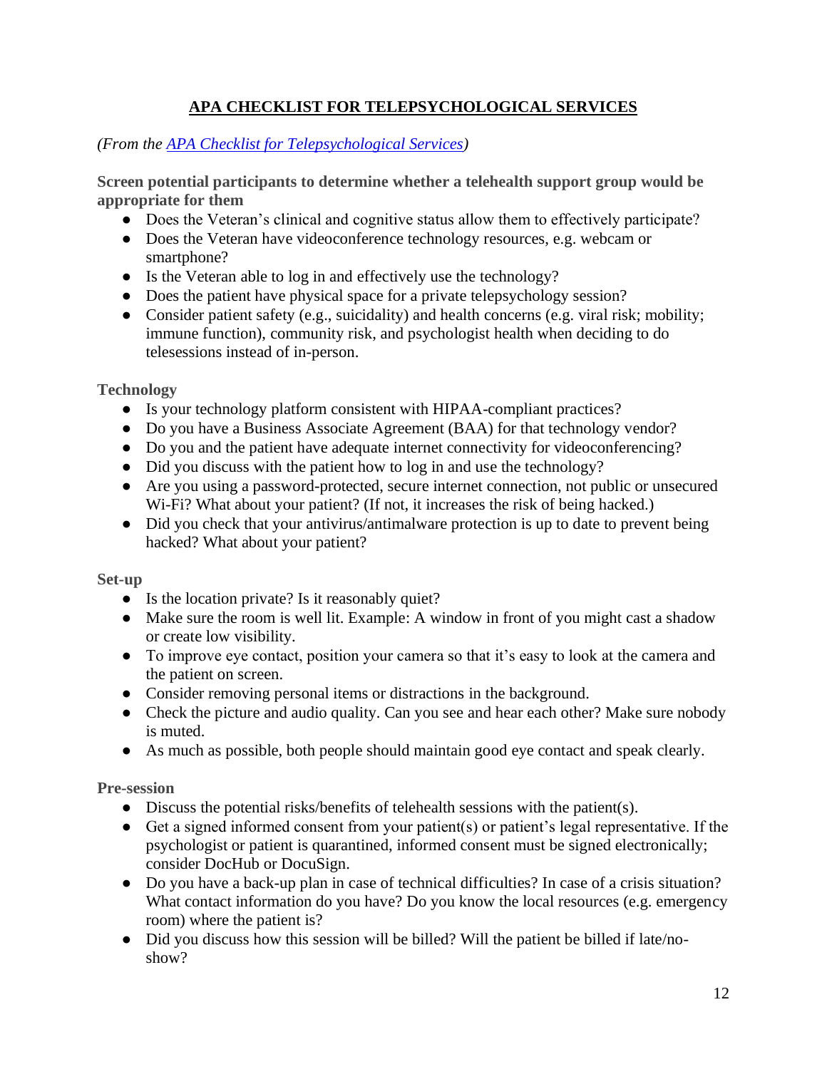## APA CHECKLIST FOR TELEPSYCHOLOGICAL SERVICES

*(From the [APA Checklist for Telepsychological Services](APA Checklist for Telepsychological Services))*

**Screen potential participants to determine whether a telehealth support group would be appropriate for them**

- Does the Veteran's clinical and cognitive status allow them to effectively participate?
- Does the Veteran have videoconference technology resources, e.g. webcam or smartphone?
- Is the Veteran able to log in and effectively use the technology?
- Does the patient have physical space for a private telepsychology session?
- Consider patient safety (e.g., suicidality) and health concerns (e.g. viral risk; mobility; immune function), community risk, and psychologist health when deciding to do telesessions instead of in-person.

**Technology**

- Is your technology platform consistent with HIPAA-compliant practices?
- Do you have a Business Associate Agreement (BAA) for that technology vendor?
- Do you and the patient have adequate internet connectivity for videoconferencing?
- Did you discuss with the patient how to log in and use the technology?
- Are you using a password-protected, secure internet connection, not public or unsecured Wi-Fi? What about your patient? (If not, it increases the risk of being hacked.)
- Did you check that your antivirus/antimalware protection is up to date to prevent being hacked? What about your patient?

**Set-up**

- Is the location private? Is it reasonably quiet?
- Make sure the room is well lit. Example: A window in front of you might cast a shadow or create low visibility.
- To improve eye contact, position your camera so that it's easy to look at the camera and the patient on screen.
- Consider removing personal items or distractions in the background.
- Check the picture and audio quality. Can you see and hear each other? Make sure nobody is muted.
- As much as possible, both people should maintain good eye contact and speak clearly.

**Pre-session**

- Discuss the potential risks/benefits of telehealth sessions with the patient(s).
- Get a signed informed consent from your patient(s) or patient's legal representative. If the psychologist or patient is quarantined, informed consent must be signed electronically; consider DocHub or DocuSign.
- Do you have a back-up plan in case of technical difficulties? In case of a crisis situation? What contact information do you have? Do you know the local resources (e.g. emergency room) where the patient is?
- Did you discuss how this session will be billed? Will the patient be billed if late/no-show?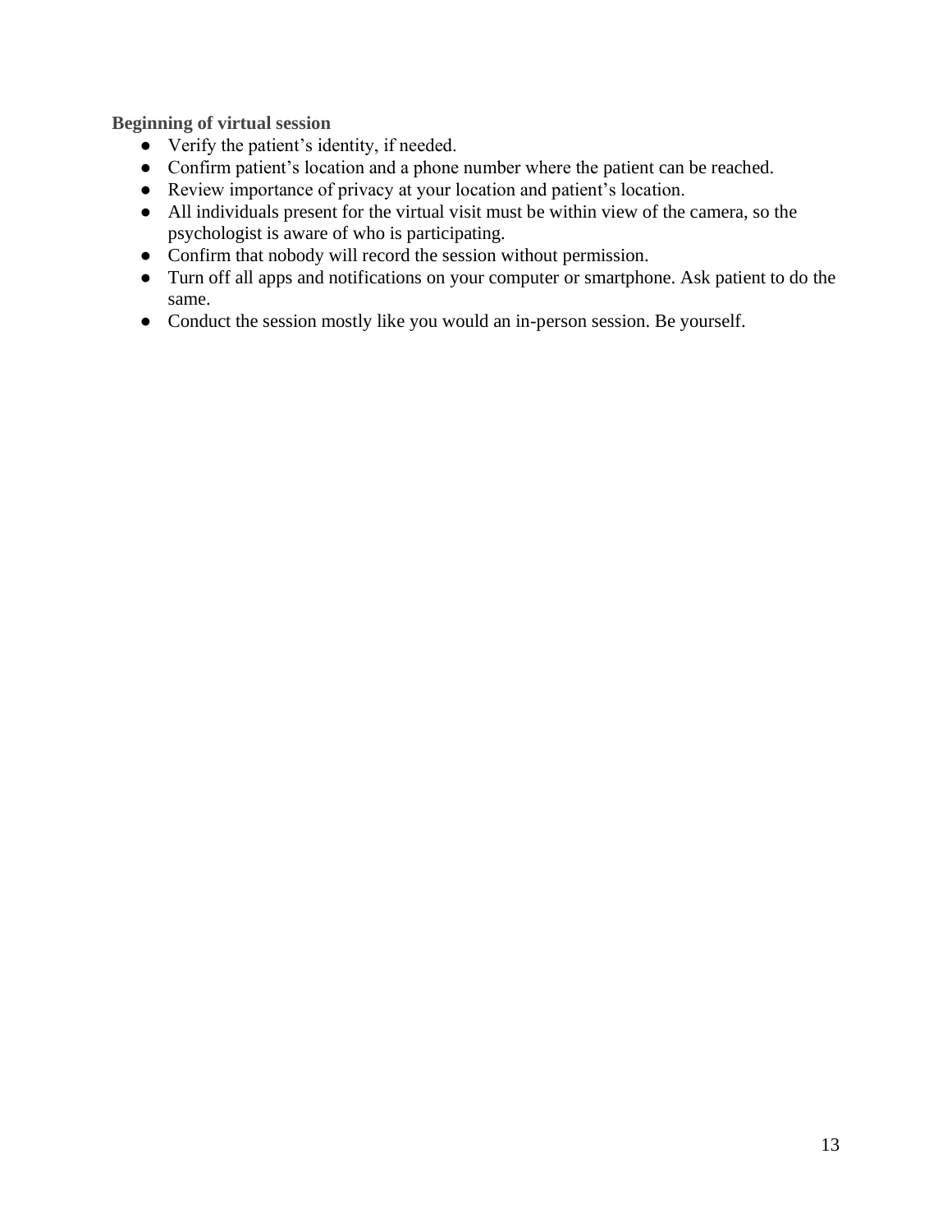**Beginning of virtual session**

- Verify the patient's identity, if needed.
- Confirm patient's location and a phone number where the patient can be reached.
- Review importance of privacy at your location and patient's location.
- All individuals present for the virtual visit must be within view of the camera, so the psychologist is aware of who is participating.
- Confirm that nobody will record the session without permission.
- Turn off all apps and notifications on your computer or smartphone. Ask patient to do the same.
- Conduct the session mostly like you would an in-person session. Be yourself.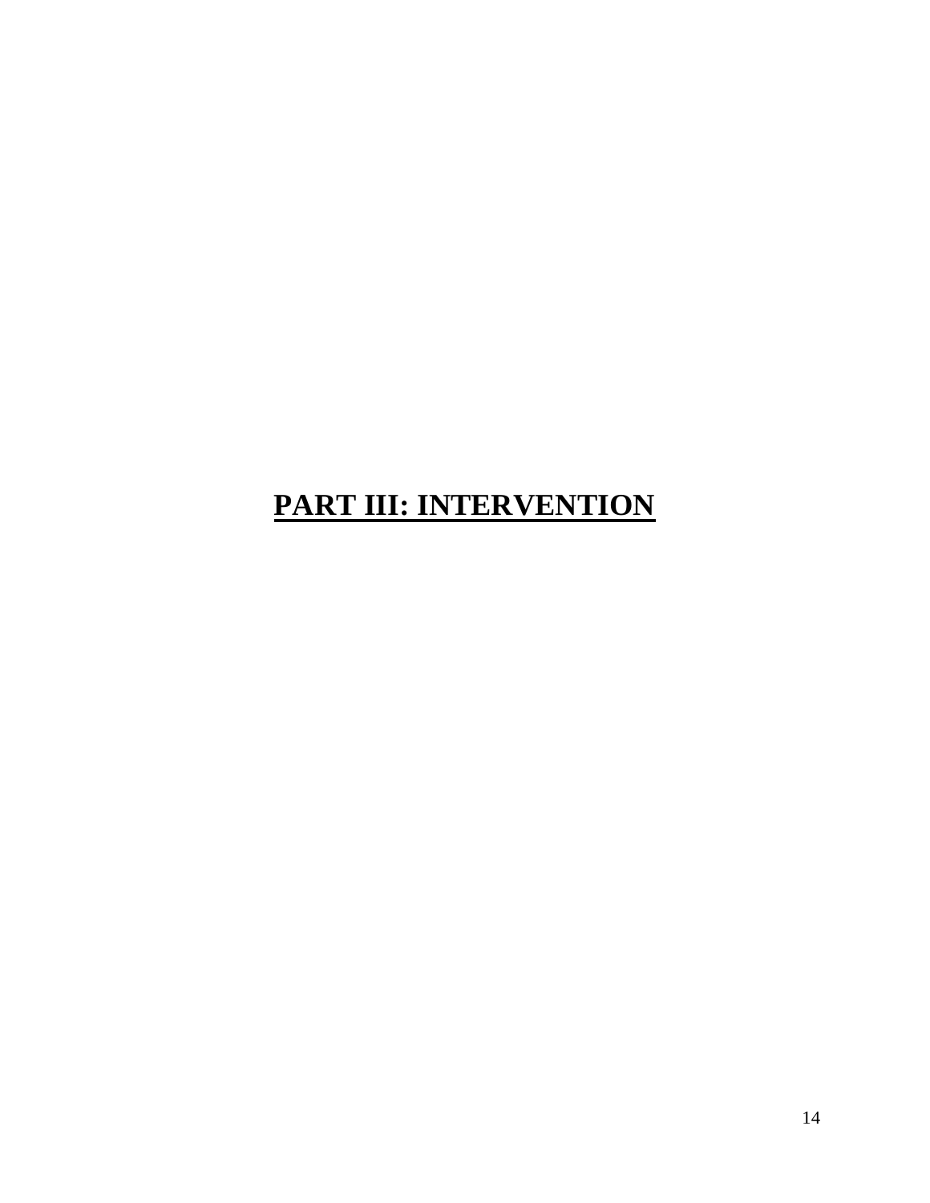# PART III: INTERVENTION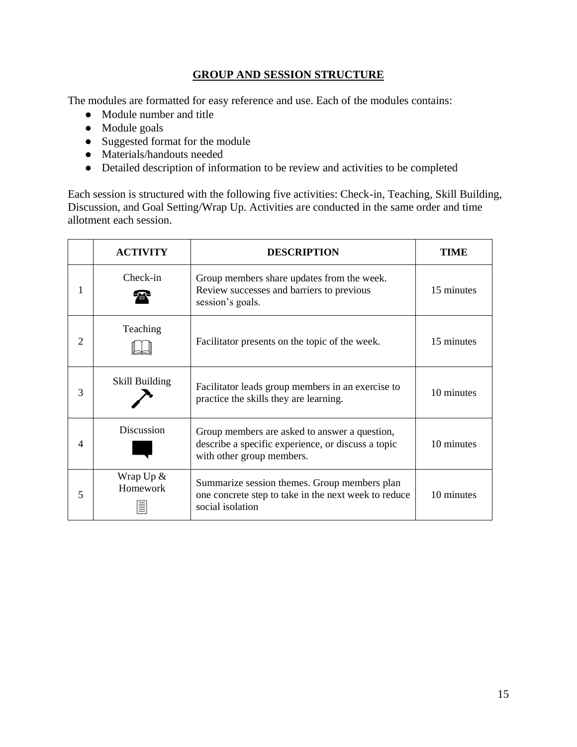## GROUP AND SESSION STRUCTURE

The modules are formatted for easy reference and use. Each of the modules contains:

- Module number and title
- Module goals
- Suggested format for the module
- Materials/handouts needed
- Detailed description of information to be review and activities to be completed

Each session is structured with the following five activities: Check-in, Teaching, Skill Building, Discussion, and Goal Setting/Wrap Up. Activities are conducted in the same order and time allotment each session.

| | ACTIVITY | DESCRIPTION | TIME |
|---|---|---|---|
| 1 | Check-in | Group members share updates from the week. Review successes and barriers to previous session's goals. | 15 minutes |
| 2 | Teaching | Facilitator presents on the topic of the week. | 15 minutes |
| 3 | Skill Building | Facilitator leads group members in an exercise to practice the skills they are learning. | 10 minutes |
| 4 | Discussion | Group members are asked to answer a question, describe a specific experience, or discuss a topic with other group members. | 10 minutes |
| 5 | Wrap Up & Homework | Summarize session themes. Group members plan one concrete step to take in the next week to reduce social isolation | 10 minutes |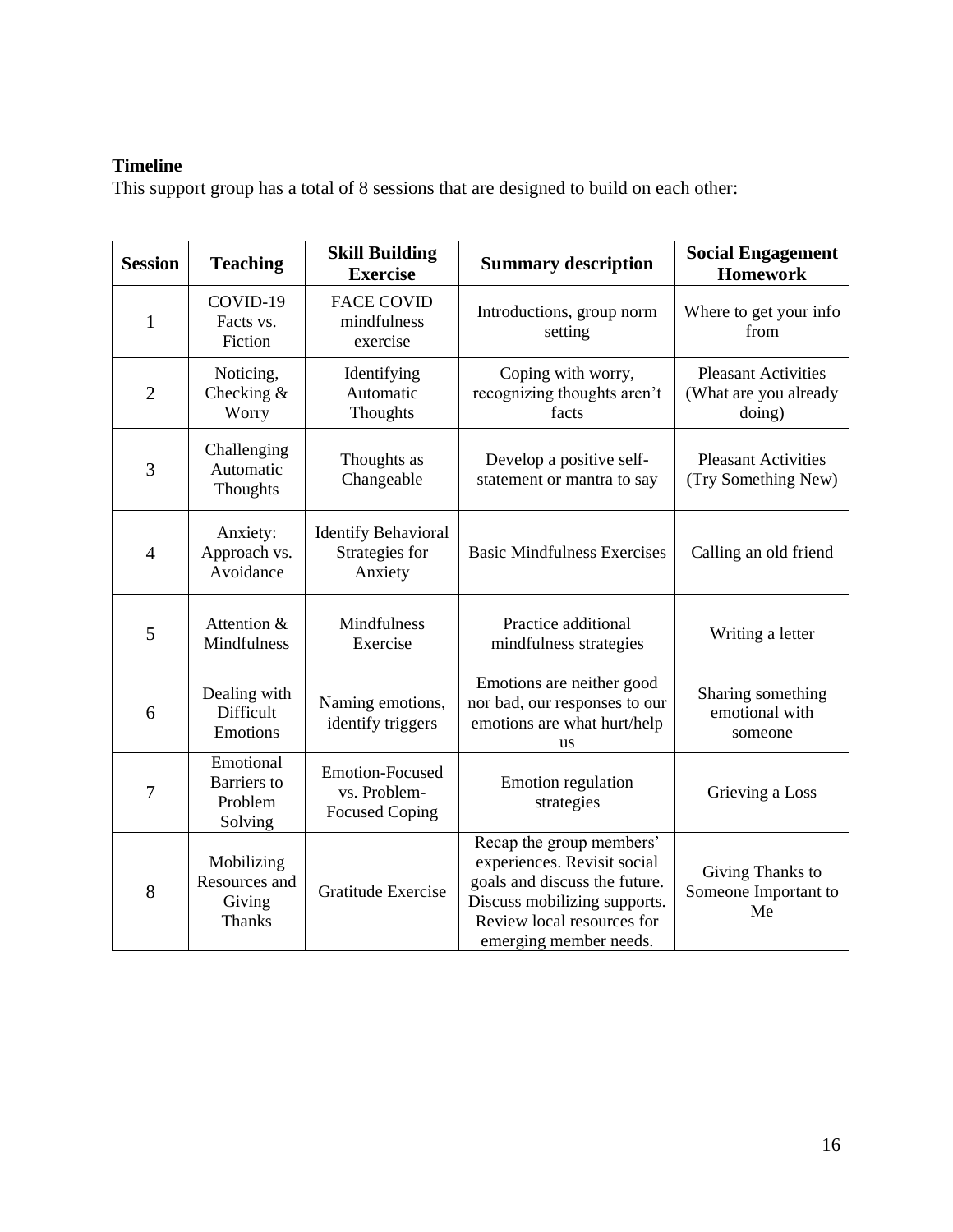**Timeline**

This support group has a total of 8 sessions that are designed to build on each other:

| Session | Teaching | Skill Building Exercise | Summary description | Social Engagement Homework |
|---|---|---|---|---|
| 1 | COVID-19 Facts vs. Fiction | FACE COVID mindfulness exercise | Introductions, group norm setting | Where to get your info from |
| 2 | Noticing, Checking & Worry | Identifying Automatic Thoughts | Coping with worry, recognizing thoughts aren't facts | Pleasant Activities (What are you already doing) |
| 3 | Challenging Automatic Thoughts | Thoughts as Changeable | Develop a positive self-statement or mantra to say | Pleasant Activities (Try Something New) |
| 4 | Anxiety: Approach vs. Avoidance | Identify Behavioral Strategies for Anxiety | Basic Mindfulness Exercises | Calling an old friend |
| 5 | Attention & Mindfulness | Mindfulness Exercise | Practice additional mindfulness strategies | Writing a letter |
| 6 | Dealing with Difficult Emotions | Naming emotions, identify triggers | Emotions are neither good nor bad, our responses to our emotions are what hurt/help us | Sharing something emotional with someone |
| 7 | Emotional Barriers to Problem Solving | Emotion-Focused vs. Problem-Focused Coping | Emotion regulation strategies | Grieving a Loss |
| 8 | Mobilizing Resources and Giving Thanks | Gratitude Exercise | Recap the group members' experiences. Revisit social goals and discuss the future. Discuss mobilizing supports. Review local resources for emerging member needs. | Giving Thanks to Someone Important to Me |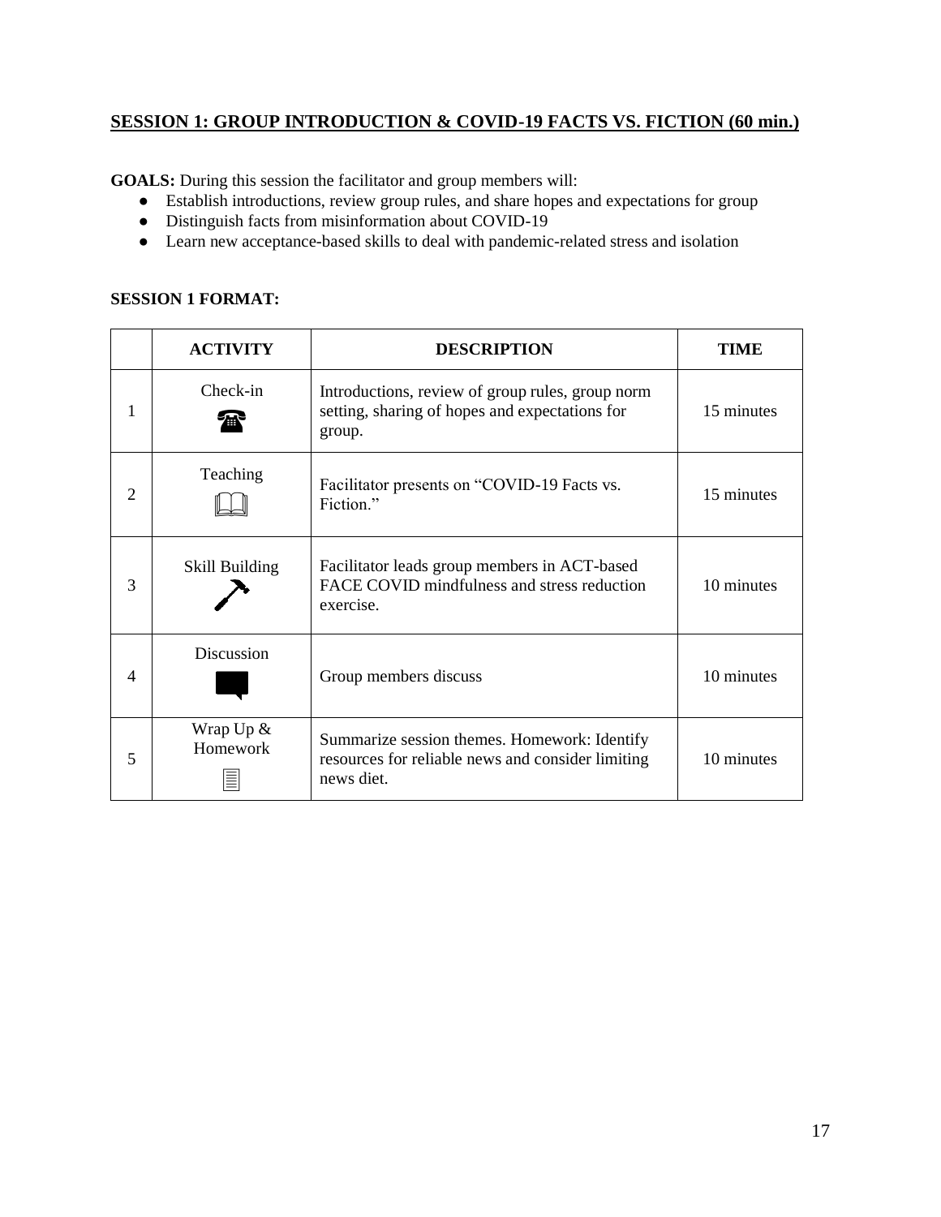## SESSION 1: GROUP INTRODUCTION & COVID-19 FACTS VS. FICTION (60 min.)

**GOALS:** During this session the facilitator and group members will:

- Establish introductions, review group rules, and share hopes and expectations for group
- Distinguish facts from misinformation about COVID-19
- Learn new acceptance-based skills to deal with pandemic-related stress and isolation

**SESSION 1 FORMAT:**

| | ACTIVITY | DESCRIPTION | TIME |
|---|---|---|---|
| 1 | Check-in | Introductions, review of group rules, group norm setting, sharing of hopes and expectations for group. | 15 minutes |
| 2 | Teaching | Facilitator presents on "COVID-19 Facts vs. Fiction." | 15 minutes |
| 3 | Skill Building | Facilitator leads group members in ACT-based FACE COVID mindfulness and stress reduction exercise. | 10 minutes |
| 4 | Discussion | Group members discuss | 10 minutes |
| 5 | Wrap Up & Homework | Summarize session themes. Homework: Identify resources for reliable news and consider limiting news diet. | 10 minutes |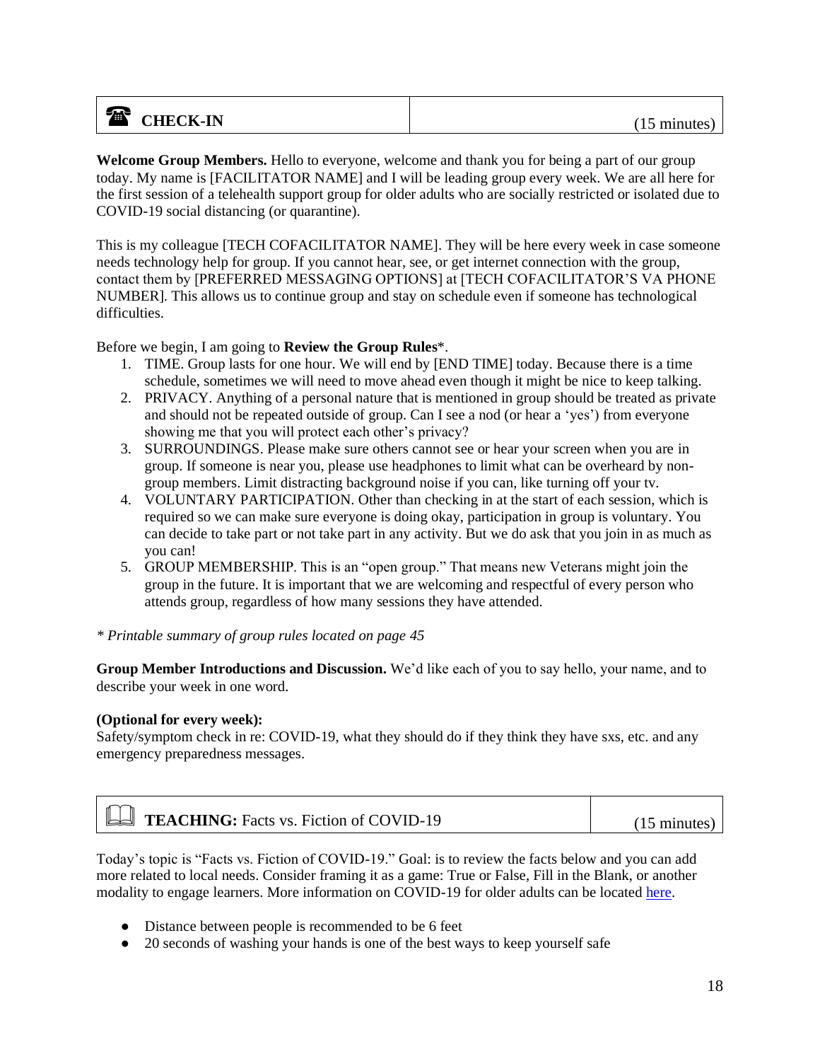| CHECK-IN | (15 minutes) |
|---|---|

**Welcome Group Members.** Hello to everyone, welcome and thank you for being a part of our group today. My name is [FACILITATOR NAME] and I will be leading group every week. We are all here for the first session of a telehealth support group for older adults who are socially restricted or isolated due to COVID-19 social distancing (or quarantine).

This is my colleague [TECH COFACILITATOR NAME]. They will be here every week in case someone needs technology help for group. If you cannot hear, see, or get internet connection with the group, contact them by [PREFERRED MESSAGING OPTIONS] at [TECH COFACILITATOR'S VA PHONE NUMBER]. This allows us to continue group and stay on schedule even if someone has technological difficulties.

Before we begin, I am going to **Review the Group Rules***.

1. TIME. Group lasts for one hour. We will end by [END TIME] today. Because there is a time schedule, sometimes we will need to move ahead even though it might be nice to keep talking.
2. PRIVACY. Anything of a personal nature that is mentioned in group should be treated as private and should not be repeated outside of group. Can I see a nod (or hear a 'yes') from everyone showing me that you will protect each other's privacy?
3. SURROUNDINGS. Please make sure others cannot see or hear your screen when you are in group. If someone is near you, please use headphones to limit what can be overheard by non-group members. Limit distracting background noise if you can, like turning off your tv.
4. VOLUNTARY PARTICIPATION. Other than checking in at the start of each session, which is required so we can make sure everyone is doing okay, participation in group is voluntary. You can decide to take part or not take part in any activity. But we do ask that you join in as much as you can!
5. GROUP MEMBERSHIP. This is an "open group." That means new Veterans might join the group in the future. It is important that we are welcoming and respectful of every person who attends group, regardless of how many sessions they have attended.

*\* Printable summary of group rules located on page 45*

**Group Member Introductions and Discussion.** We'd like each of you to say hello, your name, and to describe your week in one word.

**(Optional for every week):**
Safety/symptom check in re: COVID-19, what they should do if they think they have sxs, etc. and any emergency preparedness messages.

| **TEACHING:** Facts vs. Fiction of COVID-19 | (15 minutes) |
|---|---|

Today's topic is "Facts vs. Fiction of COVID-19." Goal: is to review the facts below and you can add more related to local needs. Consider framing it as a game: True or False, Fill in the Blank, or another modality to engage learners. More information on COVID-19 for older adults can be located here.

- Distance between people is recommended to be 6 feet
- 20 seconds of washing your hands is one of the best ways to keep yourself safe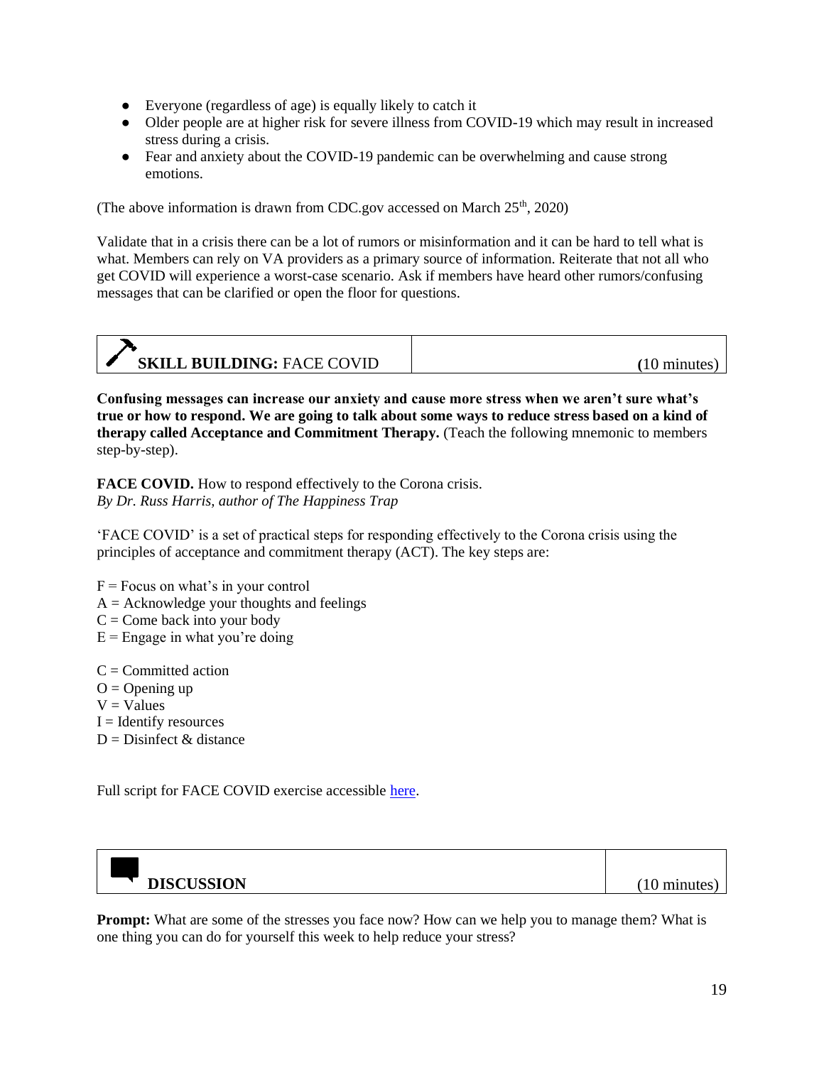- Everyone (regardless of age) is equally likely to catch it
- Older people are at higher risk for severe illness from COVID-19 which may result in increased stress during a crisis.
- Fear and anxiety about the COVID-19 pandemic can be overwhelming and cause strong emotions.

(The above information is drawn from CDC.gov accessed on March 25th, 2020)

Validate that in a crisis there can be a lot of rumors or misinformation and it can be hard to tell what is what. Members can rely on VA providers as a primary source of information. Reiterate that not all who get COVID will experience a worst-case scenario. Ask if members have heard other rumors/confusing messages that can be clarified or open the floor for questions.

| **SKILL BUILDING:** FACE COVID | (10 minutes) |
|---|---|

**Confusing messages can increase our anxiety and cause more stress when we aren't sure what's true or how to respond. We are going to talk about some ways to reduce stress based on a kind of therapy called Acceptance and Commitment Therapy.** (Teach the following mnemonic to members step-by-step).

**FACE COVID.** How to respond effectively to the Corona crisis.
*By Dr. Russ Harris, author of The Happiness Trap*

'FACE COVID' is a set of practical steps for responding effectively to the Corona crisis using the principles of acceptance and commitment therapy (ACT). The key steps are:

F = Focus on what's in your control
A = Acknowledge your thoughts and feelings
C = Come back into your body
E = Engage in what you're doing

C = Committed action
O = Opening up
V = Values
I = Identify resources
D = Disinfect & distance

Full script for FACE COVID exercise accessible here.

| **DISCUSSION** | (10 minutes) |
|---|---|

**Prompt:** What are some of the stresses you face now? How can we help you to manage them? What is one thing you can do for yourself this week to help reduce your stress?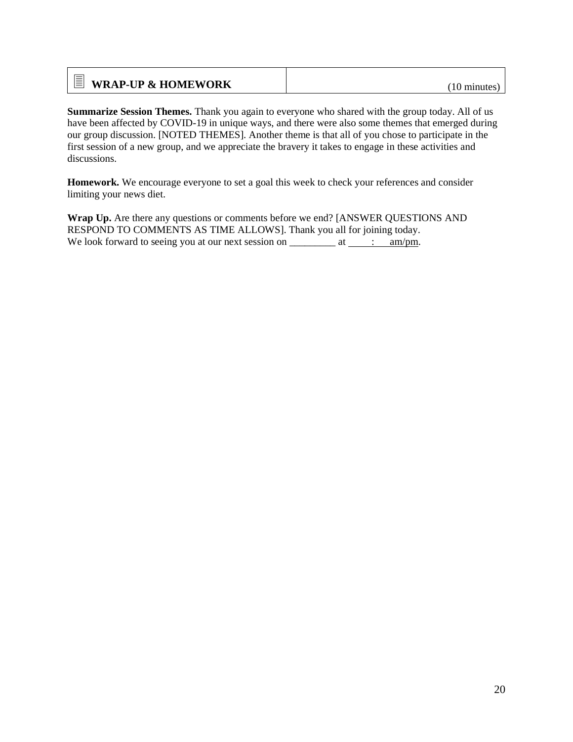## WRAP-UP & HOMEWORK

(10 minutes)

**Summarize Session Themes.** Thank you again to everyone who shared with the group today. All of us have been affected by COVID-19 in unique ways, and there were also some themes that emerged during our group discussion. [NOTED THEMES]. Another theme is that all of you chose to participate in the first session of a new group, and we appreciate the bravery it takes to engage in these activities and discussions.

**Homework.** We encourage everyone to set a goal this week to check your references and consider limiting your news diet.

**Wrap Up.** Are there any questions or comments before we end? [ANSWER QUESTIONS AND RESPOND TO COMMENTS AS TIME ALLOWS]. Thank you all for joining today.
We look forward to seeing you at our next session on _________ at ____:____ am/pm.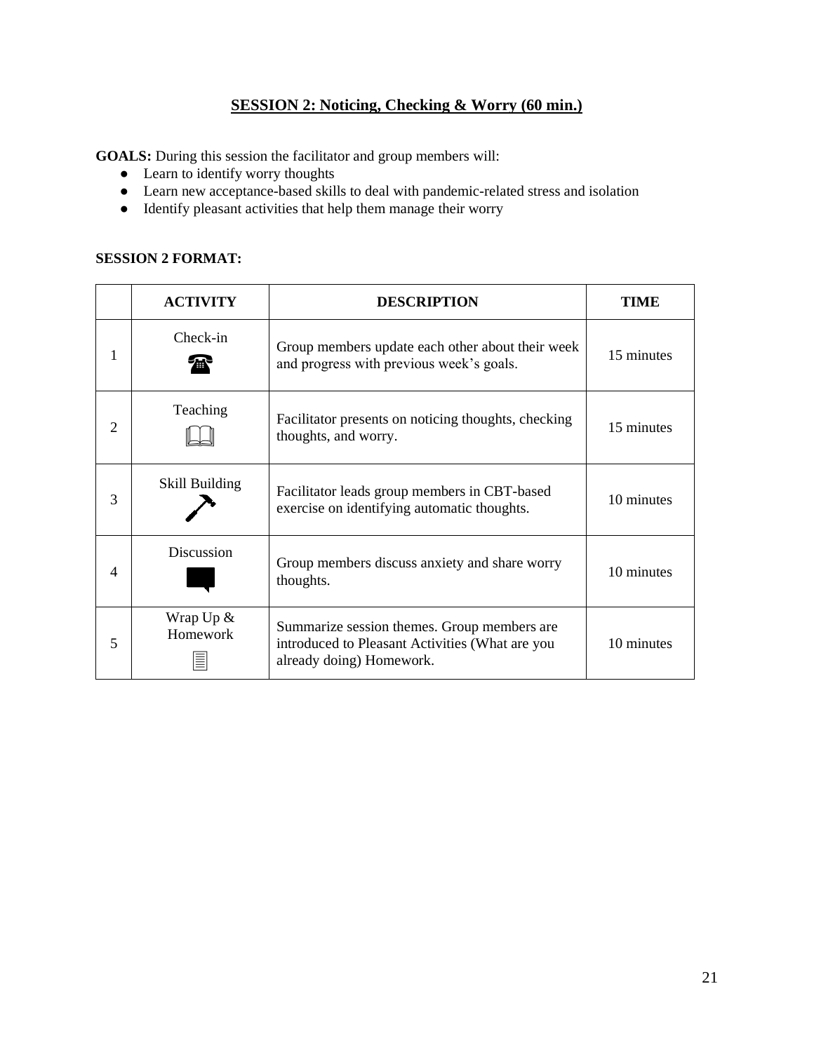## SESSION 2: Noticing, Checking & Worry (60 min.)

**GOALS:** During this session the facilitator and group members will:

- Learn to identify worry thoughts
- Learn new acceptance-based skills to deal with pandemic-related stress and isolation
- Identify pleasant activities that help them manage their worry

**SESSION 2 FORMAT:**

| | ACTIVITY | DESCRIPTION | TIME |
|---|---|---|---|
| 1 | Check-in | Group members update each other about their week and progress with previous week's goals. | 15 minutes |
| 2 | Teaching | Facilitator presents on noticing thoughts, checking thoughts, and worry. | 15 minutes |
| 3 | Skill Building | Facilitator leads group members in CBT-based exercise on identifying automatic thoughts. | 10 minutes |
| 4 | Discussion | Group members discuss anxiety and share worry thoughts. | 10 minutes |
| 5 | Wrap Up & Homework | Summarize session themes. Group members are introduced to Pleasant Activities (What are you already doing) Homework. | 10 minutes |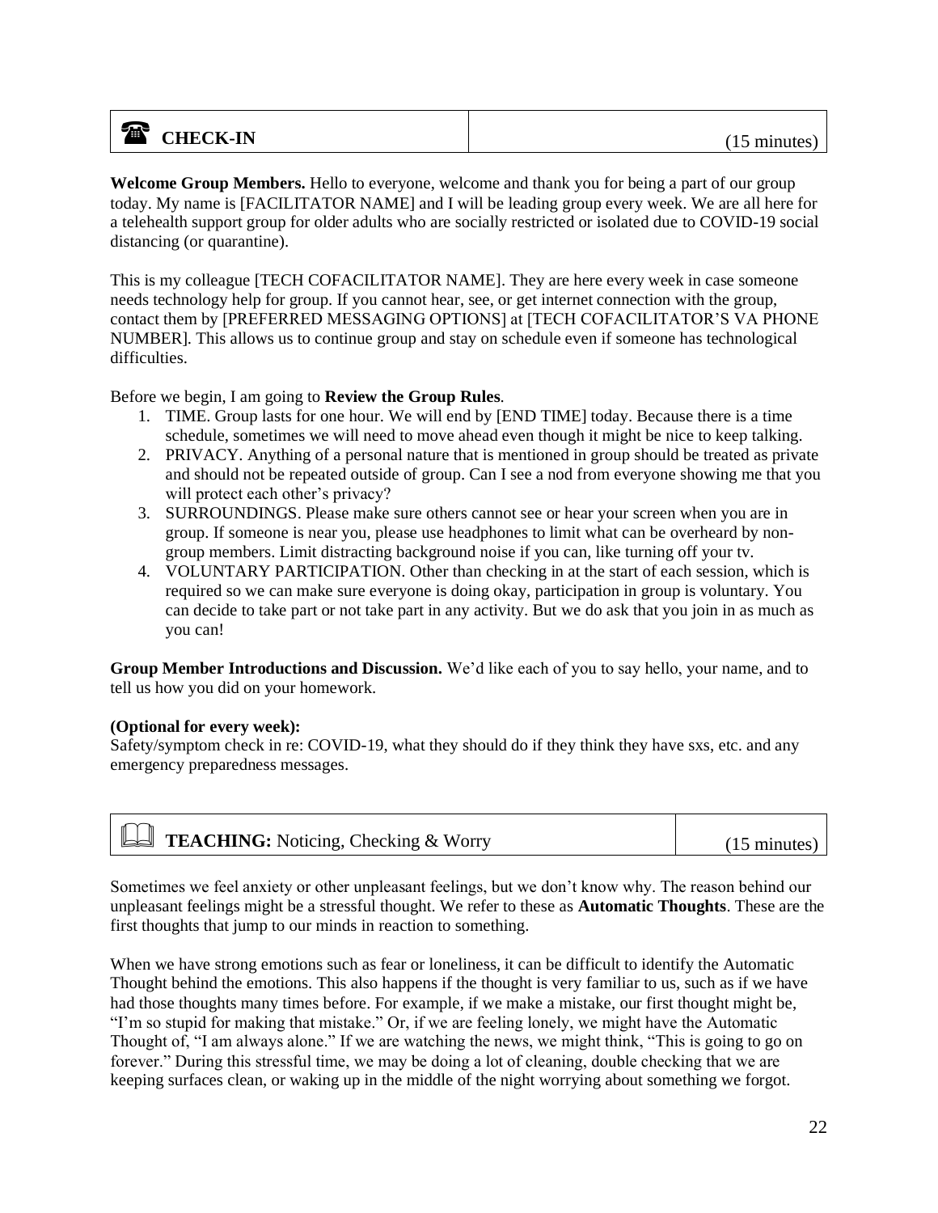| ☎ **CHECK-IN** | (15 minutes) |
|---|---|

**Welcome Group Members.** Hello to everyone, welcome and thank you for being a part of our group today. My name is [FACILITATOR NAME] and I will be leading group every week. We are all here for a telehealth support group for older adults who are socially restricted or isolated due to COVID-19 social distancing (or quarantine).

This is my colleague [TECH COFACILITATOR NAME]. They are here every week in case someone needs technology help for group. If you cannot hear, see, or get internet connection with the group, contact them by [PREFERRED MESSAGING OPTIONS] at [TECH COFACILITATOR'S VA PHONE NUMBER]. This allows us to continue group and stay on schedule even if someone has technological difficulties.

Before we begin, I am going to **Review the Group Rules**.

1. TIME. Group lasts for one hour. We will end by [END TIME] today. Because there is a time schedule, sometimes we will need to move ahead even though it might be nice to keep talking.
2. PRIVACY. Anything of a personal nature that is mentioned in group should be treated as private and should not be repeated outside of group. Can I see a nod from everyone showing me that you will protect each other's privacy?
3. SURROUNDINGS. Please make sure others cannot see or hear your screen when you are in group. If someone is near you, please use headphones to limit what can be overheard by non-group members. Limit distracting background noise if you can, like turning off your tv.
4. VOLUNTARY PARTICIPATION. Other than checking in at the start of each session, which is required so we can make sure everyone is doing okay, participation in group is voluntary. You can decide to take part or not take part in any activity. But we do ask that you join in as much as you can!

**Group Member Introductions and Discussion.** We'd like each of you to say hello, your name, and to tell us how you did on your homework.

**(Optional for every week):**
Safety/symptom check in re: COVID-19, what they should do if they think they have sxs, etc. and any emergency preparedness messages.

| 📖 **TEACHING:** Noticing, Checking & Worry | (15 minutes) |
|---|---|

Sometimes we feel anxiety or other unpleasant feelings, but we don't know why. The reason behind our unpleasant feelings might be a stressful thought. We refer to these as **Automatic Thoughts**. These are the first thoughts that jump to our minds in reaction to something.

When we have strong emotions such as fear or loneliness, it can be difficult to identify the Automatic Thought behind the emotions. This also happens if the thought is very familiar to us, such as if we have had those thoughts many times before. For example, if we make a mistake, our first thought might be, "I'm so stupid for making that mistake." Or, if we are feeling lonely, we might have the Automatic Thought of, "I am always alone." If we are watching the news, we might think, "This is going to go on forever." During this stressful time, we may be doing a lot of cleaning, double checking that we are keeping surfaces clean, or waking up in the middle of the night worrying about something we forgot.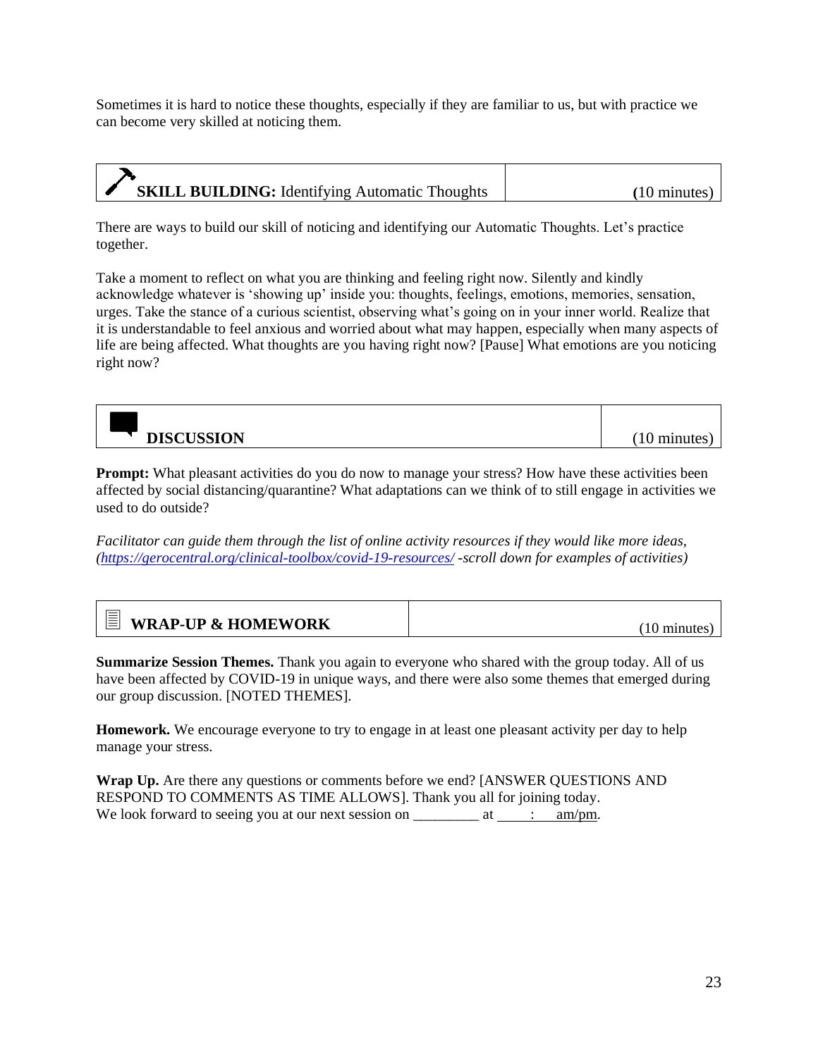Sometimes it is hard to notice these thoughts, especially if they are familiar to us, but with practice we can become very skilled at noticing them.

| **SKILL BUILDING:** Identifying Automatic Thoughts | (10 minutes) |
|---|---|

There are ways to build our skill of noticing and identifying our Automatic Thoughts. Let's practice together.

Take a moment to reflect on what you are thinking and feeling right now. Silently and kindly acknowledge whatever is 'showing up' inside you: thoughts, feelings, emotions, memories, sensation, urges. Take the stance of a curious scientist, observing what's going on in your inner world. Realize that it is understandable to feel anxious and worried about what may happen, especially when many aspects of life are being affected. What thoughts are you having right now? [Pause] What emotions are you noticing right now?

| **DISCUSSION** | (10 minutes) |
|---|---|

**Prompt:** What pleasant activities do you do now to manage your stress? How have these activities been affected by social distancing/quarantine? What adaptations can we think of to still engage in activities we used to do outside?

*Facilitator can guide them through the list of online activity resources if they would like more ideas, (https://gerocentral.org/clinical-toolbox/covid-19-resources/ -scroll down for examples of activities)*

| **WRAP-UP & HOMEWORK** | (10 minutes) |
|---|---|

**Summarize Session Themes.** Thank you again to everyone who shared with the group today. All of us have been affected by COVID-19 in unique ways, and there were also some themes that emerged during our group discussion. [NOTED THEMES].

**Homework.** We encourage everyone to try to engage in at least one pleasant activity per day to help manage your stress.

**Wrap Up.** Are there any questions or comments before we end? [ANSWER QUESTIONS AND RESPOND TO COMMENTS AS TIME ALLOWS]. Thank you all for joining today.
We look forward to seeing you at our next session on _________ at _____:_____ am/pm.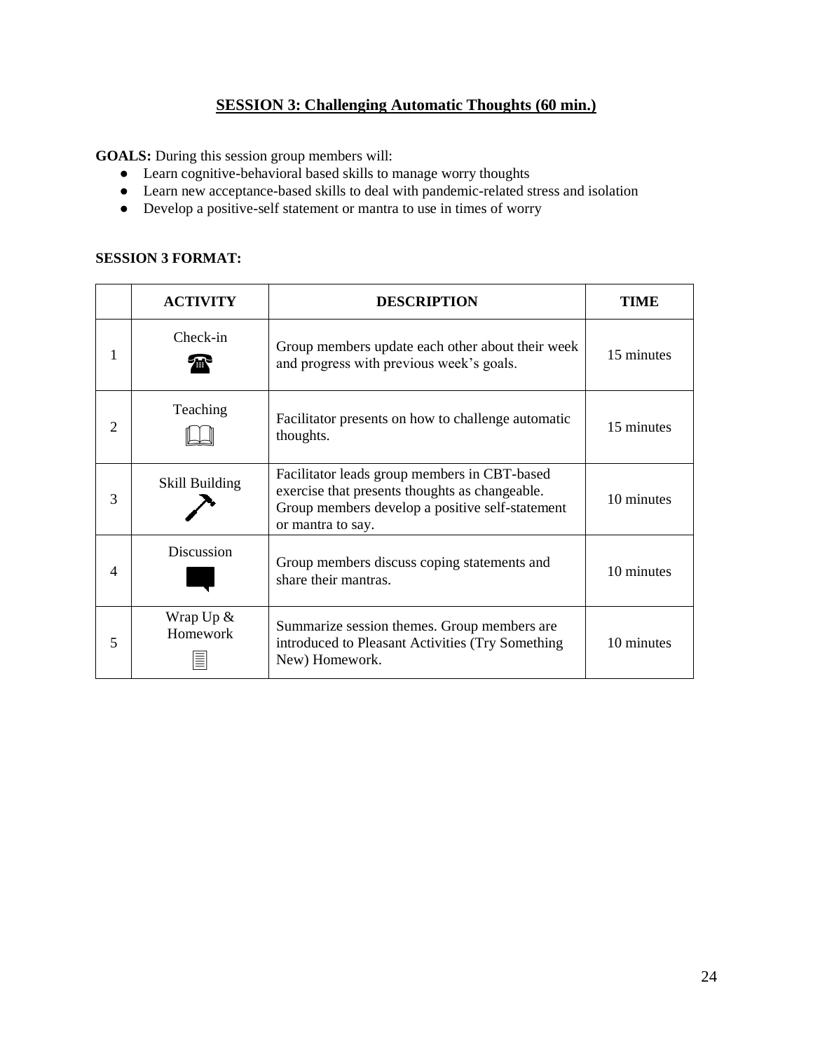## SESSION 3: Challenging Automatic Thoughts (60 min.)

**GOALS:** During this session group members will:

- Learn cognitive-behavioral based skills to manage worry thoughts
- Learn new acceptance-based skills to deal with pandemic-related stress and isolation
- Develop a positive-self statement or mantra to use in times of worry

**SESSION 3 FORMAT:**

| | ACTIVITY | DESCRIPTION | TIME |
|---|---|---|---|
| 1 | Check-in | Group members update each other about their week and progress with previous week's goals. | 15 minutes |
| 2 | Teaching | Facilitator presents on how to challenge automatic thoughts. | 15 minutes |
| 3 | Skill Building | Facilitator leads group members in CBT-based exercise that presents thoughts as changeable. Group members develop a positive self-statement or mantra to say. | 10 minutes |
| 4 | Discussion | Group members discuss coping statements and share their mantras. | 10 minutes |
| 5 | Wrap Up & Homework | Summarize session themes. Group members are introduced to Pleasant Activities (Try Something New) Homework. | 10 minutes |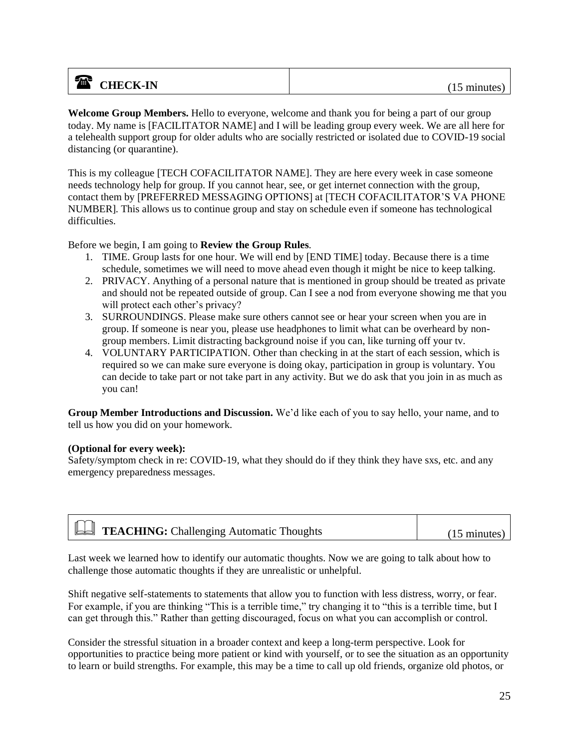| ☎ **CHECK-IN** | (15 minutes) |
|---|---|

**Welcome Group Members.** Hello to everyone, welcome and thank you for being a part of our group today. My name is [FACILITATOR NAME] and I will be leading group every week. We are all here for a telehealth support group for older adults who are socially restricted or isolated due to COVID-19 social distancing (or quarantine).

This is my colleague [TECH COFACILITATOR NAME]. They are here every week in case someone needs technology help for group. If you cannot hear, see, or get internet connection with the group, contact them by [PREFERRED MESSAGING OPTIONS] at [TECH COFACILITATOR'S VA PHONE NUMBER]. This allows us to continue group and stay on schedule even if someone has technological difficulties.

Before we begin, I am going to **Review the Group Rules**.

1. TIME. Group lasts for one hour. We will end by [END TIME] today. Because there is a time schedule, sometimes we will need to move ahead even though it might be nice to keep talking.
2. PRIVACY. Anything of a personal nature that is mentioned in group should be treated as private and should not be repeated outside of group. Can I see a nod from everyone showing me that you will protect each other's privacy?
3. SURROUNDINGS. Please make sure others cannot see or hear your screen when you are in group. If someone is near you, please use headphones to limit what can be overheard by non-group members. Limit distracting background noise if you can, like turning off your tv.
4. VOLUNTARY PARTICIPATION. Other than checking in at the start of each session, which is required so we can make sure everyone is doing okay, participation in group is voluntary. You can decide to take part or not take part in any activity. But we do ask that you join in as much as you can!

**Group Member Introductions and Discussion.** We'd like each of you to say hello, your name, and to tell us how you did on your homework.

**(Optional for every week):**
Safety/symptom check in re: COVID-19, what they should do if they think they have sxs, etc. and any emergency preparedness messages.

| 📖 **TEACHING:** Challenging Automatic Thoughts | (15 minutes) |
|---|---|

Last week we learned how to identify our automatic thoughts. Now we are going to talk about how to challenge those automatic thoughts if they are unrealistic or unhelpful.

Shift negative self-statements to statements that allow you to function with less distress, worry, or fear. For example, if you are thinking "This is a terrible time," try changing it to "this is a terrible time, but I can get through this." Rather than getting discouraged, focus on what you can accomplish or control.

Consider the stressful situation in a broader context and keep a long-term perspective. Look for opportunities to practice being more patient or kind with yourself, or to see the situation as an opportunity to learn or build strengths. For example, this may be a time to call up old friends, organize old photos, or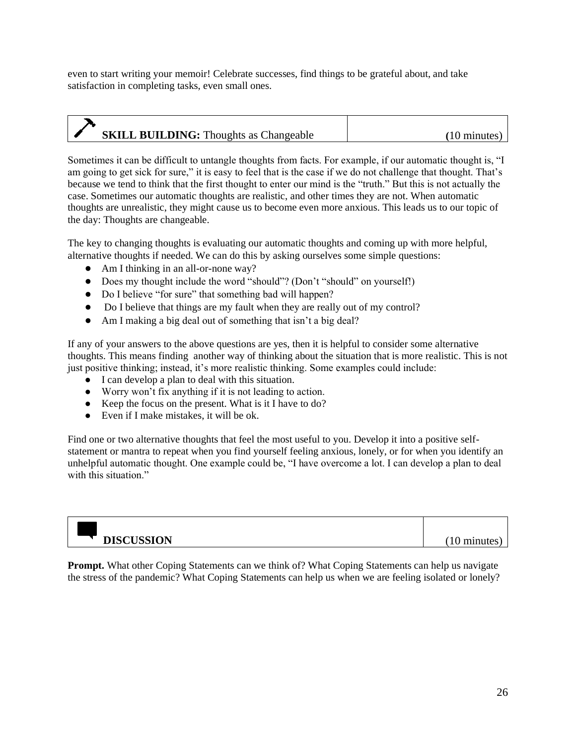even to start writing your memoir! Celebrate successes, find things to be grateful about, and take satisfaction in completing tasks, even small ones.

## SKILL BUILDING: Thoughts as Changeable (10 minutes)

Sometimes it can be difficult to untangle thoughts from facts. For example, if our automatic thought is, "I am going to get sick for sure," it is easy to feel that is the case if we do not challenge that thought. That's because we tend to think that the first thought to enter our mind is the "truth." But this is not actually the case. Sometimes our automatic thoughts are realistic, and other times they are not. When automatic thoughts are unrealistic, they might cause us to become even more anxious. This leads us to our topic of the day: Thoughts are changeable.

The key to changing thoughts is evaluating our automatic thoughts and coming up with more helpful, alternative thoughts if needed. We can do this by asking ourselves some simple questions:

- Am I thinking in an all-or-none way?
- Does my thought include the word "should"? (Don't "should" on yourself!)
- Do I believe "for sure" that something bad will happen?
- Do I believe that things are my fault when they are really out of my control?
- Am I making a big deal out of something that isn't a big deal?

If any of your answers to the above questions are yes, then it is helpful to consider some alternative thoughts. This means finding another way of thinking about the situation that is more realistic. This is not just positive thinking; instead, it's more realistic thinking. Some examples could include:

- I can develop a plan to deal with this situation.
- Worry won't fix anything if it is not leading to action.
- Keep the focus on the present. What is it I have to do?
- Even if I make mistakes, it will be ok.

Find one or two alternative thoughts that feel the most useful to you. Develop it into a positive self-statement or mantra to repeat when you find yourself feeling anxious, lonely, or for when you identify an unhelpful automatic thought. One example could be, "I have overcome a lot. I can develop a plan to deal with this situation."

## DISCUSSION (10 minutes)

**Prompt.** What other Coping Statements can we think of? What Coping Statements can help us navigate the stress of the pandemic? What Coping Statements can help us when we are feeling isolated or lonely?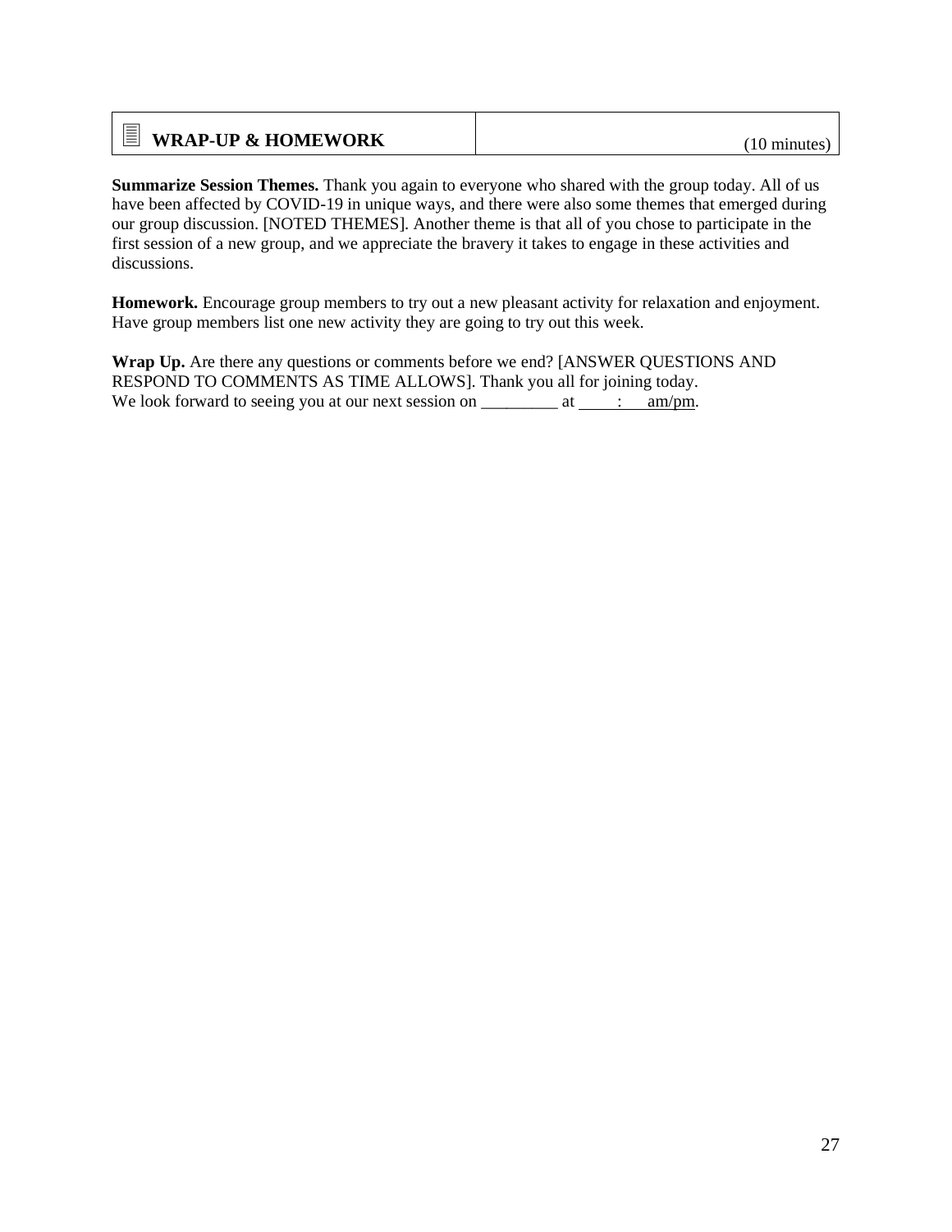| WRAP-UP & HOMEWORK | (10 minutes) |
| --- | --- |

**Summarize Session Themes.** Thank you again to everyone who shared with the group today. All of us have been affected by COVID-19 in unique ways, and there were also some themes that emerged during our group discussion. [NOTED THEMES]. Another theme is that all of you chose to participate in the first session of a new group, and we appreciate the bravery it takes to engage in these activities and discussions.

**Homework.** Encourage group members to try out a new pleasant activity for relaxation and enjoyment. Have group members list one new activity they are going to try out this week.

**Wrap Up.** Are there any questions or comments before we end? [ANSWER QUESTIONS AND RESPOND TO COMMENTS AS TIME ALLOWS]. Thank you all for joining today.
We look forward to seeing you at our next session on _________ at ____:____ am/pm.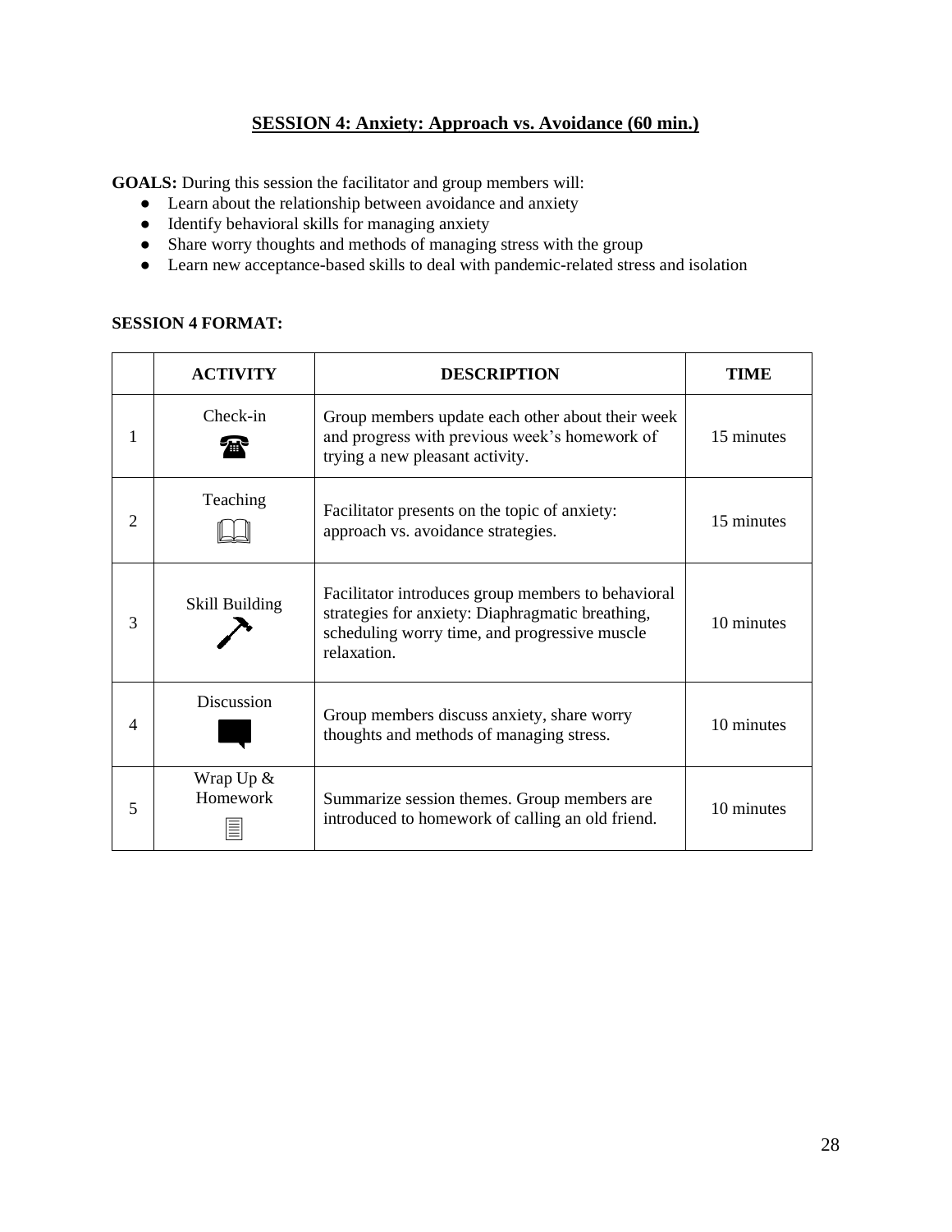## SESSION 4: Anxiety: Approach vs. Avoidance (60 min.)

**GOALS:** During this session the facilitator and group members will:

- Learn about the relationship between avoidance and anxiety
- Identify behavioral skills for managing anxiety
- Share worry thoughts and methods of managing stress with the group
- Learn new acceptance-based skills to deal with pandemic-related stress and isolation

**SESSION 4 FORMAT:**

| | ACTIVITY | DESCRIPTION | TIME |
|---|---|---|---|
| 1 | Check-in | Group members update each other about their week and progress with previous week's homework of trying a new pleasant activity. | 15 minutes |
| 2 | Teaching | Facilitator presents on the topic of anxiety: approach vs. avoidance strategies. | 15 minutes |
| 3 | Skill Building | Facilitator introduces group members to behavioral strategies for anxiety: Diaphragmatic breathing, scheduling worry time, and progressive muscle relaxation. | 10 minutes |
| 4 | Discussion | Group members discuss anxiety, share worry thoughts and methods of managing stress. | 10 minutes |
| 5 | Wrap Up & Homework | Summarize session themes. Group members are introduced to homework of calling an old friend. | 10 minutes |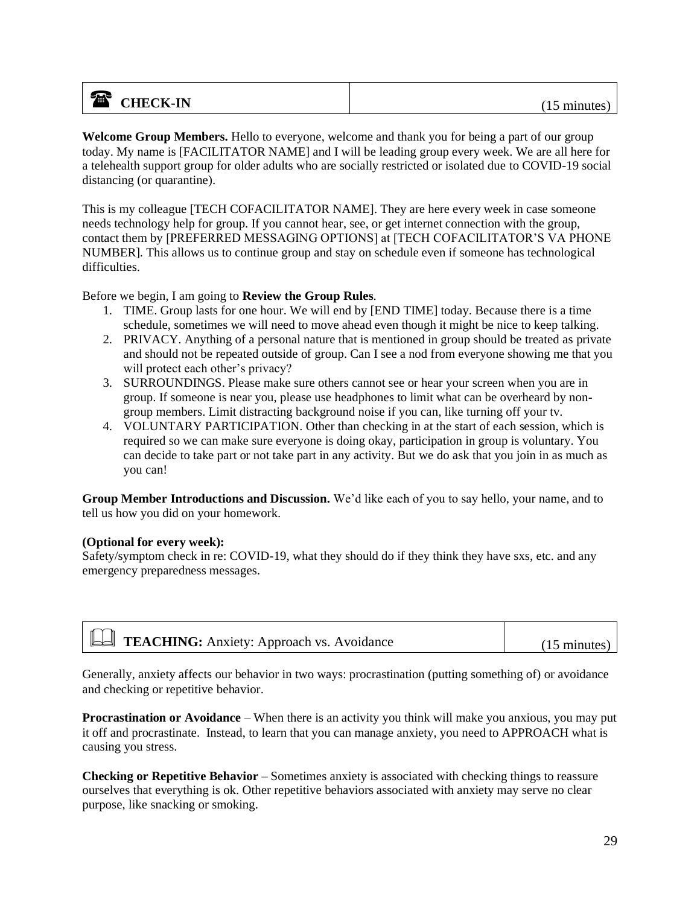## ☎ CHECK-IN (15 minutes)

**Welcome Group Members.** Hello to everyone, welcome and thank you for being a part of our group today. My name is [FACILITATOR NAME] and I will be leading group every week. We are all here for a telehealth support group for older adults who are socially restricted or isolated due to COVID-19 social distancing (or quarantine).

This is my colleague [TECH COFACILITATOR NAME]. They are here every week in case someone needs technology help for group. If you cannot hear, see, or get internet connection with the group, contact them by [PREFERRED MESSAGING OPTIONS] at [TECH COFACILITATOR'S VA PHONE NUMBER]. This allows us to continue group and stay on schedule even if someone has technological difficulties.

Before we begin, I am going to **Review the Group Rules**.

1. TIME. Group lasts for one hour. We will end by [END TIME] today. Because there is a time schedule, sometimes we will need to move ahead even though it might be nice to keep talking.
2. PRIVACY. Anything of a personal nature that is mentioned in group should be treated as private and should not be repeated outside of group. Can I see a nod from everyone showing me that you will protect each other's privacy?
3. SURROUNDINGS. Please make sure others cannot see or hear your screen when you are in group. If someone is near you, please use headphones to limit what can be overheard by non-group members. Limit distracting background noise if you can, like turning off your tv.
4. VOLUNTARY PARTICIPATION. Other than checking in at the start of each session, which is required so we can make sure everyone is doing okay, participation in group is voluntary. You can decide to take part or not take part in any activity. But we do ask that you join in as much as you can!

**Group Member Introductions and Discussion.** We'd like each of you to say hello, your name, and to tell us how you did on your homework.

**(Optional for every week):**
Safety/symptom check in re: COVID-19, what they should do if they think they have sxs, etc. and any emergency preparedness messages.

## 📖 TEACHING: Anxiety: Approach vs. Avoidance (15 minutes)

Generally, anxiety affects our behavior in two ways: procrastination (putting something of) or avoidance and checking or repetitive behavior.

**Procrastination or Avoidance** – When there is an activity you think will make you anxious, you may put it off and procrastinate. Instead, to learn that you can manage anxiety, you need to APPROACH what is causing you stress.

**Checking or Repetitive Behavior** – Sometimes anxiety is associated with checking things to reassure ourselves that everything is ok. Other repetitive behaviors associated with anxiety may serve no clear purpose, like snacking or smoking.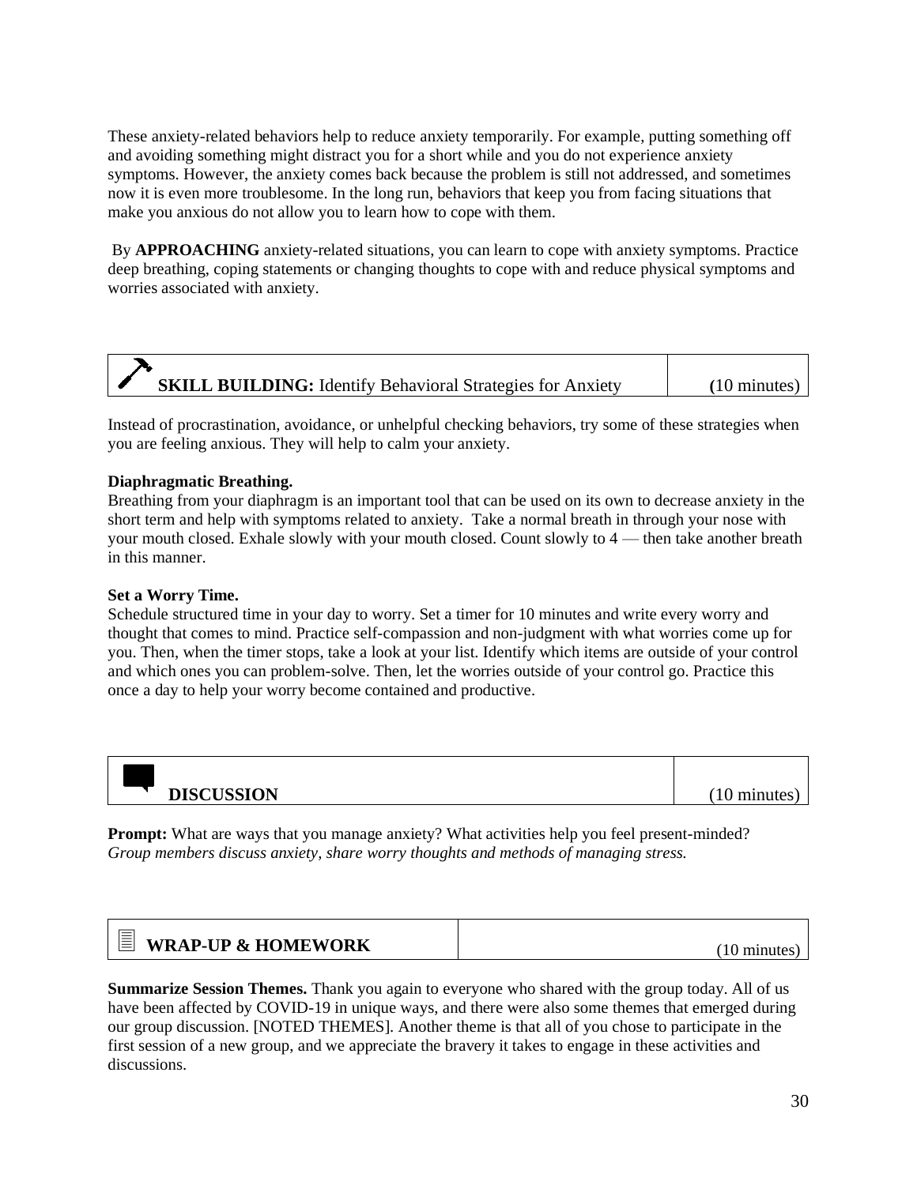These anxiety-related behaviors help to reduce anxiety temporarily. For example, putting something off and avoiding something might distract you for a short while and you do not experience anxiety symptoms. However, the anxiety comes back because the problem is still not addressed, and sometimes now it is even more troublesome. In the long run, behaviors that keep you from facing situations that make you anxious do not allow you to learn how to cope with them.

By **APPROACHING** anxiety-related situations, you can learn to cope with anxiety symptoms. Practice deep breathing, coping statements or changing thoughts to cope with and reduce physical symptoms and worries associated with anxiety.

| **SKILL BUILDING:** Identify Behavioral Strategies for Anxiety | (10 minutes) |
| --- | --- |

Instead of procrastination, avoidance, or unhelpful checking behaviors, try some of these strategies when you are feeling anxious. They will help to calm your anxiety.

**Diaphragmatic Breathing.**
Breathing from your diaphragm is an important tool that can be used on its own to decrease anxiety in the short term and help with symptoms related to anxiety. Take a normal breath in through your nose with your mouth closed. Exhale slowly with your mouth closed. Count slowly to 4 — then take another breath in this manner.

**Set a Worry Time.**
Schedule structured time in your day to worry. Set a timer for 10 minutes and write every worry and thought that comes to mind. Practice self-compassion and non-judgment with what worries come up for you. Then, when the timer stops, take a look at your list. Identify which items are outside of your control and which ones you can problem-solve. Then, let the worries outside of your control go. Practice this once a day to help your worry become contained and productive.

| **DISCUSSION** | (10 minutes) |
| --- | --- |

**Prompt:** What are ways that you manage anxiety? What activities help you feel present-minded?
*Group members discuss anxiety, share worry thoughts and methods of managing stress.*

| **WRAP-UP & HOMEWORK** | (10 minutes) |
| --- | --- |

**Summarize Session Themes.** Thank you again to everyone who shared with the group today. All of us have been affected by COVID-19 in unique ways, and there were also some themes that emerged during our group discussion. [NOTED THEMES]. Another theme is that all of you chose to participate in the first session of a new group, and we appreciate the bravery it takes to engage in these activities and discussions.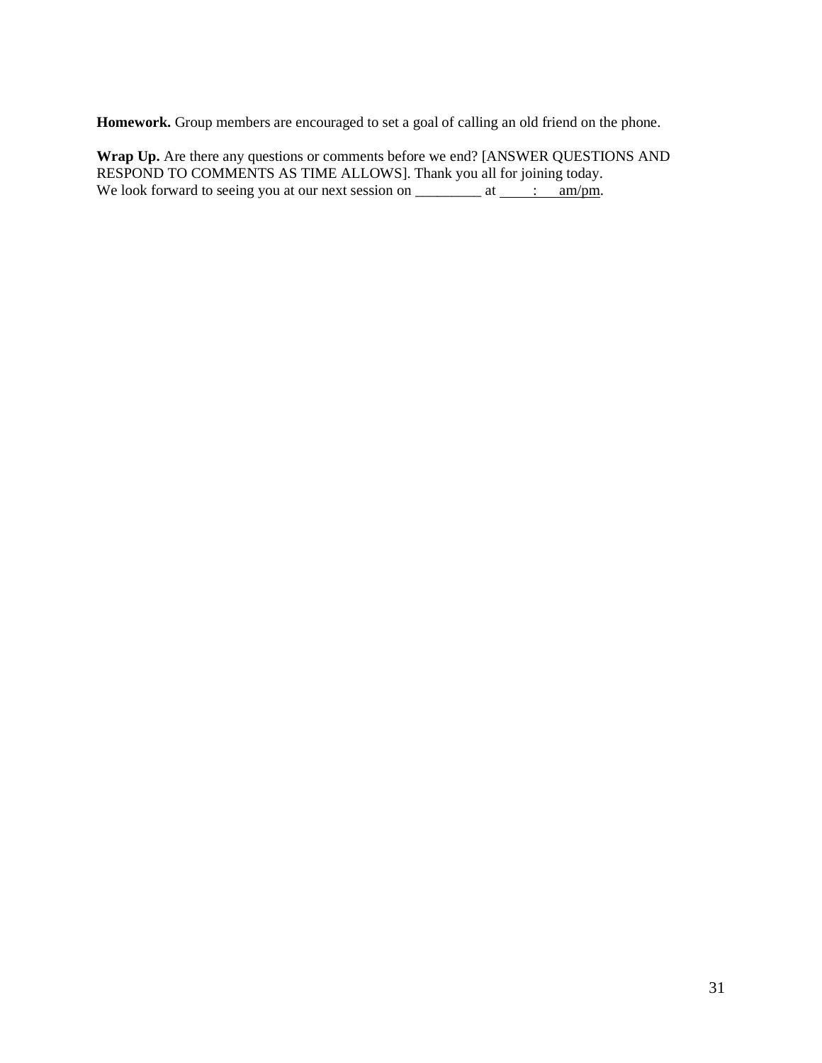**Homework.** Group members are encouraged to set a goal of calling an old friend on the phone.

**Wrap Up.** Are there any questions or comments before we end? [ANSWER QUESTIONS AND RESPOND TO COMMENTS AS TIME ALLOWS]. Thank you all for joining today.
We look forward to seeing you at our next session on _________ at ____:____ am/pm.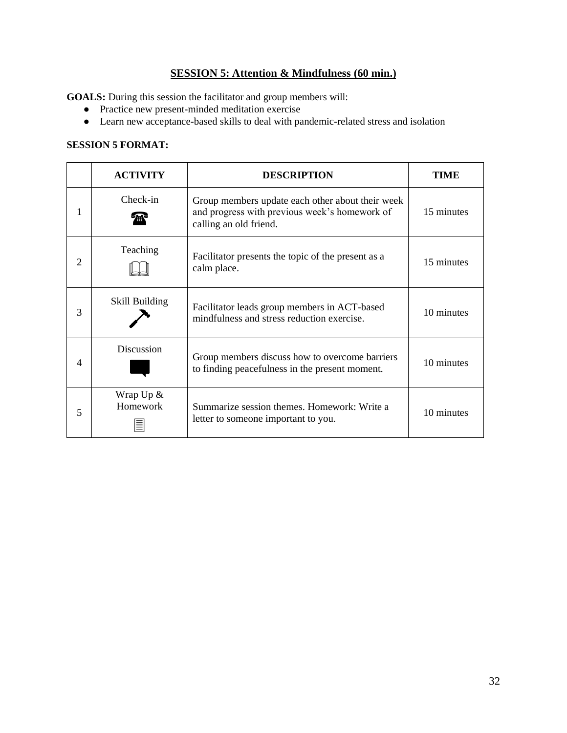## SESSION 5: Attention & Mindfulness (60 min.)

**GOALS:** During this session the facilitator and group members will:

- Practice new present-minded meditation exercise
- Learn new acceptance-based skills to deal with pandemic-related stress and isolation

**SESSION 5 FORMAT:**

| | ACTIVITY | DESCRIPTION | TIME |
|---|---|---|---|
| 1 | Check-in | Group members update each other about their week and progress with previous week's homework of calling an old friend. | 15 minutes |
| 2 | Teaching | Facilitator presents the topic of the present as a calm place. | 15 minutes |
| 3 | Skill Building | Facilitator leads group members in ACT-based mindfulness and stress reduction exercise. | 10 minutes |
| 4 | Discussion | Group members discuss how to overcome barriers to finding peacefulness in the present moment. | 10 minutes |
| 5 | Wrap Up & Homework | Summarize session themes. Homework: Write a letter to someone important to you. | 10 minutes |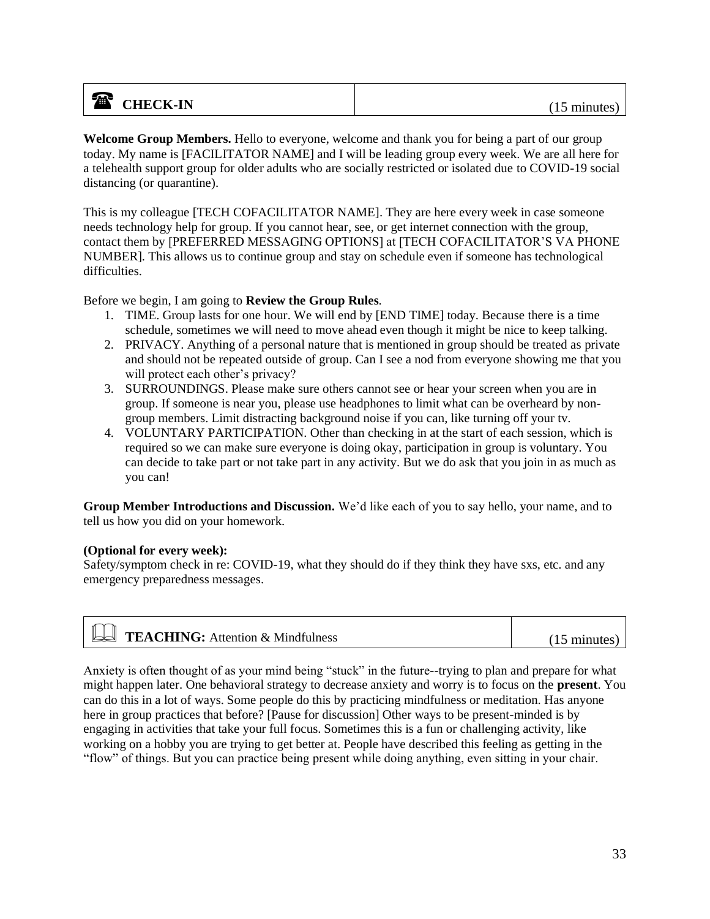## ☎ CHECK-IN (15 minutes)

**Welcome Group Members.** Hello to everyone, welcome and thank you for being a part of our group today. My name is [FACILITATOR NAME] and I will be leading group every week. We are all here for a telehealth support group for older adults who are socially restricted or isolated due to COVID-19 social distancing (or quarantine).

This is my colleague [TECH COFACILITATOR NAME]. They are here every week in case someone needs technology help for group. If you cannot hear, see, or get internet connection with the group, contact them by [PREFERRED MESSAGING OPTIONS] at [TECH COFACILITATOR'S VA PHONE NUMBER]. This allows us to continue group and stay on schedule even if someone has technological difficulties.

Before we begin, I am going to **Review the Group Rules**.

1. TIME. Group lasts for one hour. We will end by [END TIME] today. Because there is a time schedule, sometimes we will need to move ahead even though it might be nice to keep talking.
2. PRIVACY. Anything of a personal nature that is mentioned in group should be treated as private and should not be repeated outside of group. Can I see a nod from everyone showing me that you will protect each other's privacy?
3. SURROUNDINGS. Please make sure others cannot see or hear your screen when you are in group. If someone is near you, please use headphones to limit what can be overheard by non-group members. Limit distracting background noise if you can, like turning off your tv.
4. VOLUNTARY PARTICIPATION. Other than checking in at the start of each session, which is required so we can make sure everyone is doing okay, participation in group is voluntary. You can decide to take part or not take part in any activity. But we do ask that you join in as much as you can!

**Group Member Introductions and Discussion.** We'd like each of you to say hello, your name, and to tell us how you did on your homework.

**(Optional for every week):**
Safety/symptom check in re: COVID-19, what they should do if they think they have sxs, etc. and any emergency preparedness messages.

## 📖 TEACHING: Attention & Mindfulness (15 minutes)

Anxiety is often thought of as your mind being "stuck" in the future--trying to plan and prepare for what might happen later. One behavioral strategy to decrease anxiety and worry is to focus on the **present**. You can do this in a lot of ways. Some people do this by practicing mindfulness or meditation. Has anyone here in group practices that before? [Pause for discussion] Other ways to be present-minded is by engaging in activities that take your full focus. Sometimes this is a fun or challenging activity, like working on a hobby you are trying to get better at. People have described this feeling as getting in the "flow" of things. But you can practice being present while doing anything, even sitting in your chair.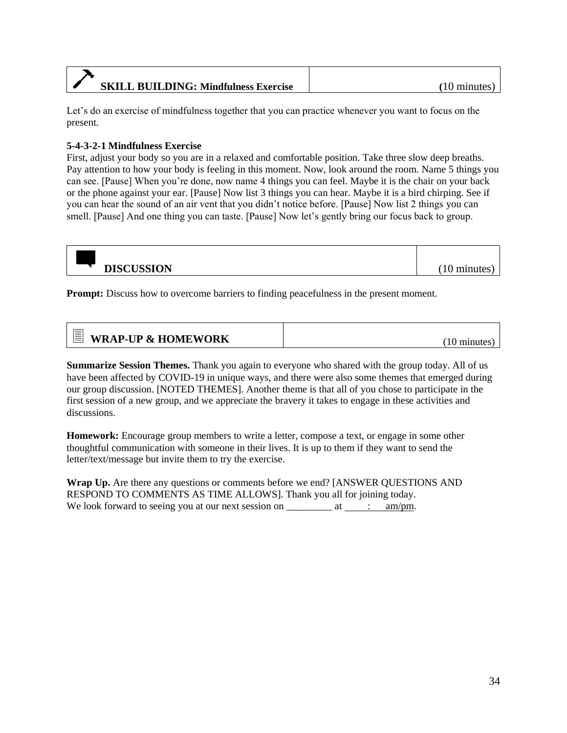## SKILL BUILDING: Mindfulness Exercise (10 minutes)

Let's do an exercise of mindfulness together that you can practice whenever you want to focus on the present.

**5-4-3-2-1 Mindfulness Exercise**

First, adjust your body so you are in a relaxed and comfortable position. Take three slow deep breaths. Pay attention to how your body is feeling in this moment. Now, look around the room. Name 5 things you can see. [Pause] When you're done, now name 4 things you can feel. Maybe it is the chair on your back or the phone against your ear. [Pause] Now list 3 things you can hear. Maybe it is a bird chirping. See if you can hear the sound of an air vent that you didn't notice before. [Pause] Now list 2 things you can smell. [Pause] And one thing you can taste. [Pause] Now let's gently bring our focus back to group.

## DISCUSSION (10 minutes)

**Prompt:** Discuss how to overcome barriers to finding peacefulness in the present moment.

## WRAP-UP & HOMEWORK (10 minutes)

**Summarize Session Themes.** Thank you again to everyone who shared with the group today. All of us have been affected by COVID-19 in unique ways, and there were also some themes that emerged during our group discussion. [NOTED THEMES]. Another theme is that all of you chose to participate in the first session of a new group, and we appreciate the bravery it takes to engage in these activities and discussions.

**Homework:** Encourage group members to write a letter, compose a text, or engage in some other thoughtful communication with someone in their lives. It is up to them if they want to send the letter/text/message but invite them to try the exercise.

**Wrap Up.** Are there any questions or comments before we end? [ANSWER QUESTIONS AND RESPOND TO COMMENTS AS TIME ALLOWS]. Thank you all for joining today.
We look forward to seeing you at our next session on _________ at _____:_____ am/pm.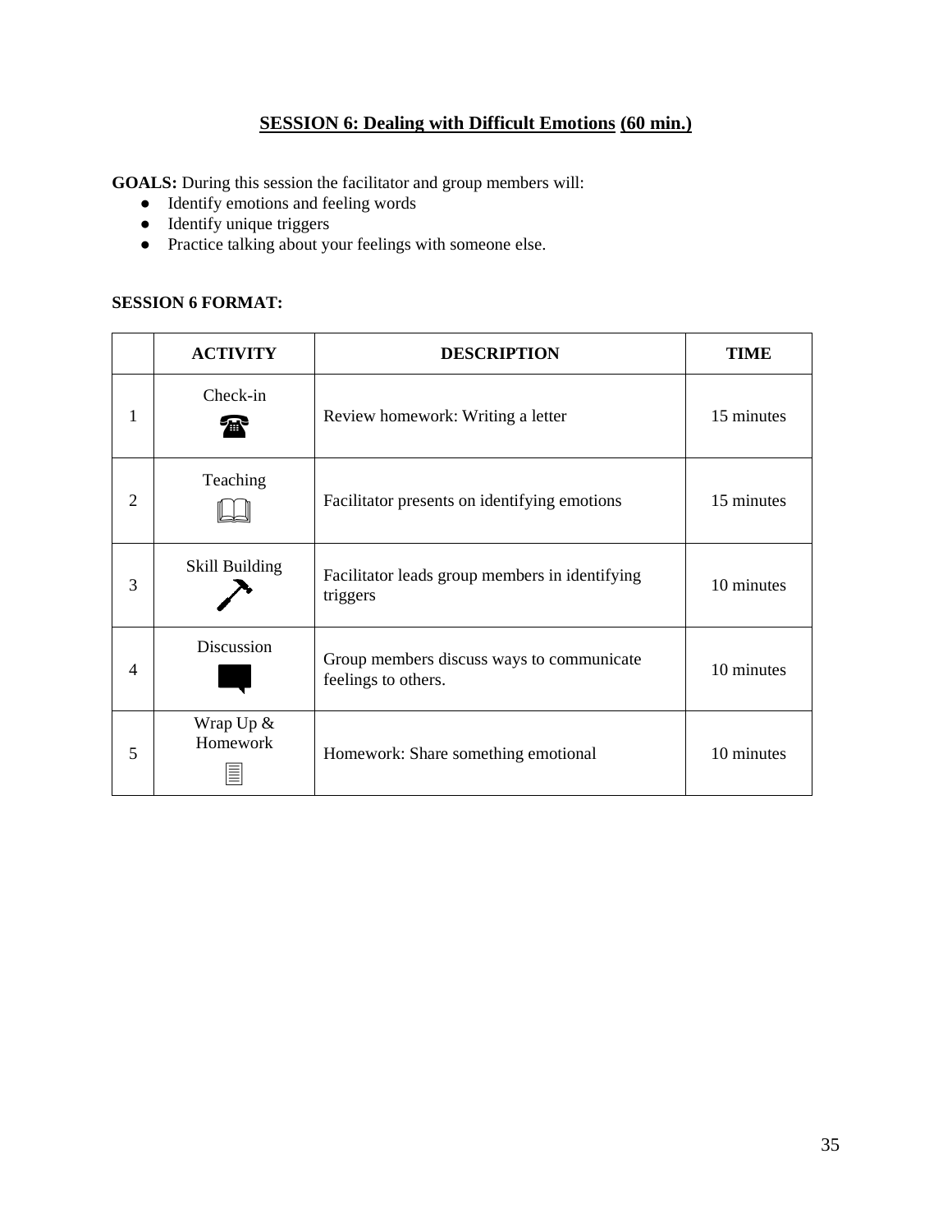## **SESSION 6: Dealing with Difficult Emotions (60 min.)**

**GOALS:** During this session the facilitator and group members will:

- Identify emotions and feeling words
- Identify unique triggers
- Practice talking about your feelings with someone else.

**SESSION 6 FORMAT:**

| | ACTIVITY | DESCRIPTION | TIME |
|---|---|---|---|
| 1 | Check-in | Review homework: Writing a letter | 15 minutes |
| 2 | Teaching | Facilitator presents on identifying emotions | 15 minutes |
| 3 | Skill Building | Facilitator leads group members in identifying triggers | 10 minutes |
| 4 | Discussion | Group members discuss ways to communicate feelings to others. | 10 minutes |
| 5 | Wrap Up & Homework | Homework: Share something emotional | 10 minutes |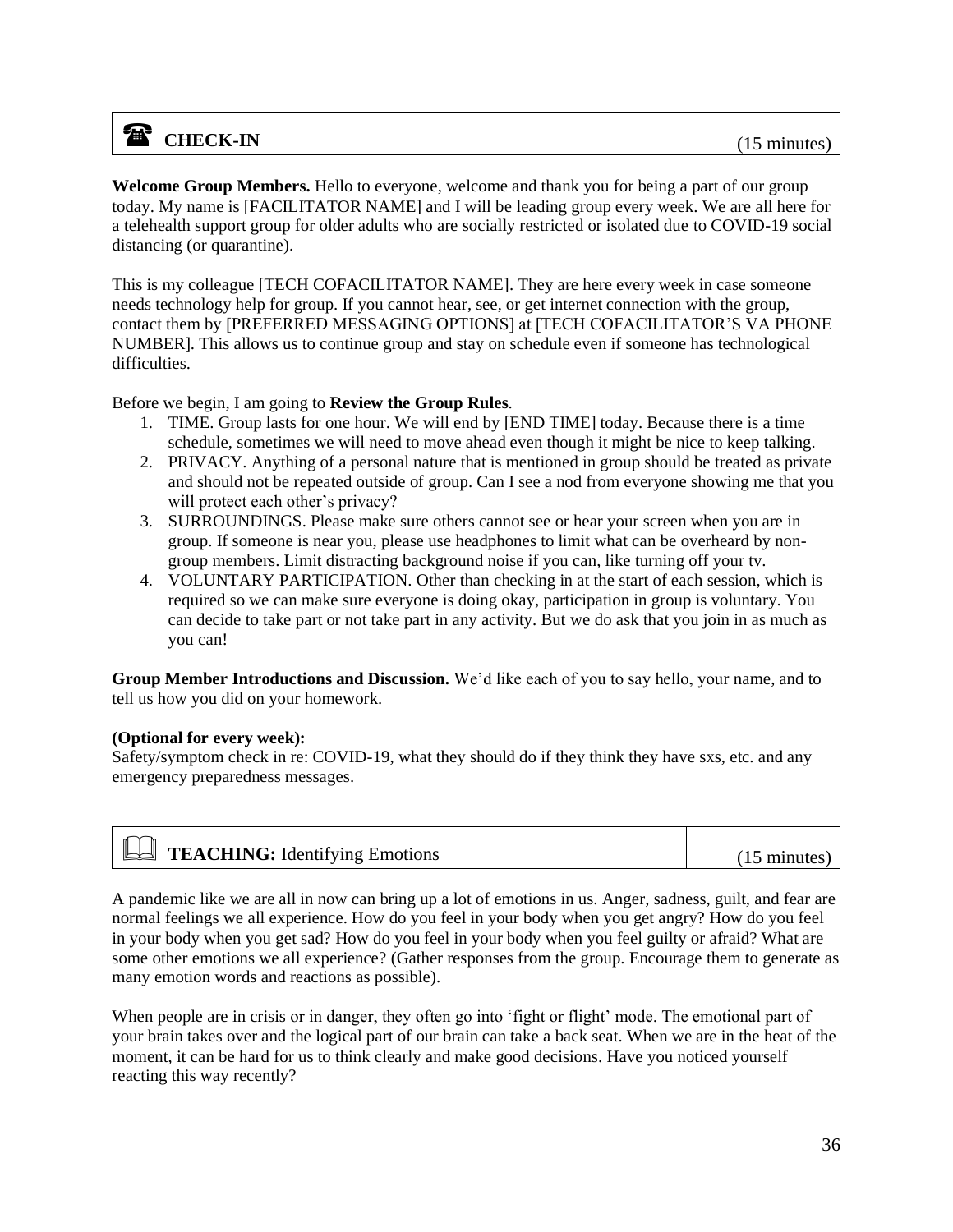| ☎ **CHECK-IN** | (15 minutes) |
|---|---|

**Welcome Group Members.** Hello to everyone, welcome and thank you for being a part of our group today. My name is [FACILITATOR NAME] and I will be leading group every week. We are all here for a telehealth support group for older adults who are socially restricted or isolated due to COVID-19 social distancing (or quarantine).

This is my colleague [TECH COFACILITATOR NAME]. They are here every week in case someone needs technology help for group. If you cannot hear, see, or get internet connection with the group, contact them by [PREFERRED MESSAGING OPTIONS] at [TECH COFACILITATOR'S VA PHONE NUMBER]. This allows us to continue group and stay on schedule even if someone has technological difficulties.

Before we begin, I am going to **Review the Group Rules**.

1. TIME. Group lasts for one hour. We will end by [END TIME] today. Because there is a time schedule, sometimes we will need to move ahead even though it might be nice to keep talking.
2. PRIVACY. Anything of a personal nature that is mentioned in group should be treated as private and should not be repeated outside of group. Can I see a nod from everyone showing me that you will protect each other's privacy?
3. SURROUNDINGS. Please make sure others cannot see or hear your screen when you are in group. If someone is near you, please use headphones to limit what can be overheard by non-group members. Limit distracting background noise if you can, like turning off your tv.
4. VOLUNTARY PARTICIPATION. Other than checking in at the start of each session, which is required so we can make sure everyone is doing okay, participation in group is voluntary. You can decide to take part or not take part in any activity. But we do ask that you join in as much as you can!

**Group Member Introductions and Discussion.** We'd like each of you to say hello, your name, and to tell us how you did on your homework.

**(Optional for every week):**
Safety/symptom check in re: COVID-19, what they should do if they think they have sxs, etc. and any emergency preparedness messages.

| 📖 **TEACHING:** Identifying Emotions | (15 minutes) |
|---|---|

A pandemic like we are all in now can bring up a lot of emotions in us. Anger, sadness, guilt, and fear are normal feelings we all experience. How do you feel in your body when you get angry? How do you feel in your body when you get sad? How do you feel in your body when you feel guilty or afraid? What are some other emotions we all experience? (Gather responses from the group. Encourage them to generate as many emotion words and reactions as possible).

When people are in crisis or in danger, they often go into 'fight or flight' mode. The emotional part of your brain takes over and the logical part of our brain can take a back seat. When we are in the heat of the moment, it can be hard for us to think clearly and make good decisions. Have you noticed yourself reacting this way recently?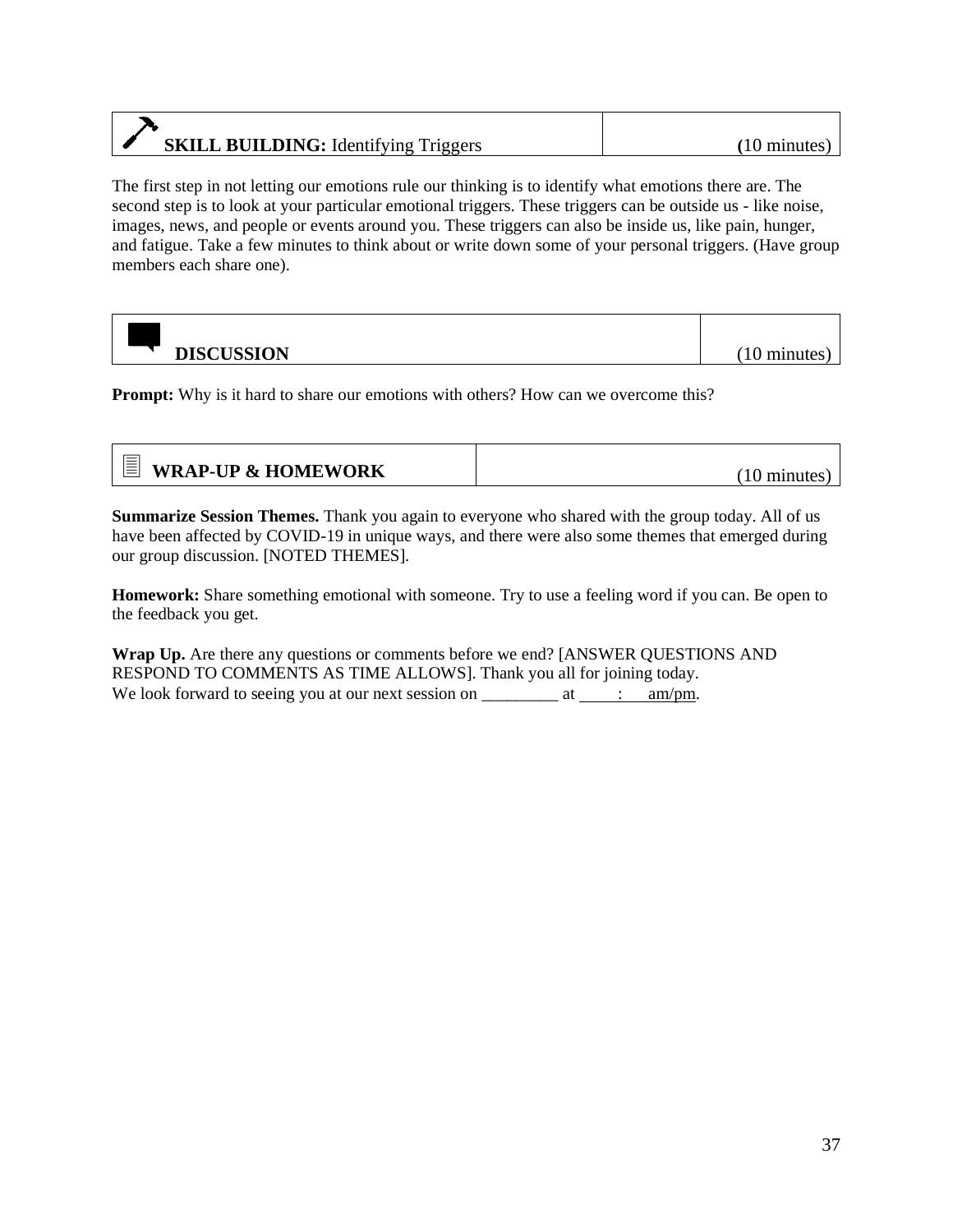| **SKILL BUILDING:** Identifying Triggers | (10 minutes) |
|---|---|

The first step in not letting our emotions rule our thinking is to identify what emotions there are. The second step is to look at your particular emotional triggers. These triggers can be outside us - like noise, images, news, and people or events around you. These triggers can also be inside us, like pain, hunger, and fatigue. Take a few minutes to think about or write down some of your personal triggers. (Have group members each share one).

| **DISCUSSION** | (10 minutes) |
|---|---|

**Prompt:** Why is it hard to share our emotions with others? How can we overcome this?

| **WRAP-UP & HOMEWORK** | (10 minutes) |
|---|---|

**Summarize Session Themes.** Thank you again to everyone who shared with the group today. All of us have been affected by COVID-19 in unique ways, and there were also some themes that emerged during our group discussion. [NOTED THEMES].

**Homework:** Share something emotional with someone. Try to use a feeling word if you can. Be open to the feedback you get.

**Wrap Up.** Are there any questions or comments before we end? [ANSWER QUESTIONS AND RESPOND TO COMMENTS AS TIME ALLOWS]. Thank you all for joining today. We look forward to seeing you at our next session on _________ at ____:____ am/pm.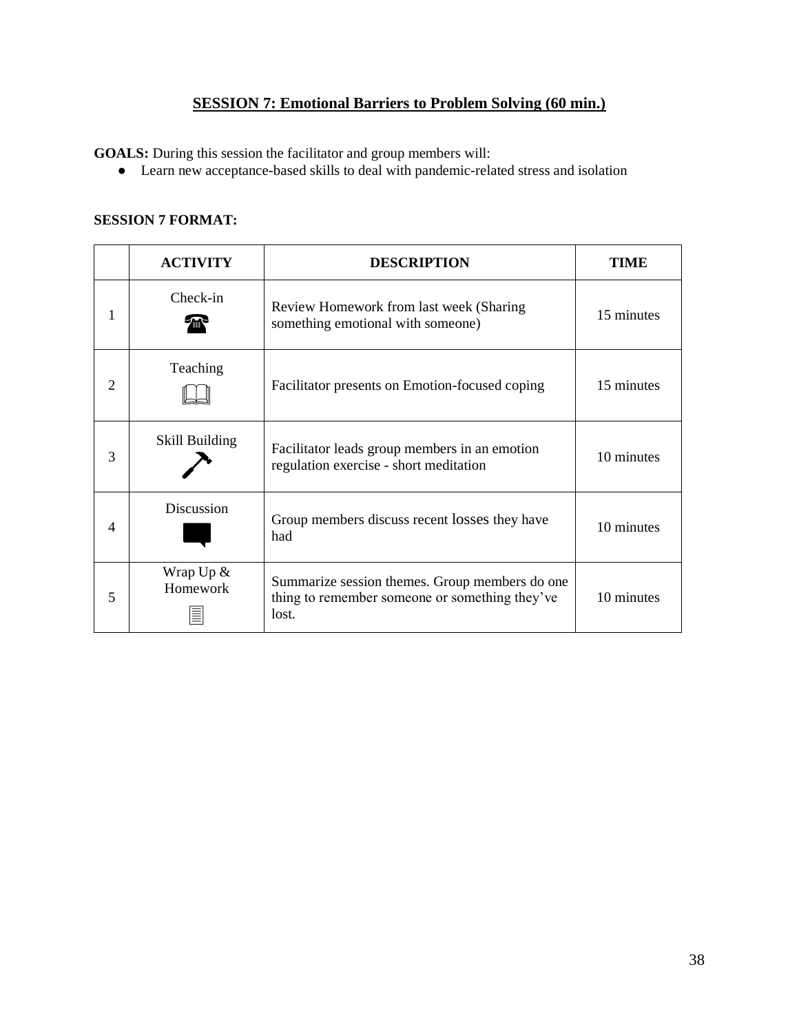## SESSION 7: Emotional Barriers to Problem Solving (60 min.)

**GOALS:** During this session the facilitator and group members will:

- Learn new acceptance-based skills to deal with pandemic-related stress and isolation

**SESSION 7 FORMAT:**

| | ACTIVITY | DESCRIPTION | TIME |
|---|---|---|---|
| 1 | Check-in | Review Homework from last week (Sharing something emotional with someone) | 15 minutes |
| 2 | Teaching | Facilitator presents on Emotion-focused coping | 15 minutes |
| 3 | Skill Building | Facilitator leads group members in an emotion regulation exercise - short meditation | 10 minutes |
| 4 | Discussion | Group members discuss recent losses they have had | 10 minutes |
| 5 | Wrap Up & Homework | Summarize session themes. Group members do one thing to remember someone or something they've lost. | 10 minutes |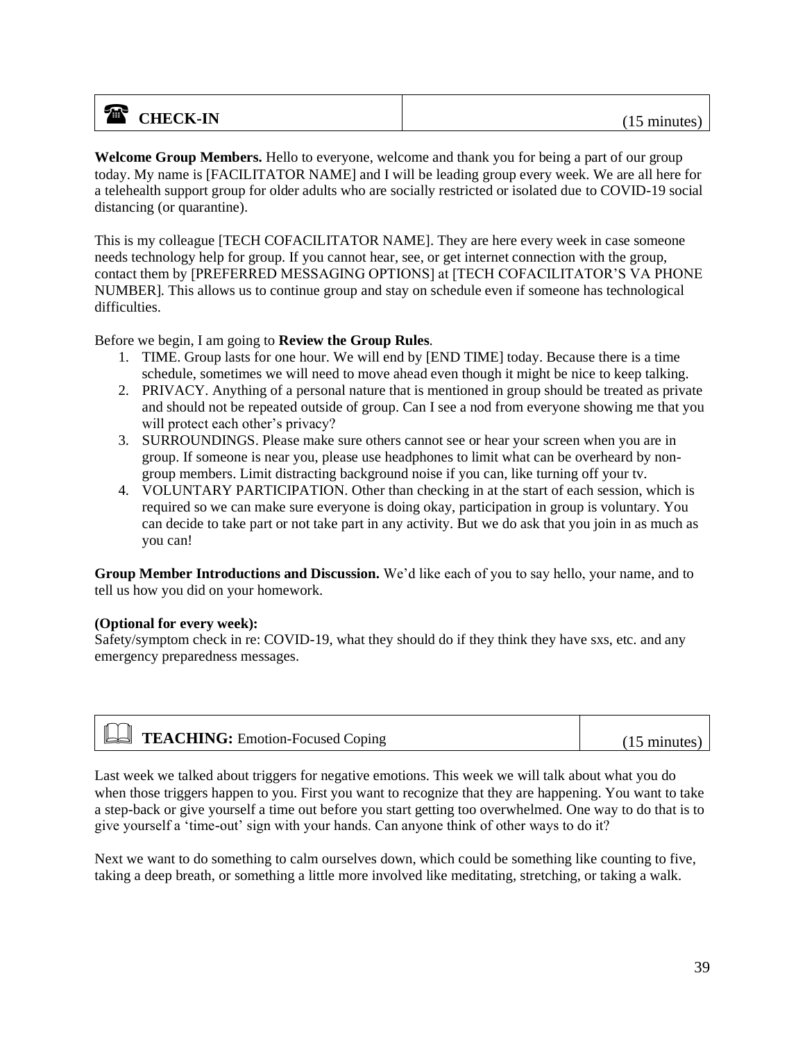## ☎ CHECK-IN (15 minutes)

**Welcome Group Members.** Hello to everyone, welcome and thank you for being a part of our group today. My name is [FACILITATOR NAME] and I will be leading group every week. We are all here for a telehealth support group for older adults who are socially restricted or isolated due to COVID-19 social distancing (or quarantine).

This is my colleague [TECH COFACILITATOR NAME]. They are here every week in case someone needs technology help for group. If you cannot hear, see, or get internet connection with the group, contact them by [PREFERRED MESSAGING OPTIONS] at [TECH COFACILITATOR'S VA PHONE NUMBER]. This allows us to continue group and stay on schedule even if someone has technological difficulties.

Before we begin, I am going to **Review the Group Rules**.

1. TIME. Group lasts for one hour. We will end by [END TIME] today. Because there is a time schedule, sometimes we will need to move ahead even though it might be nice to keep talking.
2. PRIVACY. Anything of a personal nature that is mentioned in group should be treated as private and should not be repeated outside of group. Can I see a nod from everyone showing me that you will protect each other's privacy?
3. SURROUNDINGS. Please make sure others cannot see or hear your screen when you are in group. If someone is near you, please use headphones to limit what can be overheard by non-group members. Limit distracting background noise if you can, like turning off your tv.
4. VOLUNTARY PARTICIPATION. Other than checking in at the start of each session, which is required so we can make sure everyone is doing okay, participation in group is voluntary. You can decide to take part or not take part in any activity. But we do ask that you join in as much as you can!

**Group Member Introductions and Discussion.** We'd like each of you to say hello, your name, and to tell us how you did on your homework.

**(Optional for every week):**
Safety/symptom check in re: COVID-19, what they should do if they think they have sxs, etc. and any emergency preparedness messages.

## TEACHING: Emotion-Focused Coping (15 minutes)

Last week we talked about triggers for negative emotions. This week we will talk about what you do when those triggers happen to you. First you want to recognize that they are happening. You want to take a step-back or give yourself a time out before you start getting too overwhelmed. One way to do that is to give yourself a 'time-out' sign with your hands. Can anyone think of other ways to do it?

Next we want to do something to calm ourselves down, which could be something like counting to five, taking a deep breath, or something a little more involved like meditating, stretching, or taking a walk.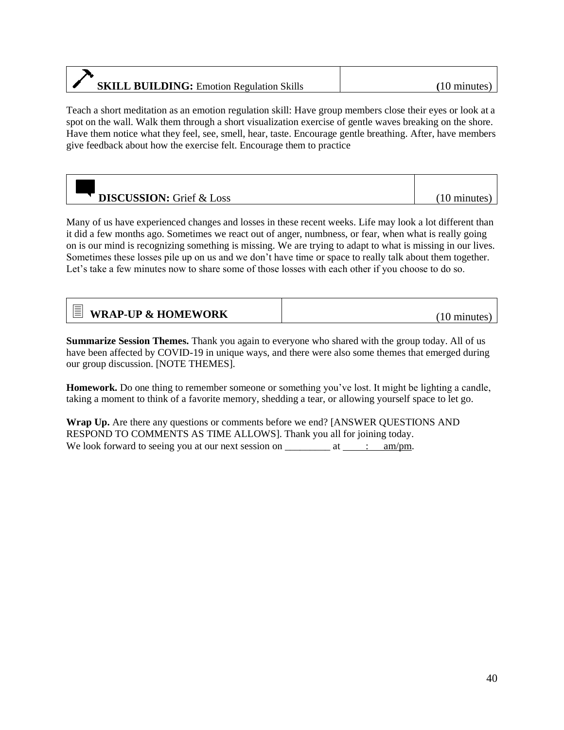## **SKILL BUILDING:** Emotion Regulation Skills (10 minutes)

Teach a short meditation as an emotion regulation skill: Have group members close their eyes or look at a spot on the wall. Walk them through a short visualization exercise of gentle waves breaking on the shore. Have them notice what they feel, see, smell, hear, taste. Encourage gentle breathing. After, have members give feedback about how the exercise felt. Encourage them to practice

## **DISCUSSION:** Grief & Loss (10 minutes)

Many of us have experienced changes and losses in these recent weeks. Life may look a lot different than it did a few months ago. Sometimes we react out of anger, numbness, or fear, when what is really going on is our mind is recognizing something is missing. We are trying to adapt to what is missing in our lives. Sometimes these losses pile up on us and we don't have time or space to really talk about them together. Let's take a few minutes now to share some of those losses with each other if you choose to do so.

## **WRAP-UP & HOMEWORK** (10 minutes)

**Summarize Session Themes.** Thank you again to everyone who shared with the group today. All of us have been affected by COVID-19 in unique ways, and there were also some themes that emerged during our group discussion. [NOTE THEMES].

**Homework.** Do one thing to remember someone or something you've lost. It might be lighting a candle, taking a moment to think of a favorite memory, shedding a tear, or allowing yourself space to let go.

**Wrap Up.** Are there any questions or comments before we end? [ANSWER QUESTIONS AND RESPOND TO COMMENTS AS TIME ALLOWS]. Thank you all for joining today.
We look forward to seeing you at our next session on _________ at ____:____ am/pm.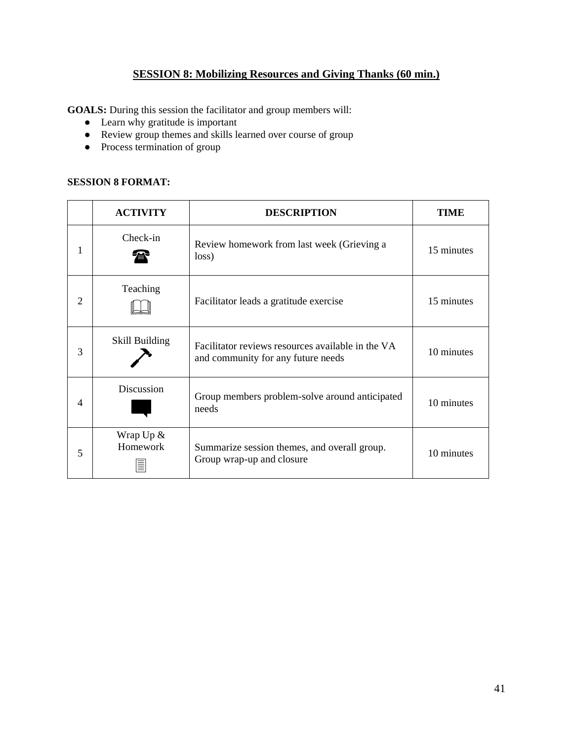## SESSION 8: Mobilizing Resources and Giving Thanks (60 min.)

**GOALS:** During this session the facilitator and group members will:

- Learn why gratitude is important
- Review group themes and skills learned over course of group
- Process termination of group

**SESSION 8 FORMAT:**

| | ACTIVITY | DESCRIPTION | TIME |
|---|---|---|---|
| 1 | Check-in | Review homework from last week (Grieving a loss) | 15 minutes |
| 2 | Teaching | Facilitator leads a gratitude exercise | 15 minutes |
| 3 | Skill Building | Facilitator reviews resources available in the VA and community for any future needs | 10 minutes |
| 4 | Discussion | Group members problem-solve around anticipated needs | 10 minutes |
| 5 | Wrap Up & Homework | Summarize session themes, and overall group. Group wrap-up and closure | 10 minutes |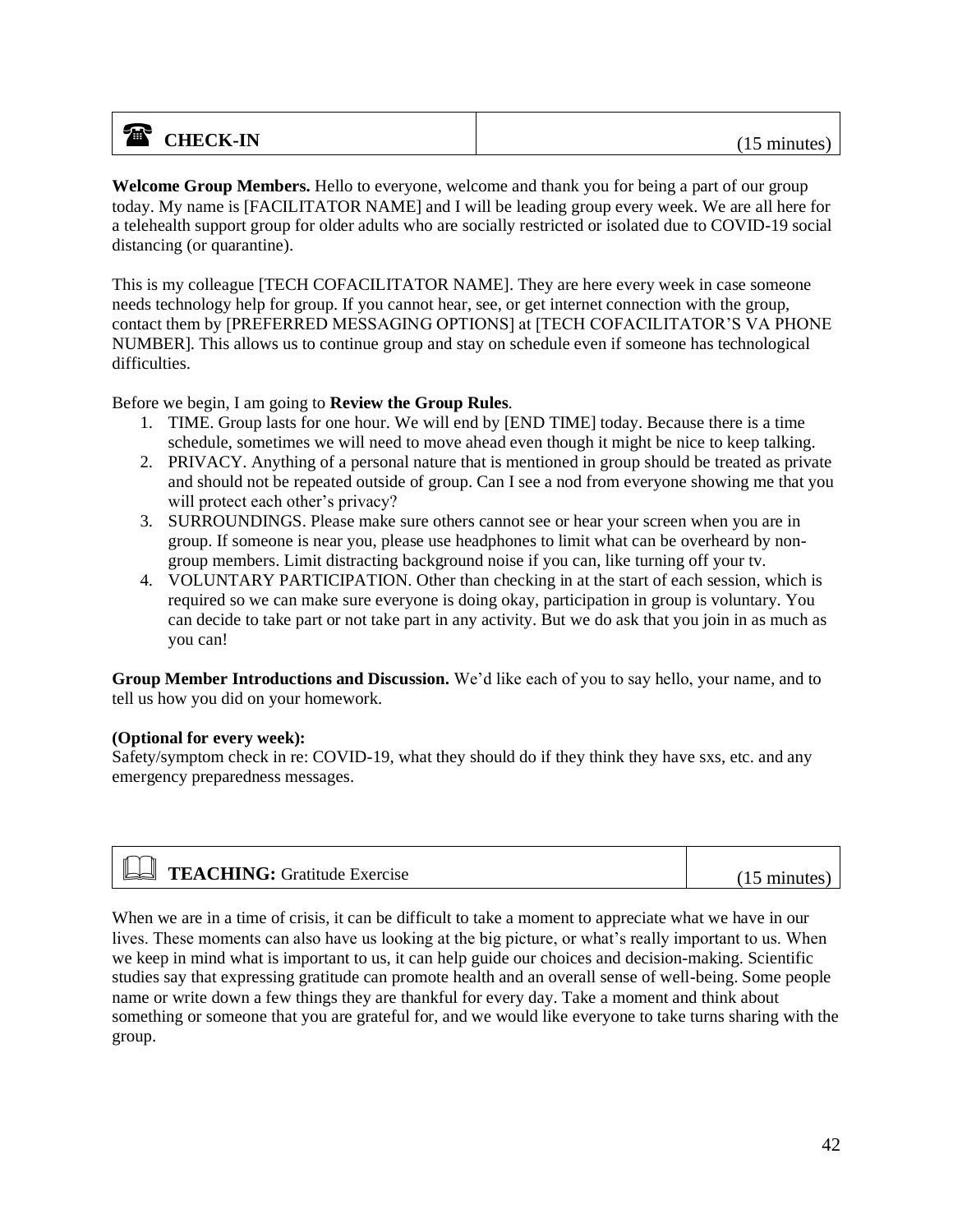| CHECK-IN | (15 minutes) |
|---|---|

**Welcome Group Members.** Hello to everyone, welcome and thank you for being a part of our group today. My name is [FACILITATOR NAME] and I will be leading group every week. We are all here for a telehealth support group for older adults who are socially restricted or isolated due to COVID-19 social distancing (or quarantine).

This is my colleague [TECH COFACILITATOR NAME]. They are here every week in case someone needs technology help for group. If you cannot hear, see, or get internet connection with the group, contact them by [PREFERRED MESSAGING OPTIONS] at [TECH COFACILITATOR'S VA PHONE NUMBER]. This allows us to continue group and stay on schedule even if someone has technological difficulties.

Before we begin, I am going to **Review the Group Rules**.

1. TIME. Group lasts for one hour. We will end by [END TIME] today. Because there is a time schedule, sometimes we will need to move ahead even though it might be nice to keep talking.
2. PRIVACY. Anything of a personal nature that is mentioned in group should be treated as private and should not be repeated outside of group. Can I see a nod from everyone showing me that you will protect each other's privacy?
3. SURROUNDINGS. Please make sure others cannot see or hear your screen when you are in group. If someone is near you, please use headphones to limit what can be overheard by non-group members. Limit distracting background noise if you can, like turning off your tv.
4. VOLUNTARY PARTICIPATION. Other than checking in at the start of each session, which is required so we can make sure everyone is doing okay, participation in group is voluntary. You can decide to take part or not take part in any activity. But we do ask that you join in as much as you can!

**Group Member Introductions and Discussion.** We'd like each of you to say hello, your name, and to tell us how you did on your homework.

**(Optional for every week):**
Safety/symptom check in re: COVID-19, what they should do if they think they have sxs, etc. and any emergency preparedness messages.

| **TEACHING:** Gratitude Exercise | (15 minutes) |
|---|---|

When we are in a time of crisis, it can be difficult to take a moment to appreciate what we have in our lives. These moments can also have us looking at the big picture, or what's really important to us. When we keep in mind what is important to us, it can help guide our choices and decision-making. Scientific studies say that expressing gratitude can promote health and an overall sense of well-being. Some people name or write down a few things they are thankful for every day. Take a moment and think about something or someone that you are grateful for, and we would like everyone to take turns sharing with the group.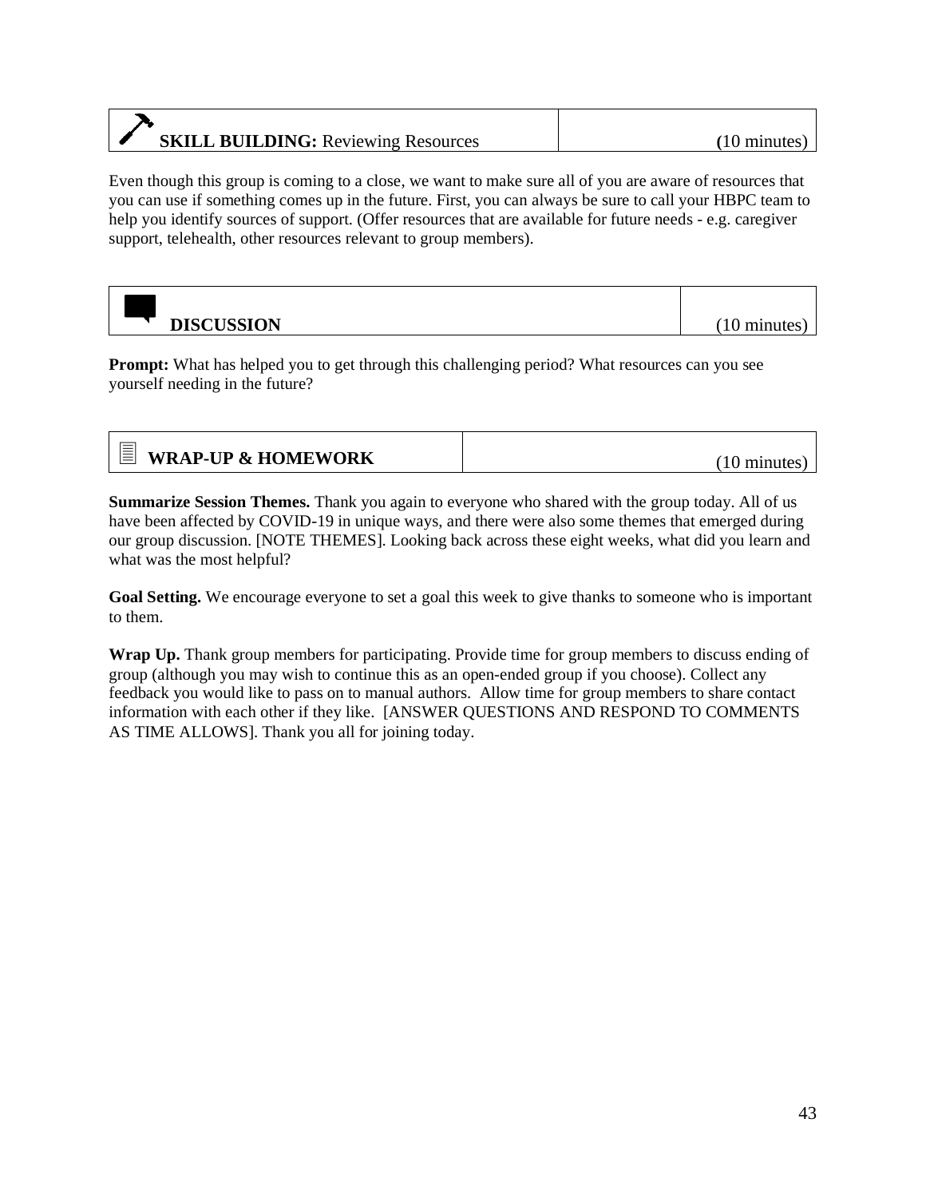| **SKILL BUILDING:** Reviewing Resources | (10 minutes) |
|---|---|

Even though this group is coming to a close, we want to make sure all of you are aware of resources that you can use if something comes up in the future. First, you can always be sure to call your HBPC team to help you identify sources of support. (Offer resources that are available for future needs - e.g. caregiver support, telehealth, other resources relevant to group members).

| **DISCUSSION** | (10 minutes) |
|---|---|

**Prompt:** What has helped you to get through this challenging period? What resources can you see yourself needing in the future?

| **WRAP-UP & HOMEWORK** | (10 minutes) |
|---|---|

**Summarize Session Themes.** Thank you again to everyone who shared with the group today. All of us have been affected by COVID-19 in unique ways, and there were also some themes that emerged during our group discussion. [NOTE THEMES]. Looking back across these eight weeks, what did you learn and what was the most helpful?

**Goal Setting.** We encourage everyone to set a goal this week to give thanks to someone who is important to them.

**Wrap Up.** Thank group members for participating. Provide time for group members to discuss ending of group (although you may wish to continue this as an open-ended group if you choose). Collect any feedback you would like to pass on to manual authors. Allow time for group members to share contact information with each other if they like. [ANSWER QUESTIONS AND RESPOND TO COMMENTS AS TIME ALLOWS]. Thank you all for joining today.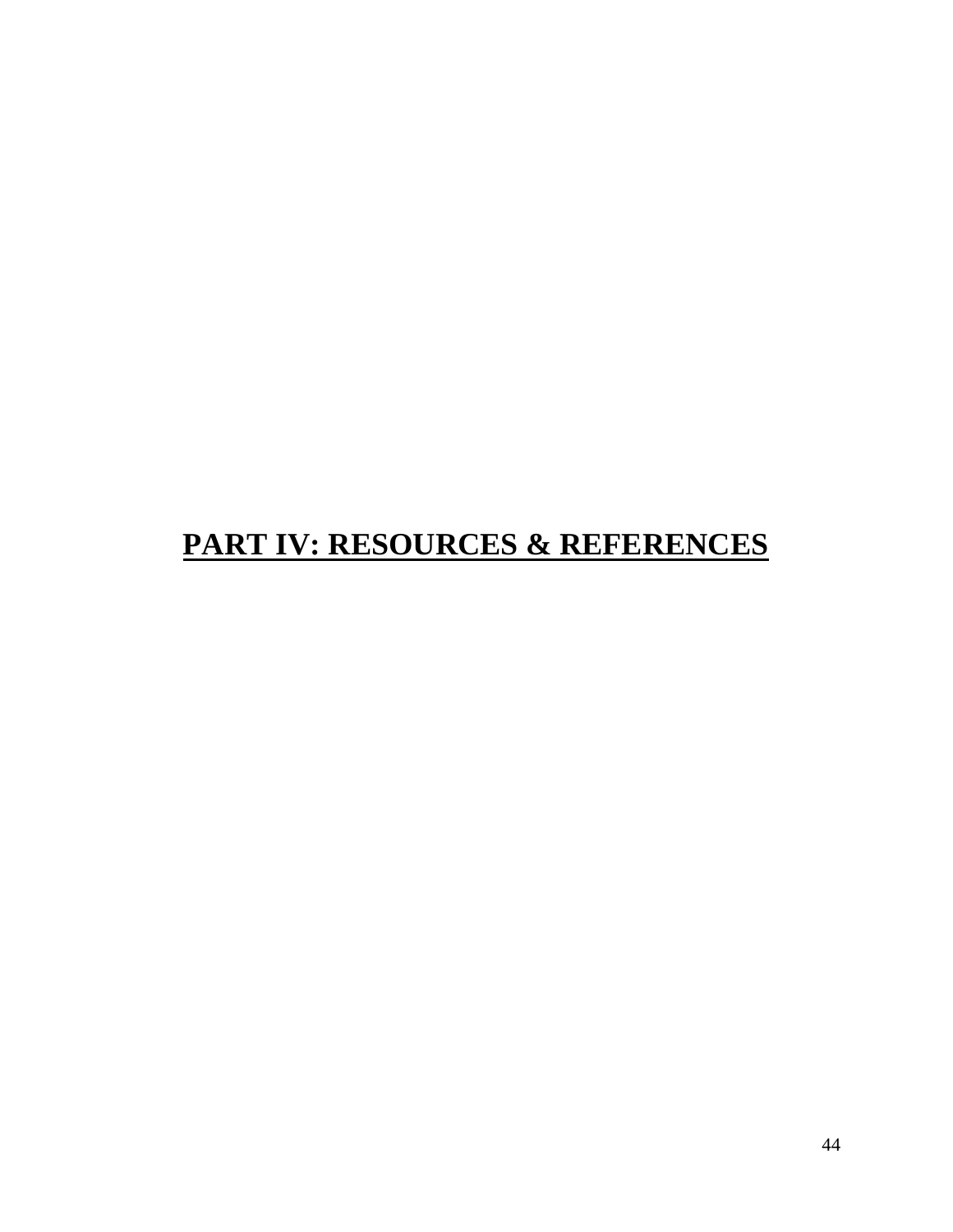# PART IV: RESOURCES & REFERENCES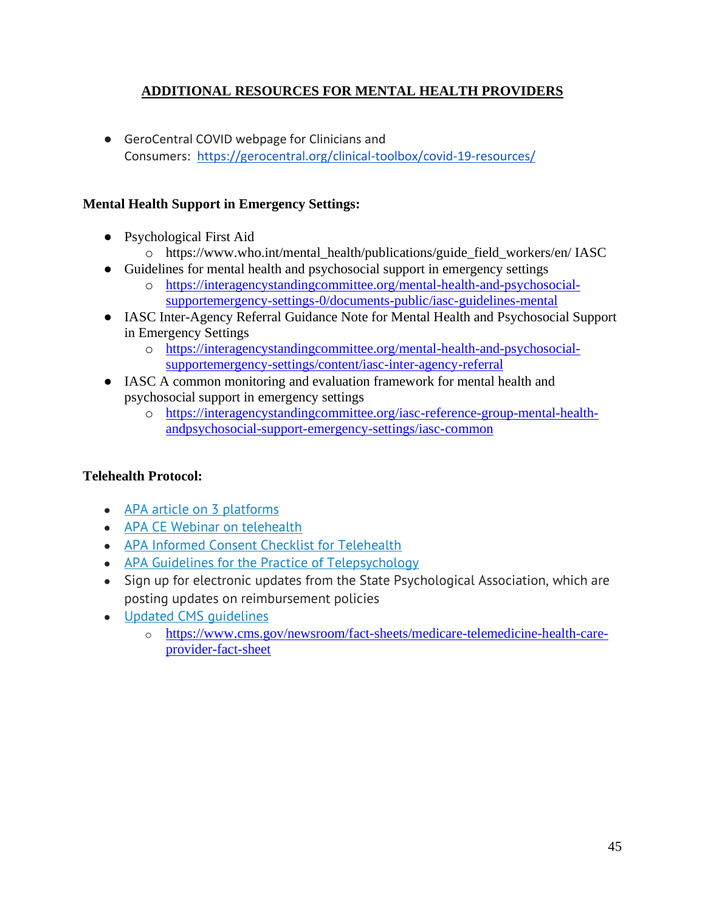## ADDITIONAL RESOURCES FOR MENTAL HEALTH PROVIDERS

- GeroCentral COVID webpage for Clinicians and Consumers: https://gerocentral.org/clinical-toolbox/covid-19-resources/

**Mental Health Support in Emergency Settings:**

- Psychological First Aid
  - https://www.who.int/mental_health/publications/guide_field_workers/en/ IASC
- Guidelines for mental health and psychosocial support in emergency settings
  - https://interagencystandingcommittee.org/mental-health-and-psychosocial-supportemergency-settings-0/documents-public/iasc-guidelines-mental
- IASC Inter-Agency Referral Guidance Note for Mental Health and Psychosocial Support in Emergency Settings
  - https://interagencystandingcommittee.org/mental-health-and-psychosocial-supportemergency-settings/content/iasc-inter-agency-referral
- IASC A common monitoring and evaluation framework for mental health and psychosocial support in emergency settings
  - https://interagencystandingcommittee.org/iasc-reference-group-mental-health-andpsychosocial-support-emergency-settings/iasc-common

**Telehealth Protocol:**

- APA article on 3 platforms
- APA CE Webinar on telehealth
- APA Informed Consent Checklist for Telehealth
- APA Guidelines for the Practice of Telepsychology
- Sign up for electronic updates from the State Psychological Association, which are posting updates on reimbursement policies
- Updated CMS guidelines
  - https://www.cms.gov/newsroom/fact-sheets/medicare-telemedicine-health-care-provider-fact-sheet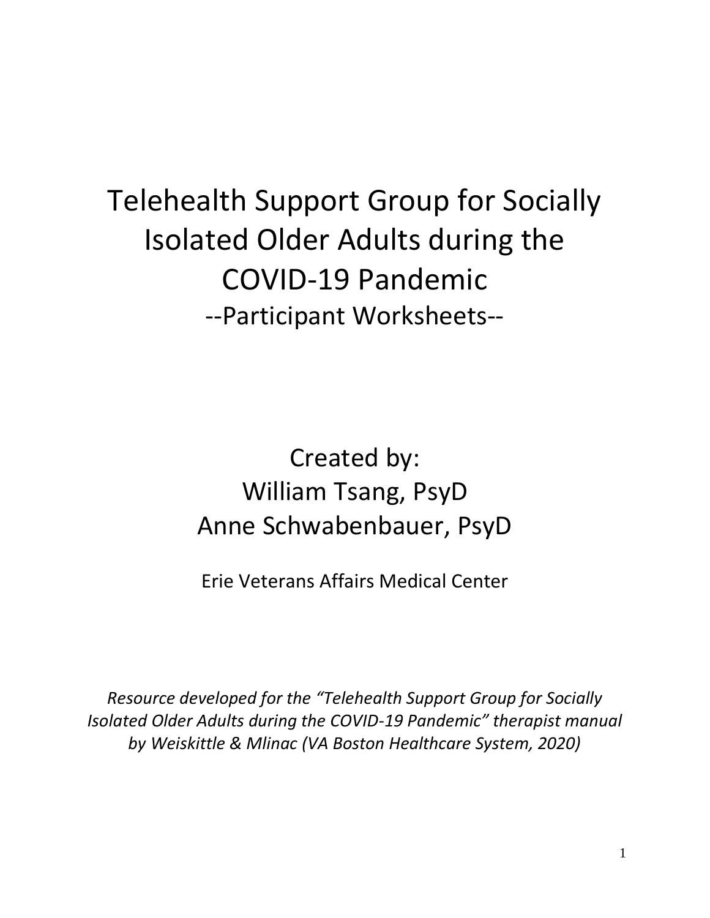# Telehealth Support Group for Socially Isolated Older Adults during the COVID-19 Pandemic

--Participant Worksheets--

Created by:
William Tsang, PsyD
Anne Schwabenbauer, PsyD

Erie Veterans Affairs Medical Center

*Resource developed for the "Telehealth Support Group for Socially Isolated Older Adults during the COVID-19 Pandemic" therapist manual by Weiskittle & Mlinac (VA Boston Healthcare System, 2020)*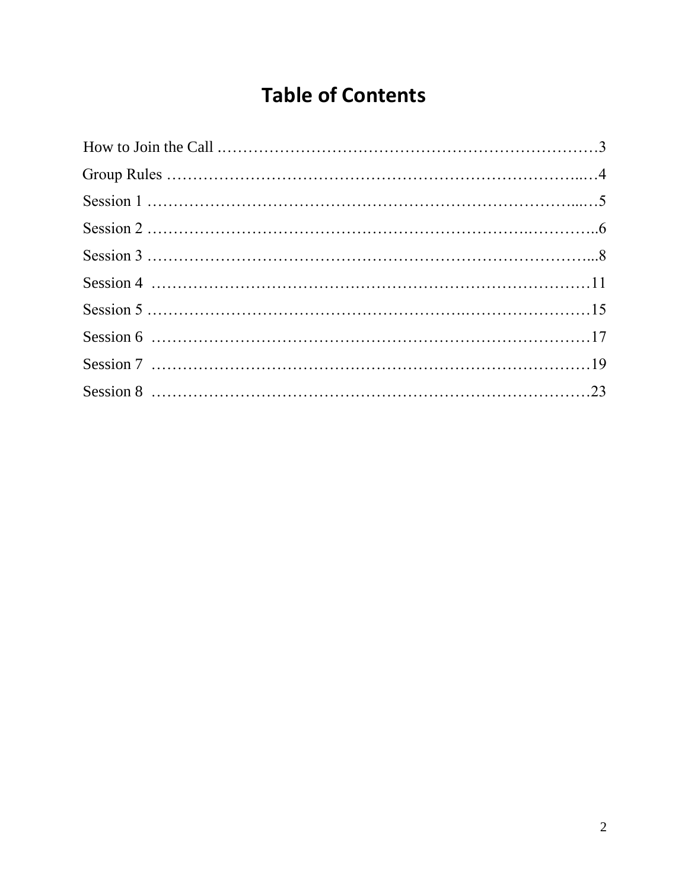# Table of Contents

How to Join the Call ……………………………………………………………………3

Group Rules ……………………………………………………………………..…4

Session 1 ………………………………………………………………………....…5

Session 2 …………………………………………………………….…………..6

Session 3 ……………………………………………………………………………...8

Session 4 ………………………………………………………………………11

Session 5 ……………………………………………….……………………15

Session 6 ………………………………………………………………………17

Session 7 ………………………………………………………………………19

Session 8 ………………………………………………………………………23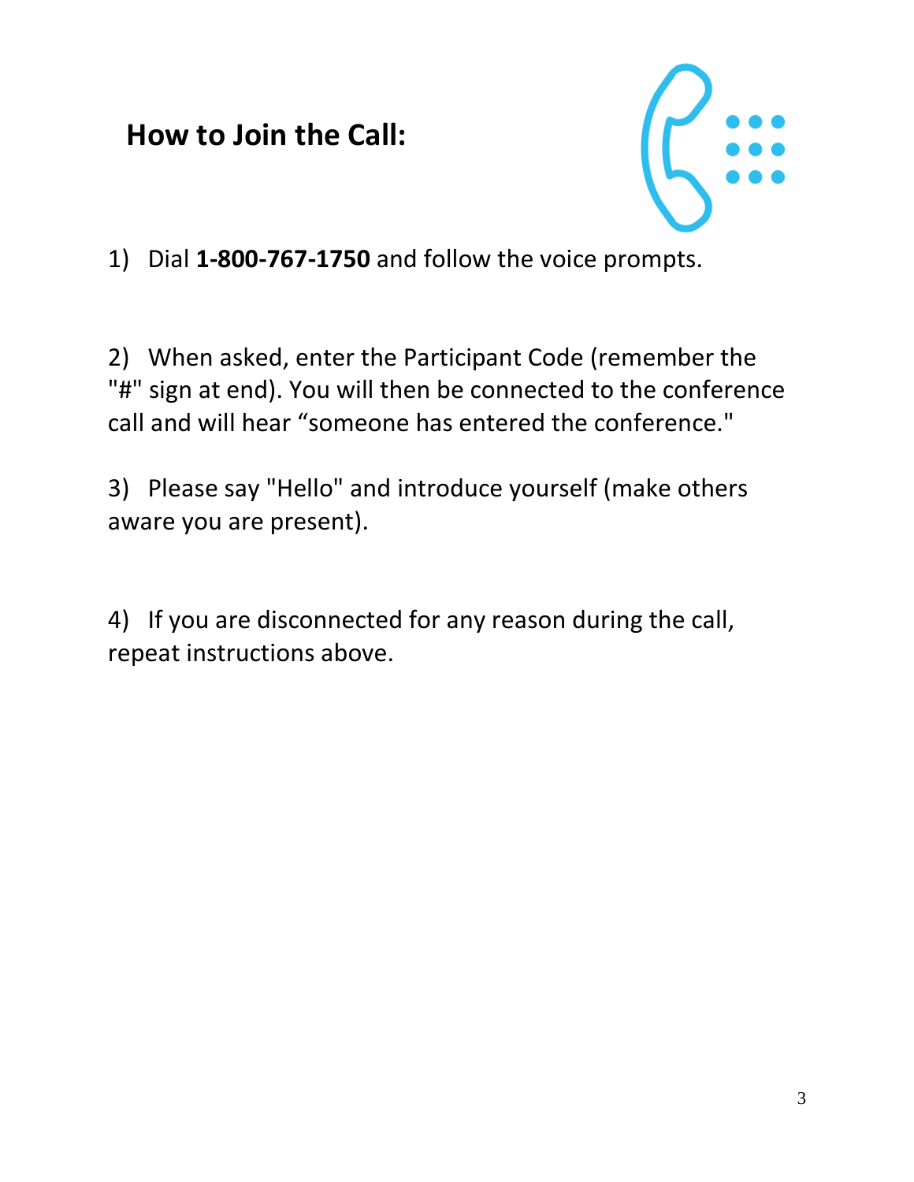## How to Join the Call:

1) Dial **1-800-767-1750** and follow the voice prompts.

2) When asked, enter the Participant Code (remember the "#" sign at end). You will then be connected to the conference call and will hear “someone has entered the conference."

3) Please say "Hello" and introduce yourself (make others aware you are present).

4) If you are disconnected for any reason during the call, repeat instructions above.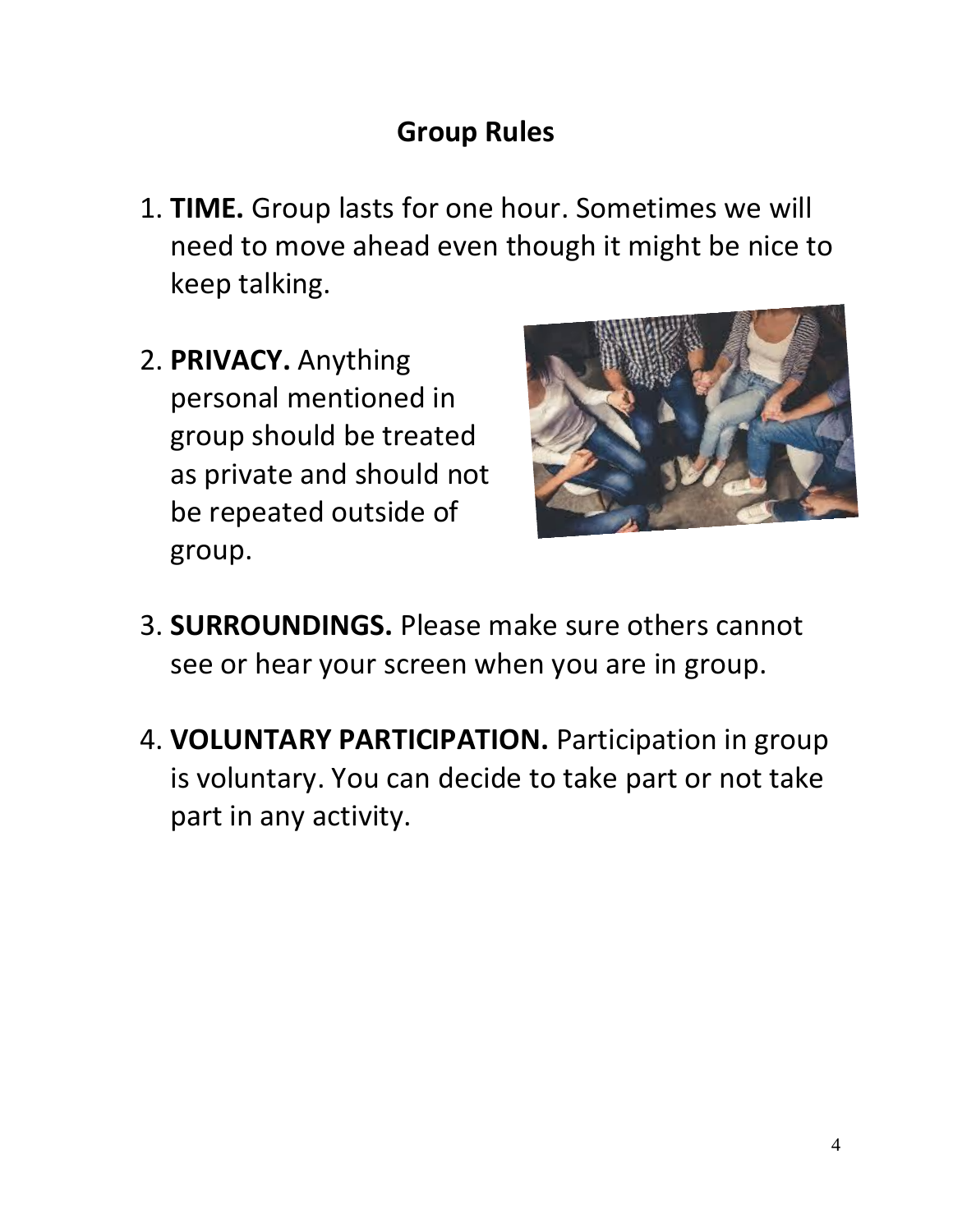## Group Rules

1. **TIME.** Group lasts for one hour. Sometimes we will need to move ahead even though it might be nice to keep talking.
2. **PRIVACY.** Anything personal mentioned in group should be treated as private and should not be repeated outside of group.
3. **SURROUNDINGS.** Please make sure others cannot see or hear your screen when you are in group.
4. **VOLUNTARY PARTICIPATION.** Participation in group is voluntary. You can decide to take part or not take part in any activity.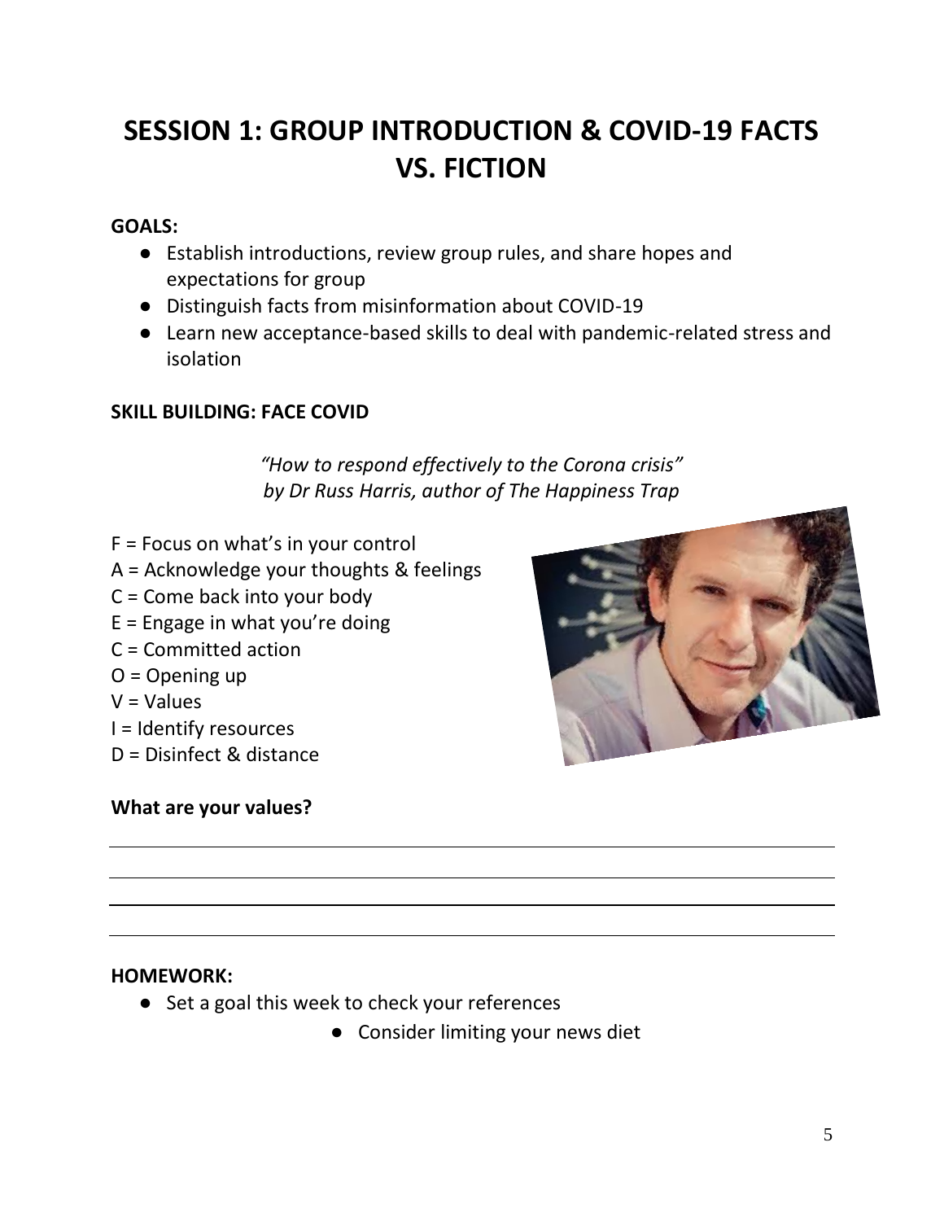# SESSION 1: GROUP INTRODUCTION & COVID-19 FACTS VS. FICTION

**GOALS:**

- Establish introductions, review group rules, and share hopes and expectations for group
- Distinguish facts from misinformation about COVID-19
- Learn new acceptance-based skills to deal with pandemic-related stress and isolation

**SKILL BUILDING: FACE COVID**

*"How to respond effectively to the Corona crisis"*
*by Dr Russ Harris, author of The Happiness Trap*

F = Focus on what's in your control
A = Acknowledge your thoughts & feelings
C = Come back into your body
E = Engage in what you're doing
C = Committed action
O = Opening up
V = Values
I = Identify resources
D = Disinfect & distance

**What are your values?**

______________________________________________

______________________________________________

______________________________________________

______________________________________________

**HOMEWORK:**

- Set a goal this week to check your references
- Consider limiting your news diet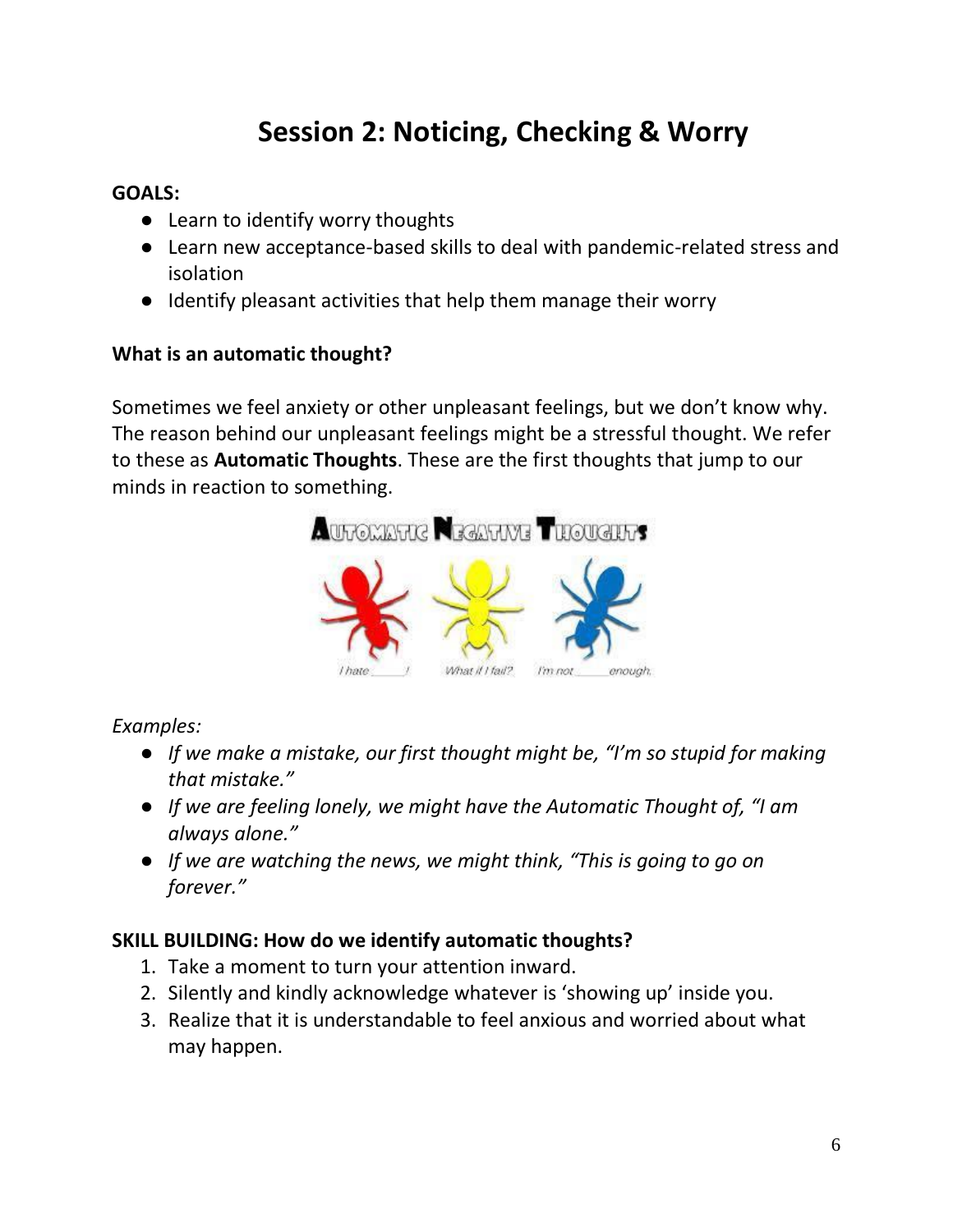# Session 2: Noticing, Checking & Worry

**GOALS:**

- Learn to identify worry thoughts
- Learn new acceptance-based skills to deal with pandemic-related stress and isolation
- Identify pleasant activities that help them manage their worry

**What is an automatic thought?**

Sometimes we feel anxiety or other unpleasant feelings, but we don't know why. The reason behind our unpleasant feelings might be a stressful thought. We refer to these as **Automatic Thoughts**. These are the first thoughts that jump to our minds in reaction to something.

*Examples:*

- *If we make a mistake, our first thought might be, "I'm so stupid for making that mistake."*
- *If we are feeling lonely, we might have the Automatic Thought of, "I am always alone."*
- *If we are watching the news, we might think, "This is going to go on forever."*

**SKILL BUILDING: How do we identify automatic thoughts?**

1. Take a moment to turn your attention inward.
2. Silently and kindly acknowledge whatever is 'showing up' inside you.
3. Realize that it is understandable to feel anxious and worried about what may happen.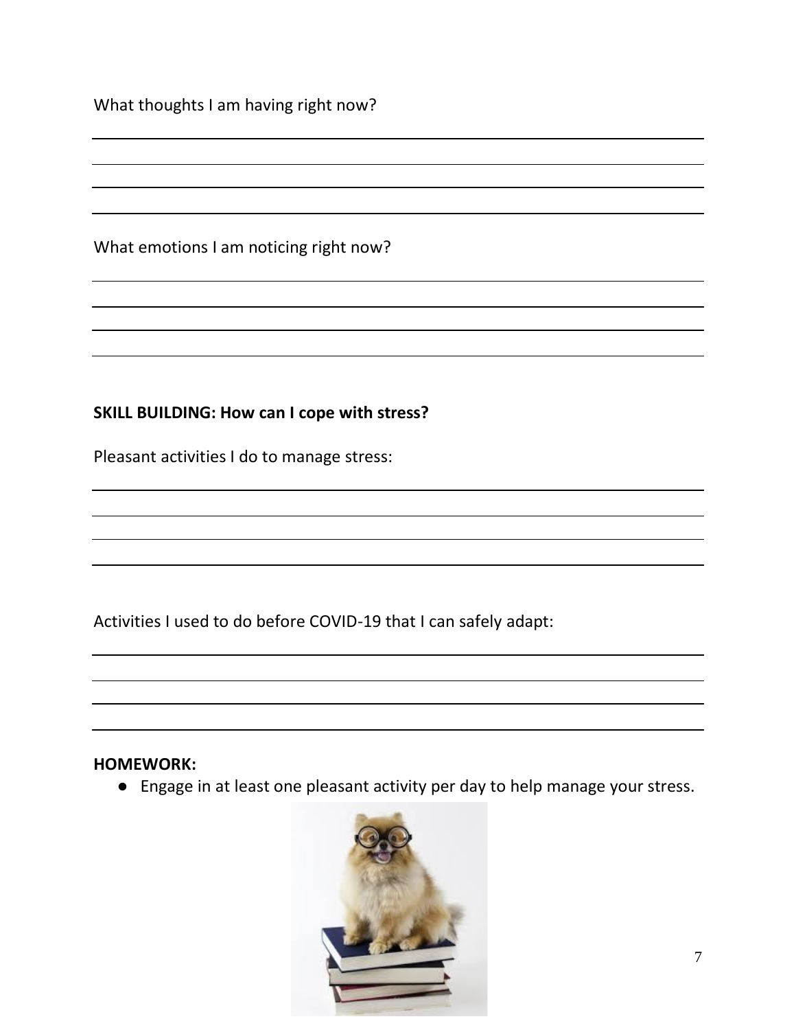What thoughts I am having right now?

What emotions I am noticing right now?

**SKILL BUILDING: How can I cope with stress?**

Pleasant activities I do to manage stress:

Activities I used to do before COVID-19 that I can safely adapt:

**HOMEWORK:**

- Engage in at least one pleasant activity per day to help manage your stress.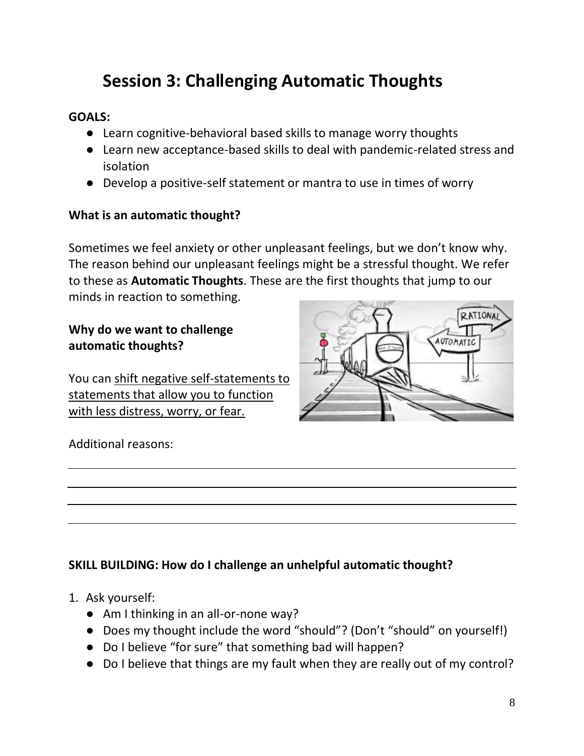# Session 3: Challenging Automatic Thoughts

**GOALS:**

- Learn cognitive-behavioral based skills to manage worry thoughts
- Learn new acceptance-based skills to deal with pandemic-related stress and isolation
- Develop a positive-self statement or mantra to use in times of worry

**What is an automatic thought?**

Sometimes we feel anxiety or other unpleasant feelings, but we don't know why. The reason behind our unpleasant feelings might be a stressful thought. We refer to these as **Automatic Thoughts**. These are the first thoughts that jump to our minds in reaction to something.

**Why do we want to challenge automatic thoughts?**

You can <u>shift negative self-statements to statements that allow you to function with less distress, worry, or fear.</u>

Additional reasons:

______________________________________________________________________

______________________________________________________________________

______________________________________________________________________

______________________________________________________________________

**SKILL BUILDING: How do I challenge an unhelpful automatic thought?**

1. Ask yourself:
   - Am I thinking in an all-or-none way?
   - Does my thought include the word "should"? (Don't "should" on yourself!)
   - Do I believe "for sure" that something bad will happen?
   - Do I believe that things are my fault when they are really out of my control?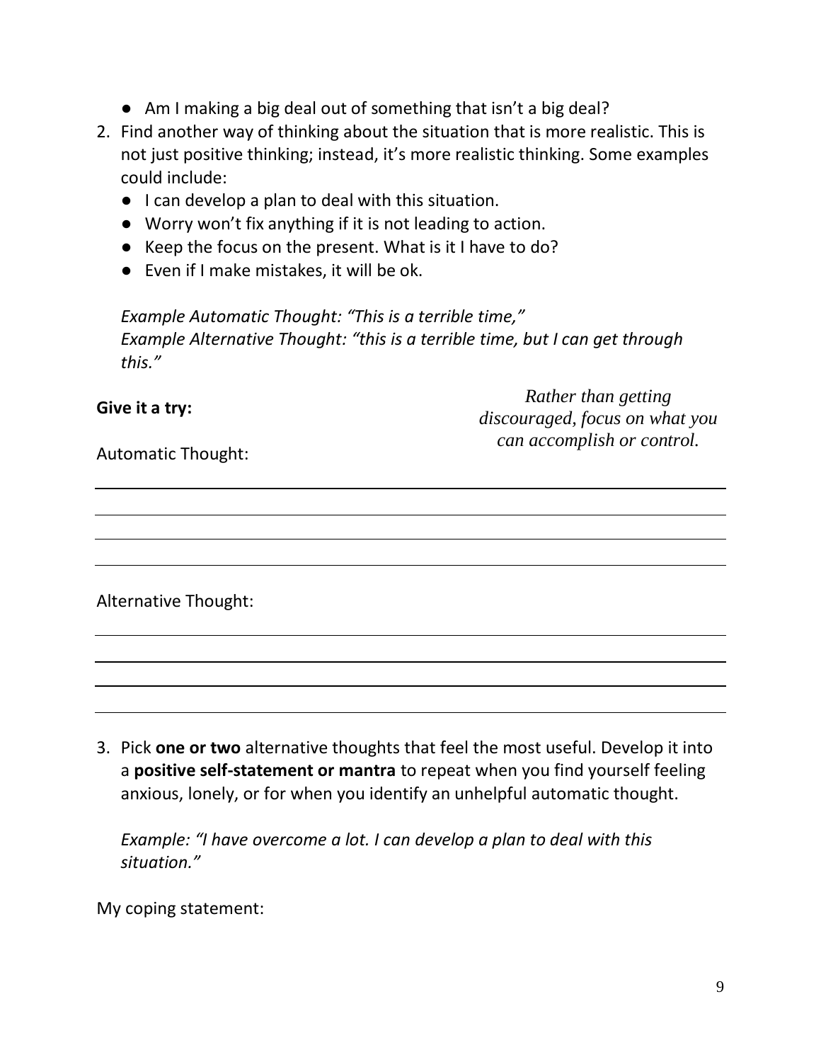- Am I making a big deal out of something that isn't a big deal?

2. Find another way of thinking about the situation that is more realistic. This is not just positive thinking; instead, it's more realistic thinking. Some examples could include:
   - I can develop a plan to deal with this situation.
   - Worry won't fix anything if it is not leading to action.
   - Keep the focus on the present. What is it I have to do?
   - Even if I make mistakes, it will be ok.

   *Example Automatic Thought: "This is a terrible time,"*
   *Example Alternative Thought: "this is a terrible time, but I can get through this."*

**Give it a try:**

*Rather than getting discouraged, focus on what you can accomplish or control.*

Automatic Thought:

___

___

___

___

Alternative Thought:

___

___

___

___

3. Pick **one or two** alternative thoughts that feel the most useful. Develop it into a **positive self-statement or mantra** to repeat when you find yourself feeling anxious, lonely, or for when you identify an unhelpful automatic thought.

   *Example: "I have overcome a lot. I can develop a plan to deal with this situation."*

My coping statement: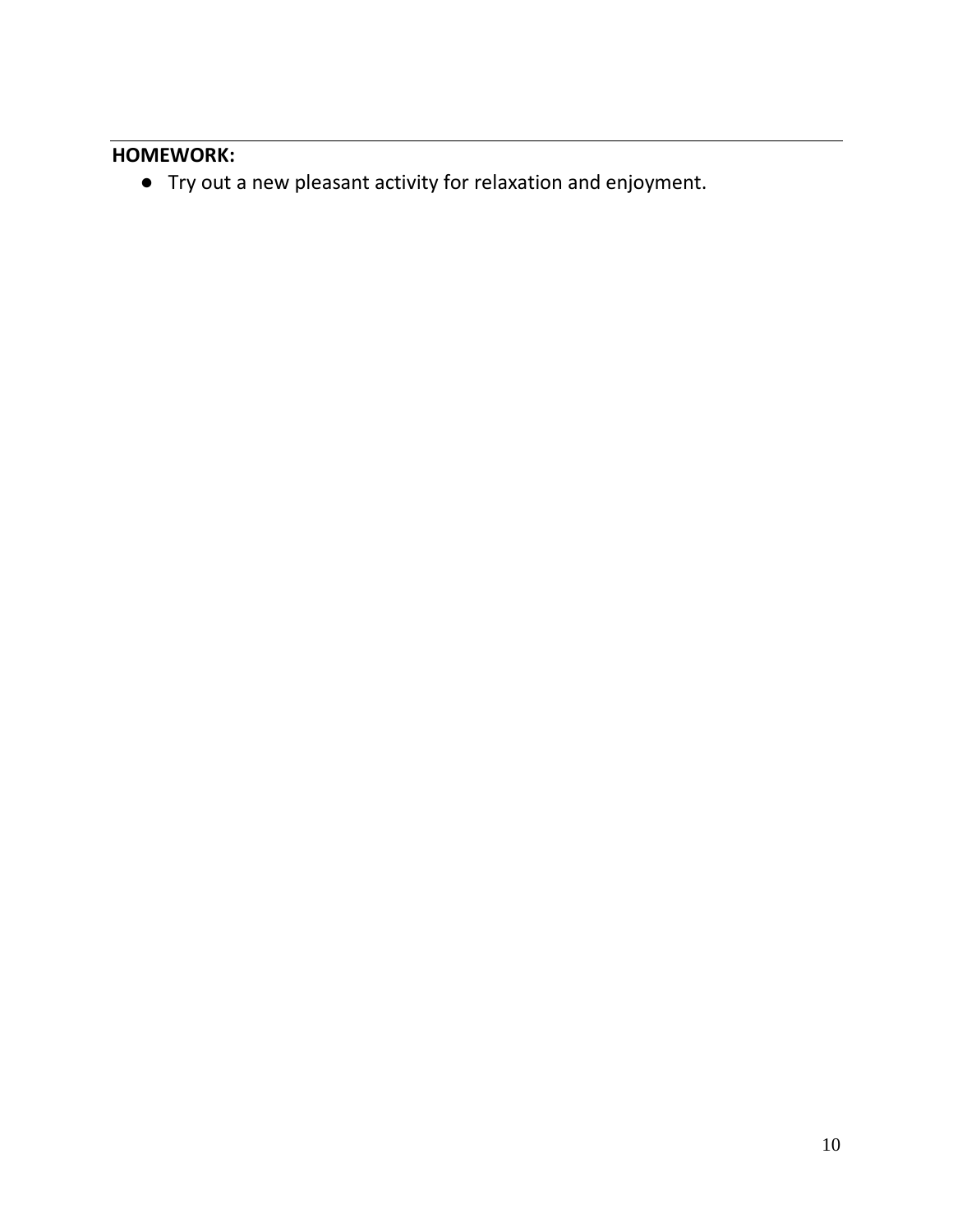**HOMEWORK:**

- Try out a new pleasant activity for relaxation and enjoyment.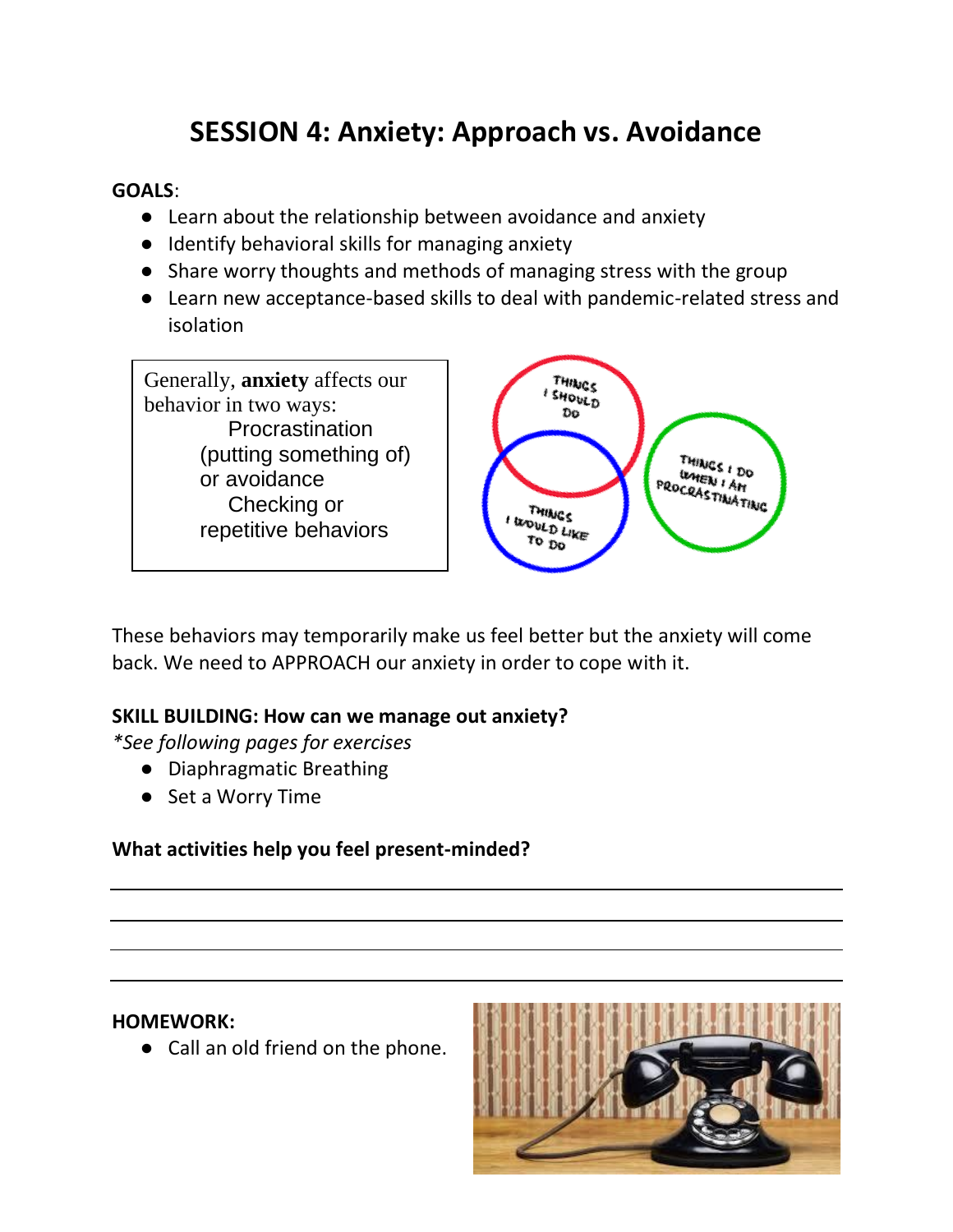# SESSION 4: Anxiety: Approach vs. Avoidance

**GOALS**:

- Learn about the relationship between avoidance and anxiety
- Identify behavioral skills for managing anxiety
- Share worry thoughts and methods of managing stress with the group
- Learn new acceptance-based skills to deal with pandemic-related stress and isolation

Generally, **anxiety** affects our behavior in two ways:

- Procrastination (putting something of) or avoidance
- Checking or repetitive behaviors

These behaviors may temporarily make us feel better but the anxiety will come back. We need to APPROACH our anxiety in order to cope with it.

**SKILL BUILDING: How can we manage out anxiety?**

*\*See following pages for exercises*

- Diaphragmatic Breathing
- Set a Worry Time

**What activities help you feel present-minded?**

\_\_\_\_\_\_\_\_\_\_\_\_\_\_\_\_\_\_\_\_\_\_\_\_\_\_\_\_\_\_\_\_\_\_\_\_\_\_\_\_

\_\_\_\_\_\_\_\_\_\_\_\_\_\_\_\_\_\_\_\_\_\_\_\_\_\_\_\_\_\_\_\_\_\_\_\_\_\_\_\_

\_\_\_\_\_\_\_\_\_\_\_\_\_\_\_\_\_\_\_\_\_\_\_\_\_\_\_\_\_\_\_\_\_\_\_\_\_\_\_\_

\_\_\_\_\_\_\_\_\_\_\_\_\_\_\_\_\_\_\_\_\_\_\_\_\_\_\_\_\_\_\_\_\_\_\_\_\_\_\_\_

**HOMEWORK:**

- Call an old friend on the phone.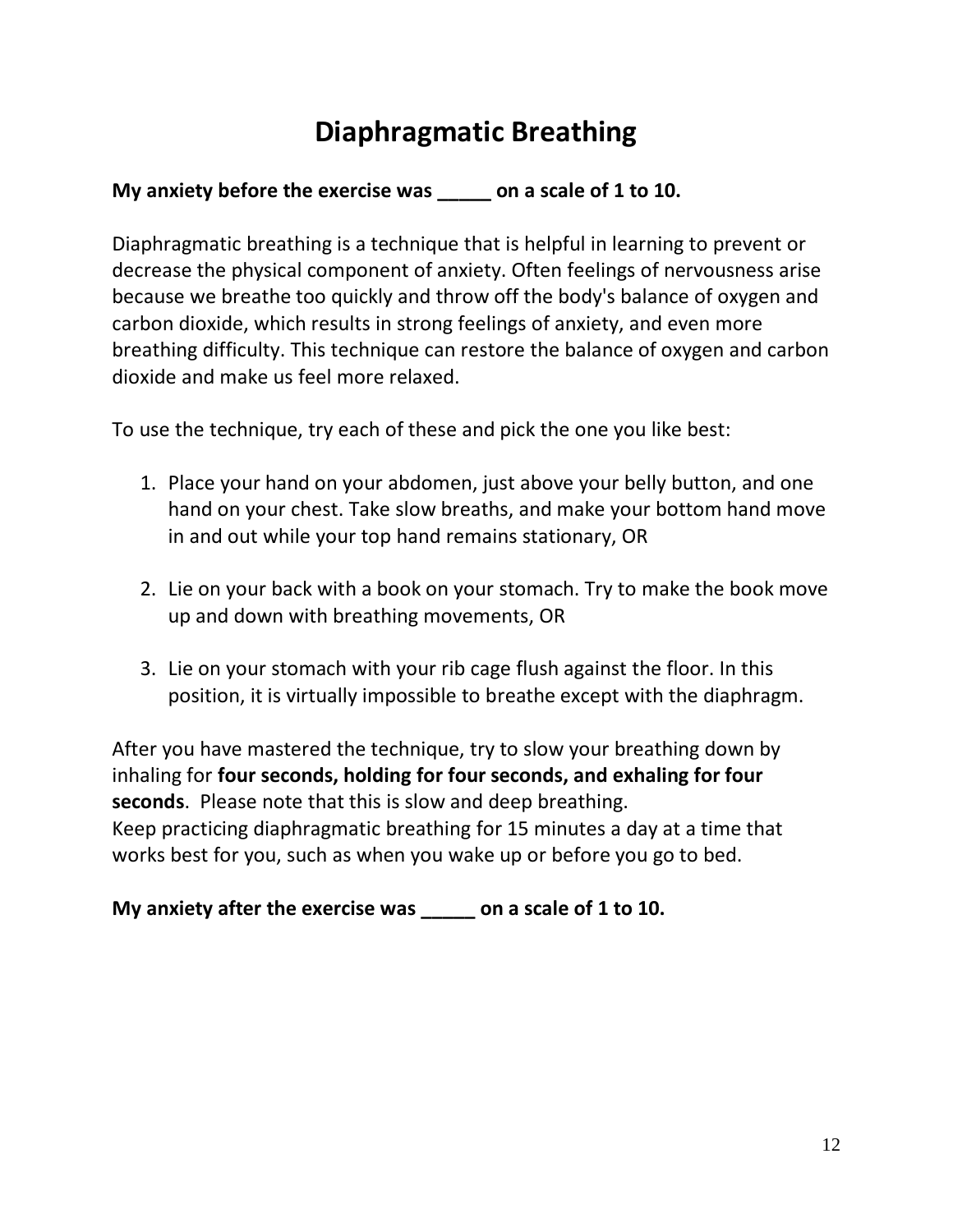# Diaphragmatic Breathing

**My anxiety before the exercise was _____ on a scale of 1 to 10.**

Diaphragmatic breathing is a technique that is helpful in learning to prevent or decrease the physical component of anxiety. Often feelings of nervousness arise because we breathe too quickly and throw off the body's balance of oxygen and carbon dioxide, which results in strong feelings of anxiety, and even more breathing difficulty. This technique can restore the balance of oxygen and carbon dioxide and make us feel more relaxed.

To use the technique, try each of these and pick the one you like best:

1. Place your hand on your abdomen, just above your belly button, and one hand on your chest. Take slow breaths, and make your bottom hand move in and out while your top hand remains stationary, OR

2. Lie on your back with a book on your stomach. Try to make the book move up and down with breathing movements, OR

3. Lie on your stomach with your rib cage flush against the floor. In this position, it is virtually impossible to breathe except with the diaphragm.

After you have mastered the technique, try to slow your breathing down by inhaling for **four seconds, holding for four seconds, and exhaling for four seconds**. Please note that this is slow and deep breathing.
Keep practicing diaphragmatic breathing for 15 minutes a day at a time that works best for you, such as when you wake up or before you go to bed.

**My anxiety after the exercise was _____ on a scale of 1 to 10.**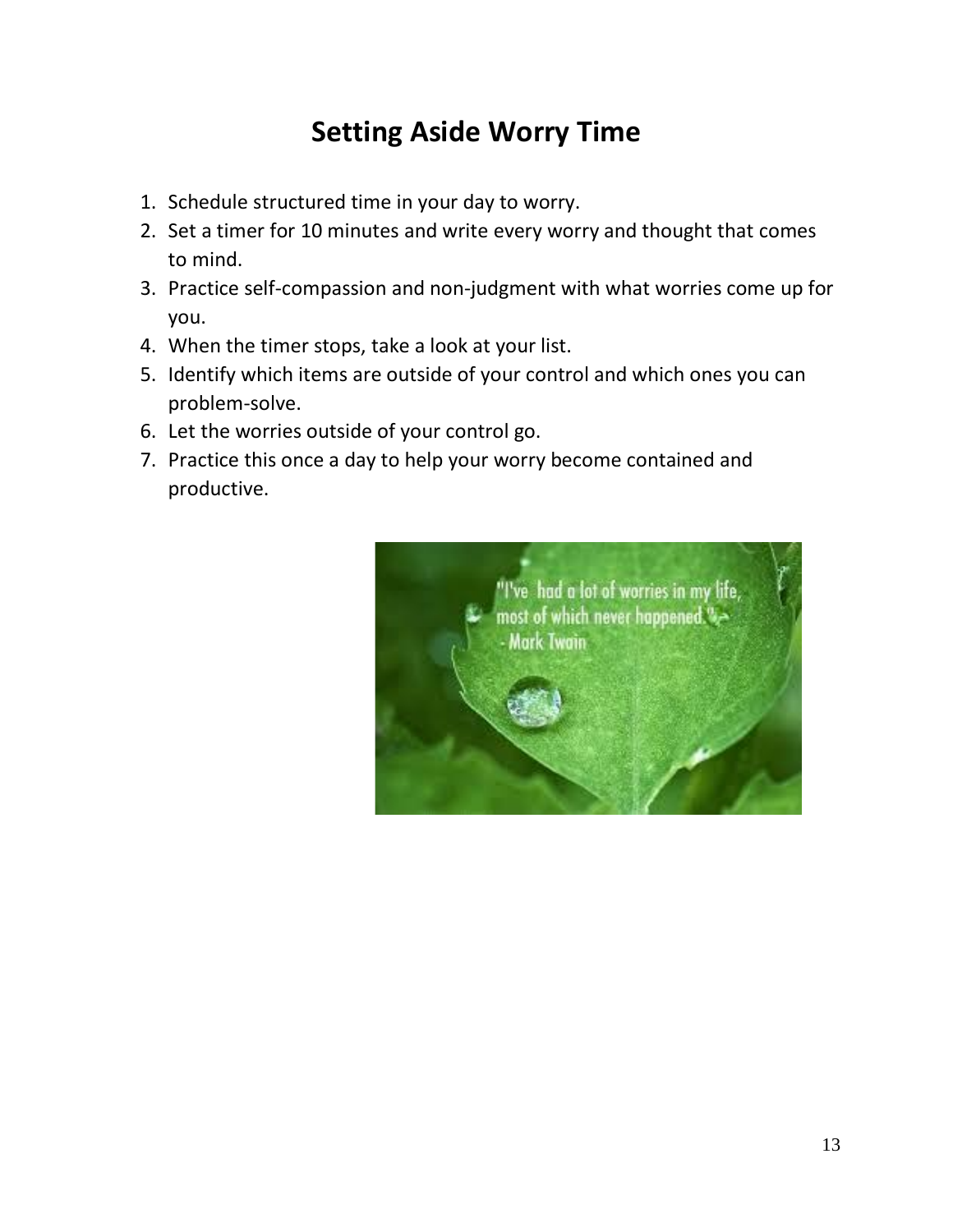# Setting Aside Worry Time

1. Schedule structured time in your day to worry.
2. Set a timer for 10 minutes and write every worry and thought that comes to mind.
3. Practice self-compassion and non-judgment with what worries come up for you.
4. When the timer stops, take a look at your list.
5. Identify which items are outside of your control and which ones you can problem-solve.
6. Let the worries outside of your control go.
7. Practice this once a day to help your worry become contained and productive.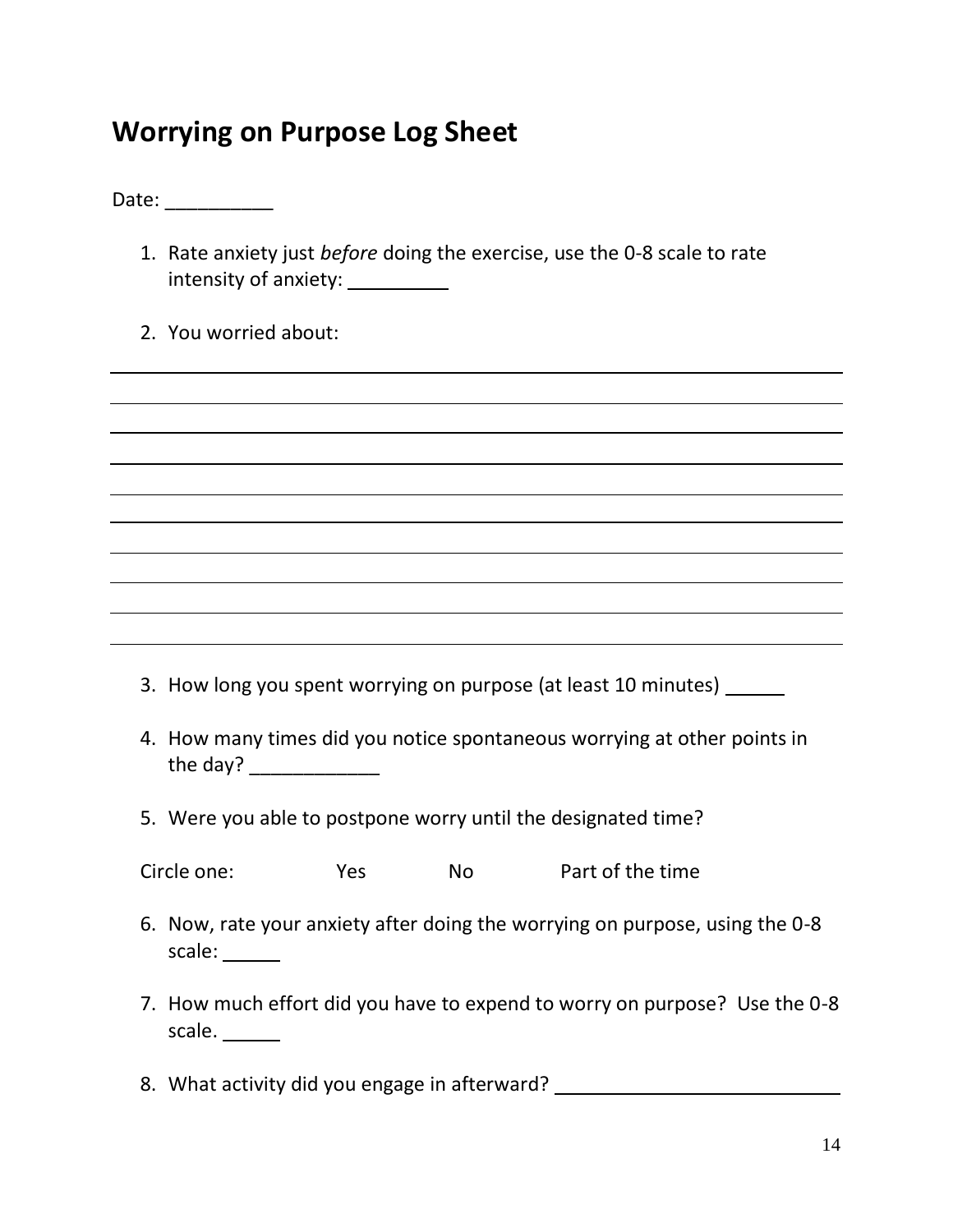## Worrying on Purpose Log Sheet

Date: __________

1. Rate anxiety just *before* doing the exercise, use the 0-8 scale to rate intensity of anxiety: __________

2. You worried about:

_____________________________________________________________________________

_____________________________________________________________________________

_____________________________________________________________________________

_____________________________________________________________________________

_____________________________________________________________________________

_____________________________________________________________________________

_____________________________________________________________________________

_____________________________________________________________________________

_____________________________________________________________________________

_____________________________________________________________________________

3. How long you spent worrying on purpose (at least 10 minutes) ______

4. How many times did you notice spontaneous worrying at other points in the day? ____________

5. Were you able to postpone worry until the designated time?

Circle one: Yes No Part of the time

6. Now, rate your anxiety after doing the worrying on purpose, using the 0-8 scale: ______

7. How much effort did you have to expend to worry on purpose? Use the 0-8 scale. ______

8. What activity did you engage in afterward? ____________________________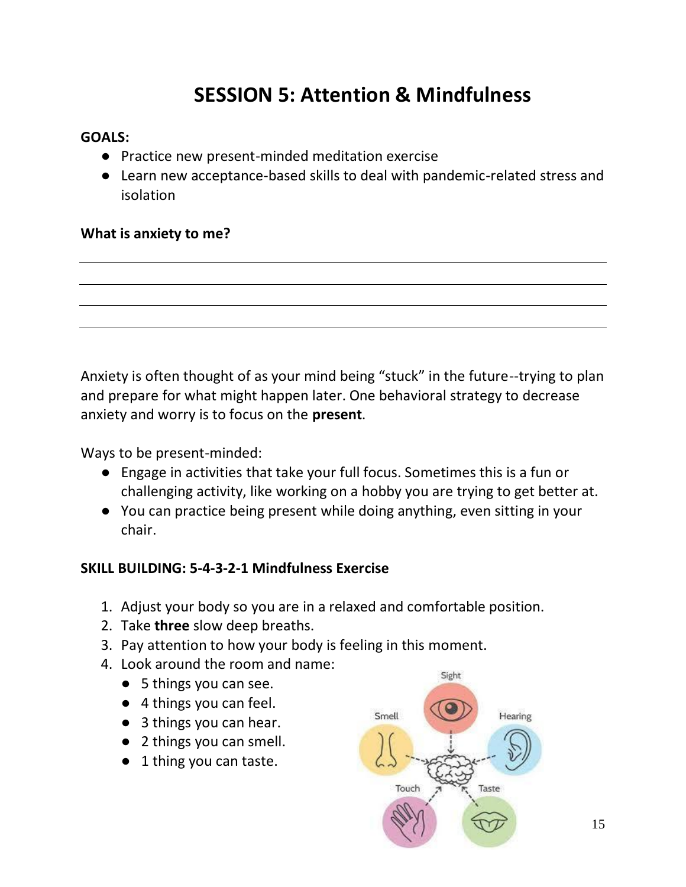# SESSION 5: Attention & Mindfulness

**GOALS:**

- Practice new present-minded meditation exercise
- Learn new acceptance-based skills to deal with pandemic-related stress and isolation

**What is anxiety to me?**

\_\_\_\_\_\_\_\_\_\_\_\_\_\_\_\_\_\_\_\_\_\_\_\_\_\_\_\_\_\_\_\_\_\_\_\_\_\_\_\_\_\_\_\_\_\_\_\_\_\_\_\_\_\_\_\_\_\_\_\_

\_\_\_\_\_\_\_\_\_\_\_\_\_\_\_\_\_\_\_\_\_\_\_\_\_\_\_\_\_\_\_\_\_\_\_\_\_\_\_\_\_\_\_\_\_\_\_\_\_\_\_\_\_\_\_\_\_\_\_\_

\_\_\_\_\_\_\_\_\_\_\_\_\_\_\_\_\_\_\_\_\_\_\_\_\_\_\_\_\_\_\_\_\_\_\_\_\_\_\_\_\_\_\_\_\_\_\_\_\_\_\_\_\_\_\_\_\_\_\_\_

\_\_\_\_\_\_\_\_\_\_\_\_\_\_\_\_\_\_\_\_\_\_\_\_\_\_\_\_\_\_\_\_\_\_\_\_\_\_\_\_\_\_\_\_\_\_\_\_\_\_\_\_\_\_\_\_\_\_\_\_

Anxiety is often thought of as your mind being "stuck" in the future--trying to plan and prepare for what might happen later. One behavioral strategy to decrease anxiety and worry is to focus on the **present**.

Ways to be present-minded:

- Engage in activities that take your full focus. Sometimes this is a fun or challenging activity, like working on a hobby you are trying to get better at.
- You can practice being present while doing anything, even sitting in your chair.

**SKILL BUILDING: 5-4-3-2-1 Mindfulness Exercise**

1. Adjust your body so you are in a relaxed and comfortable position.
2. Take **three** slow deep breaths.
3. Pay attention to how your body is feeling in this moment.
4. Look around the room and name:
   - 5 things you can see.
   - 4 things you can feel.
   - 3 things you can hear.
   - 2 things you can smell.
   - 1 thing you can taste.

Sight, Smell, Hearing, Touch, Taste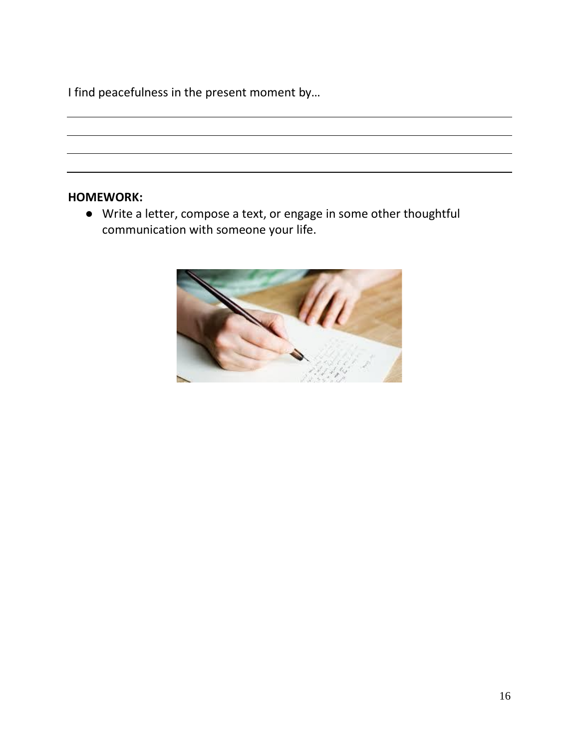I find peacefulness in the present moment by…

______________________________________________________________________________

______________________________________________________________________________

______________________________________________________________________________

______________________________________________________________________________

**HOMEWORK:**

- Write a letter, compose a text, or engage in some other thoughtful communication with someone your life.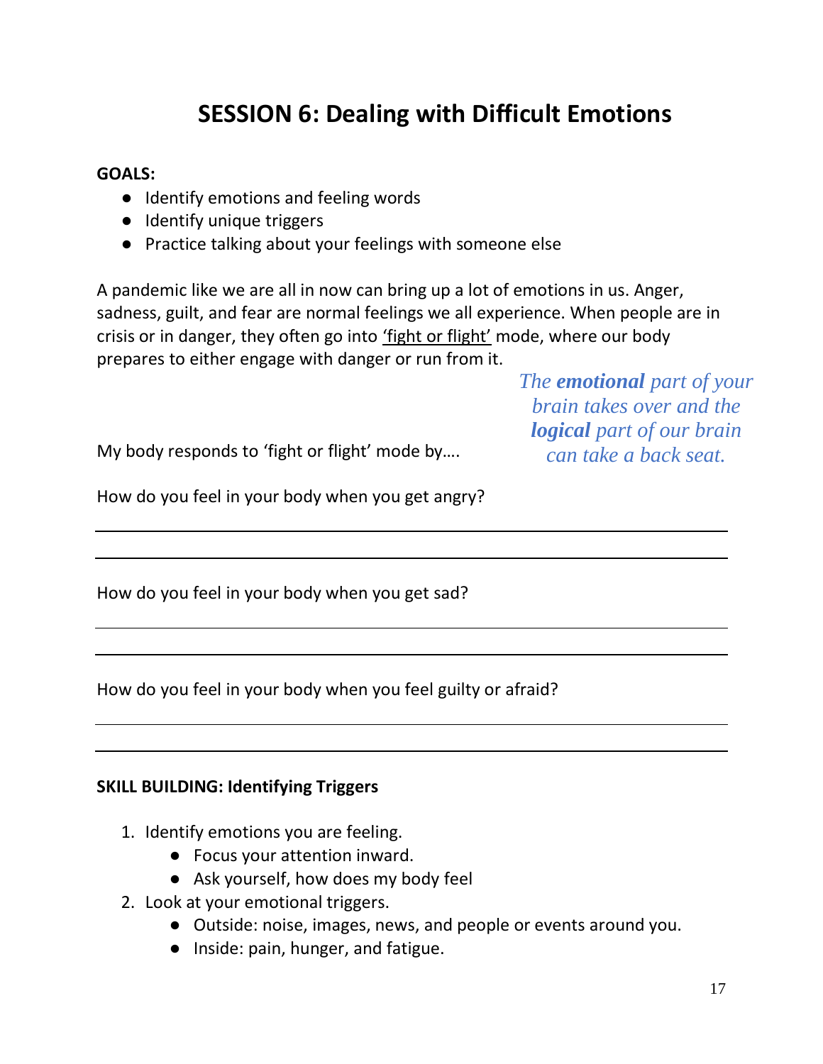# SESSION 6: Dealing with Difficult Emotions

**GOALS:**

- Identify emotions and feeling words
- Identify unique triggers
- Practice talking about your feelings with someone else

A pandemic like we are all in now can bring up a lot of emotions in us. Anger, sadness, guilt, and fear are normal feelings we all experience. When people are in crisis or in danger, they often go into 'fight or flight' mode, where our body prepares to either engage with danger or run from it.

*The **emotional** part of your brain takes over and the **logical** part of our brain can take a back seat.*

My body responds to 'fight or flight' mode by….

How do you feel in your body when you get angry?

______________________________________________________________________

______________________________________________________________________

How do you feel in your body when you get sad?

______________________________________________________________________

______________________________________________________________________

How do you feel in your body when you feel guilty or afraid?

______________________________________________________________________

______________________________________________________________________

**SKILL BUILDING: Identifying Triggers**

1. Identify emotions you are feeling.
   - Focus your attention inward.
   - Ask yourself, how does my body feel
2. Look at your emotional triggers.
   - Outside: noise, images, news, and people or events around you.
   - Inside: pain, hunger, and fatigue.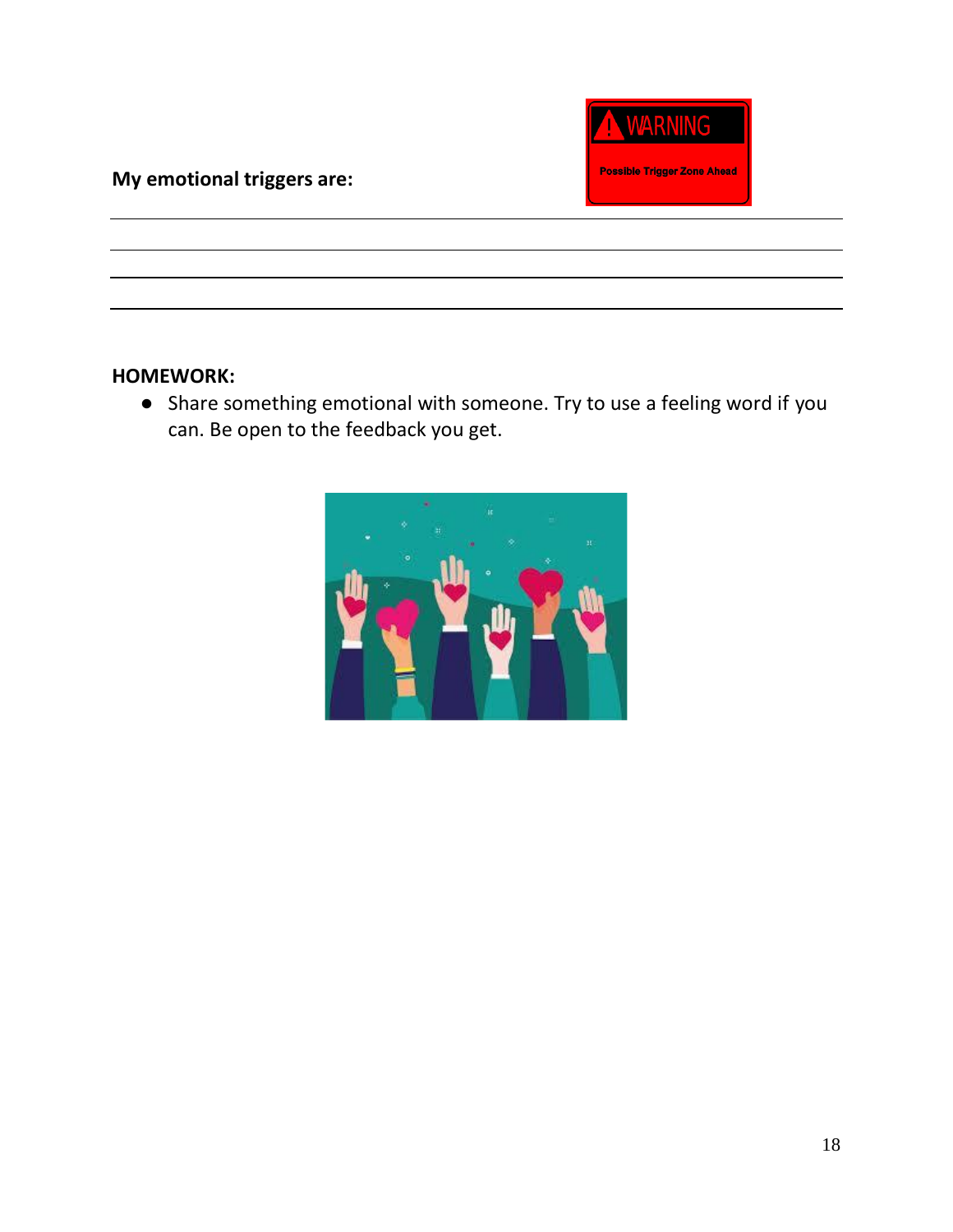**My emotional triggers are:**

\_\_\_\_\_\_\_\_\_\_\_\_\_\_\_\_\_\_\_\_\_\_\_\_\_\_\_\_\_\_\_\_\_\_\_\_\_\_\_\_\_\_\_\_\_\_\_\_\_\_\_\_\_\_\_\_\_\_\_\_\_\_\_\_\_\_\_\_\_\_

\_\_\_\_\_\_\_\_\_\_\_\_\_\_\_\_\_\_\_\_\_\_\_\_\_\_\_\_\_\_\_\_\_\_\_\_\_\_\_\_\_\_\_\_\_\_\_\_\_\_\_\_\_\_\_\_\_\_\_\_\_\_\_\_\_\_\_\_\_\_

\_\_\_\_\_\_\_\_\_\_\_\_\_\_\_\_\_\_\_\_\_\_\_\_\_\_\_\_\_\_\_\_\_\_\_\_\_\_\_\_\_\_\_\_\_\_\_\_\_\_\_\_\_\_\_\_\_\_\_\_\_\_\_\_\_\_\_\_\_\_

\_\_\_\_\_\_\_\_\_\_\_\_\_\_\_\_\_\_\_\_\_\_\_\_\_\_\_\_\_\_\_\_\_\_\_\_\_\_\_\_\_\_\_\_\_\_\_\_\_\_\_\_\_\_\_\_\_\_\_\_\_\_\_\_\_\_\_\_\_\_

**HOMEWORK:**

- Share something emotional with someone. Try to use a feeling word if you can. Be open to the feedback you get.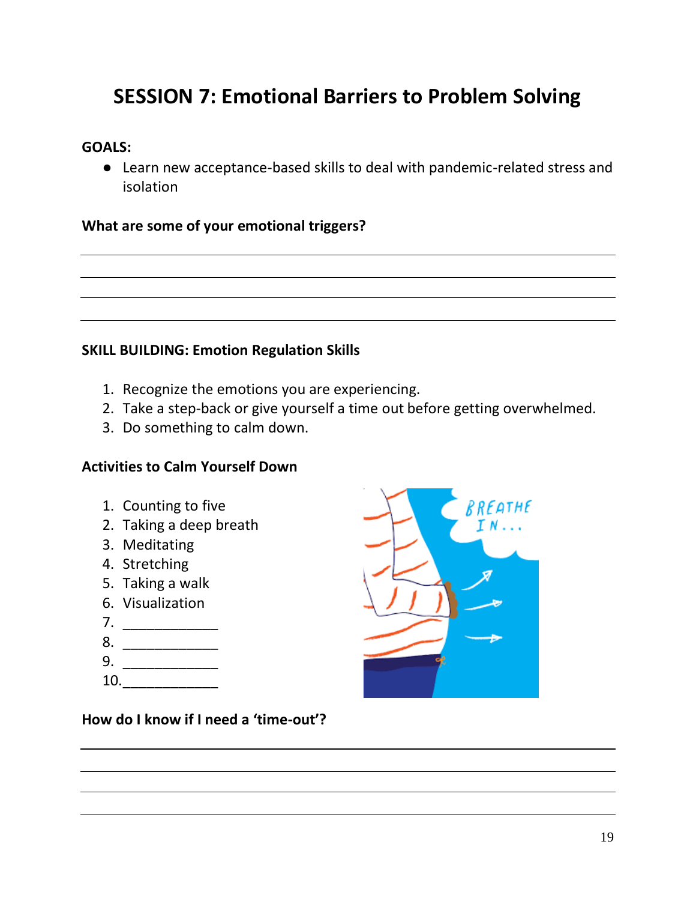# SESSION 7: Emotional Barriers to Problem Solving

**GOALS:**

- Learn new acceptance-based skills to deal with pandemic-related stress and isolation

**What are some of your emotional triggers?**

___________________________________________________________________________

___________________________________________________________________________

___________________________________________________________________________

___________________________________________________________________________

**SKILL BUILDING: Emotion Regulation Skills**

1. Recognize the emotions you are experiencing.
2. Take a step-back or give yourself a time out before getting overwhelmed.
3. Do something to calm down.

**Activities to Calm Yourself Down**

1. Counting to five
2. Taking a deep breath
3. Meditating
4. Stretching
5. Taking a walk
6. Visualization
7. ____________
8. ____________
9. ____________
10. ____________

**How do I know if I need a 'time-out'?**

___________________________________________________________________________

___________________________________________________________________________

___________________________________________________________________________

___________________________________________________________________________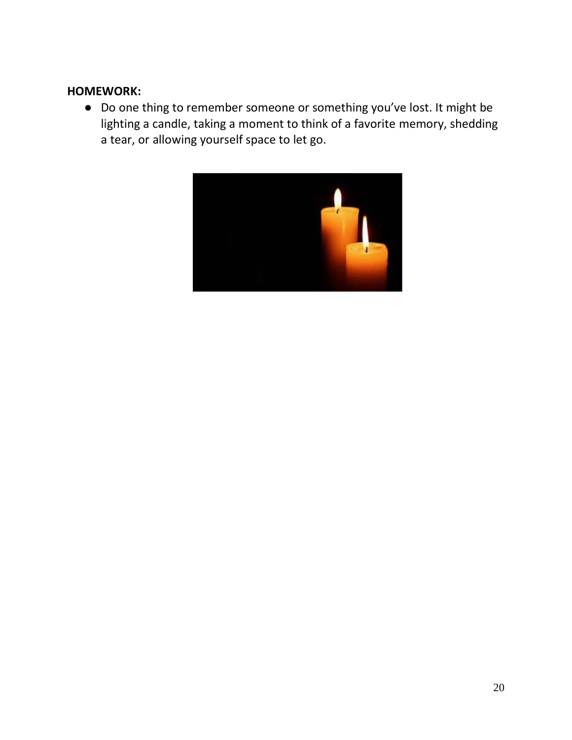**HOMEWORK:**

- Do one thing to remember someone or something you've lost. It might be lighting a candle, taking a moment to think of a favorite memory, shedding a tear, or allowing yourself space to let go.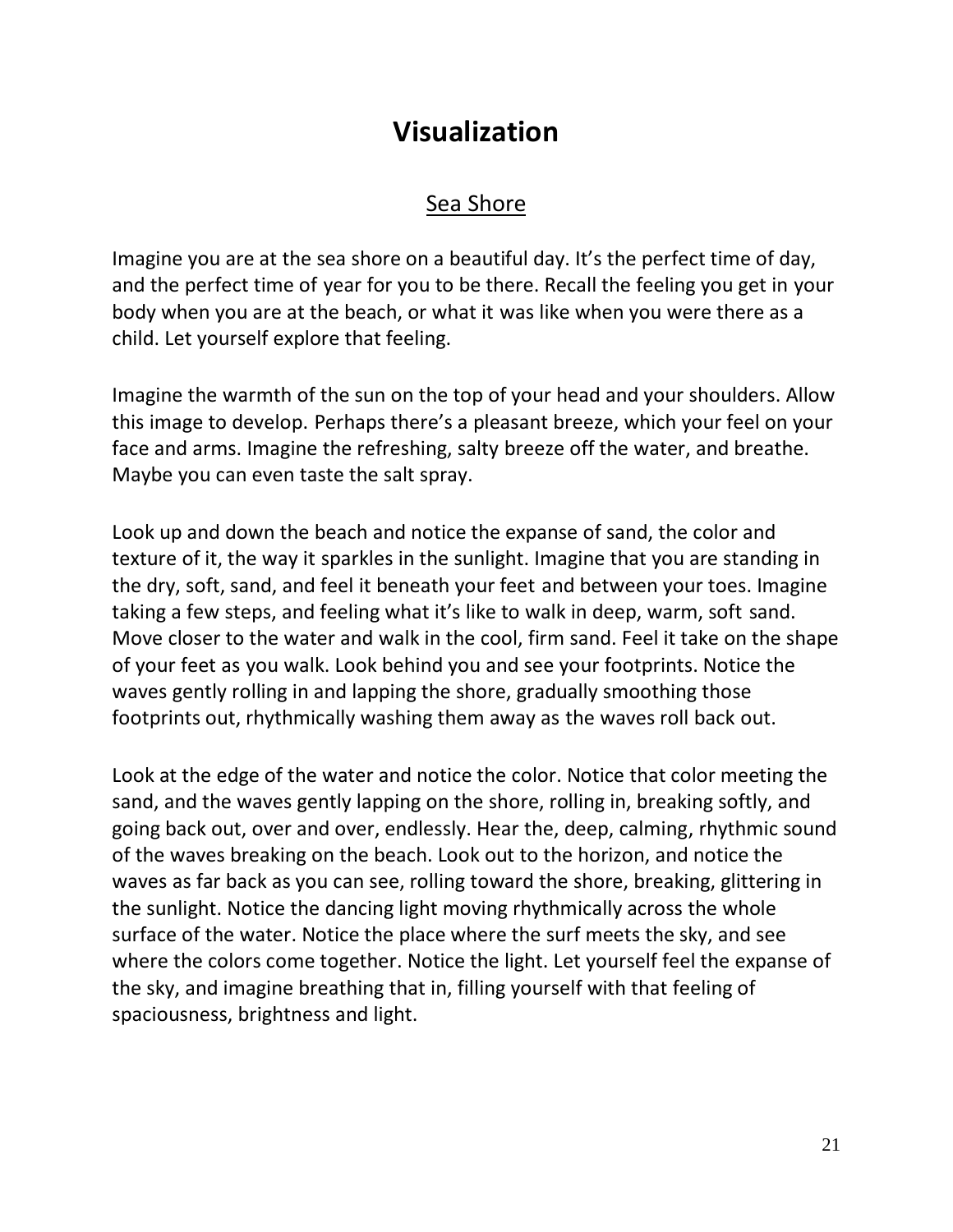# Visualization

## Sea Shore

Imagine you are at the sea shore on a beautiful day. It's the perfect time of day, and the perfect time of year for you to be there. Recall the feeling you get in your body when you are at the beach, or what it was like when you were there as a child. Let yourself explore that feeling.

Imagine the warmth of the sun on the top of your head and your shoulders. Allow this image to develop. Perhaps there's a pleasant breeze, which your feel on your face and arms. Imagine the refreshing, salty breeze off the water, and breathe. Maybe you can even taste the salt spray.

Look up and down the beach and notice the expanse of sand, the color and texture of it, the way it sparkles in the sunlight. Imagine that you are standing in the dry, soft, sand, and feel it beneath your feet and between your toes. Imagine taking a few steps, and feeling what it's like to walk in deep, warm, soft sand. Move closer to the water and walk in the cool, firm sand. Feel it take on the shape of your feet as you walk. Look behind you and see your footprints. Notice the waves gently rolling in and lapping the shore, gradually smoothing those footprints out, rhythmically washing them away as the waves roll back out.

Look at the edge of the water and notice the color. Notice that color meeting the sand, and the waves gently lapping on the shore, rolling in, breaking softly, and going back out, over and over, endlessly. Hear the, deep, calming, rhythmic sound of the waves breaking on the beach. Look out to the horizon, and notice the waves as far back as you can see, rolling toward the shore, breaking, glittering in the sunlight. Notice the dancing light moving rhythmically across the whole surface of the water. Notice the place where the surf meets the sky, and see where the colors come together. Notice the light. Let yourself feel the expanse of the sky, and imagine breathing that in, filling yourself with that feeling of spaciousness, brightness and light.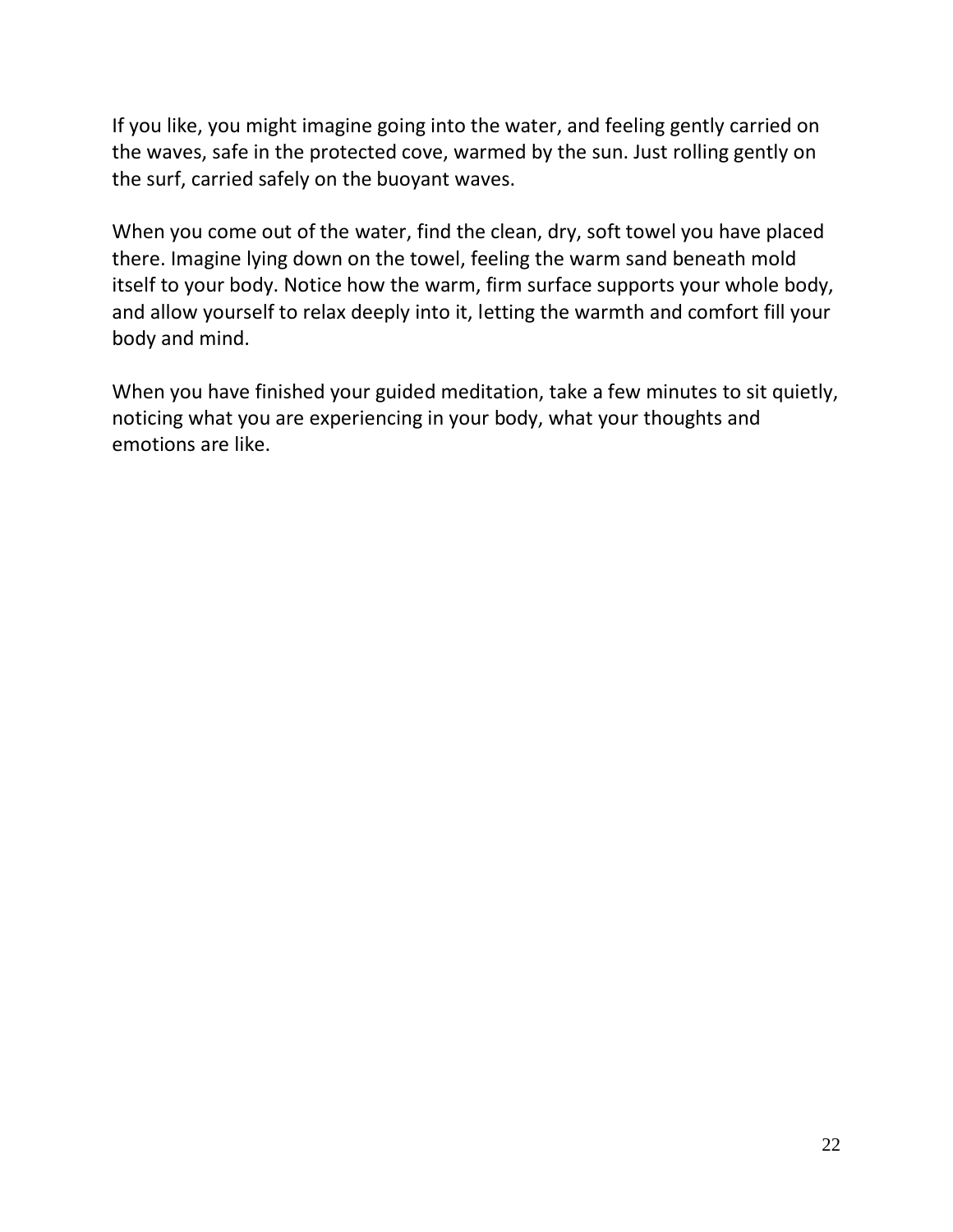If you like, you might imagine going into the water, and feeling gently carried on the waves, safe in the protected cove, warmed by the sun. Just rolling gently on the surf, carried safely on the buoyant waves.

When you come out of the water, find the clean, dry, soft towel you have placed there. Imagine lying down on the towel, feeling the warm sand beneath mold itself to your body. Notice how the warm, firm surface supports your whole body, and allow yourself to relax deeply into it, letting the warmth and comfort fill your body and mind.

When you have finished your guided meditation, take a few minutes to sit quietly, noticing what you are experiencing in your body, what your thoughts and emotions are like.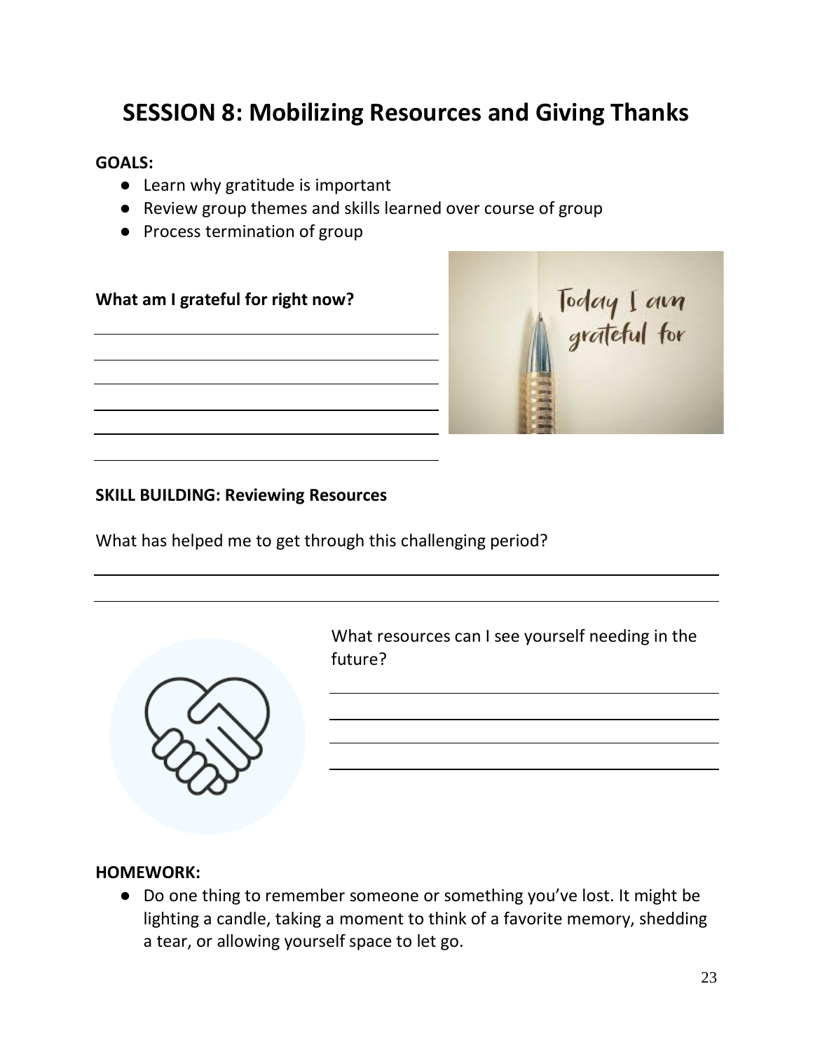# SESSION 8: Mobilizing Resources and Giving Thanks

**GOALS:**

- Learn why gratitude is important
- Review group themes and skills learned over course of group
- Process termination of group

**What am I grateful for right now?**

______________________________________
______________________________________
______________________________________
______________________________________
______________________________________
______________________________________

**SKILL BUILDING: Reviewing Resources**

What has helped me to get through this challenging period?

______________________________________
______________________________________

What resources can I see yourself needing in the future?

______________________________________
______________________________________
______________________________________
______________________________________

**HOMEWORK:**

- Do one thing to remember someone or something you've lost. It might be lighting a candle, taking a moment to think of a favorite memory, shedding a tear, or allowing yourself space to let go.